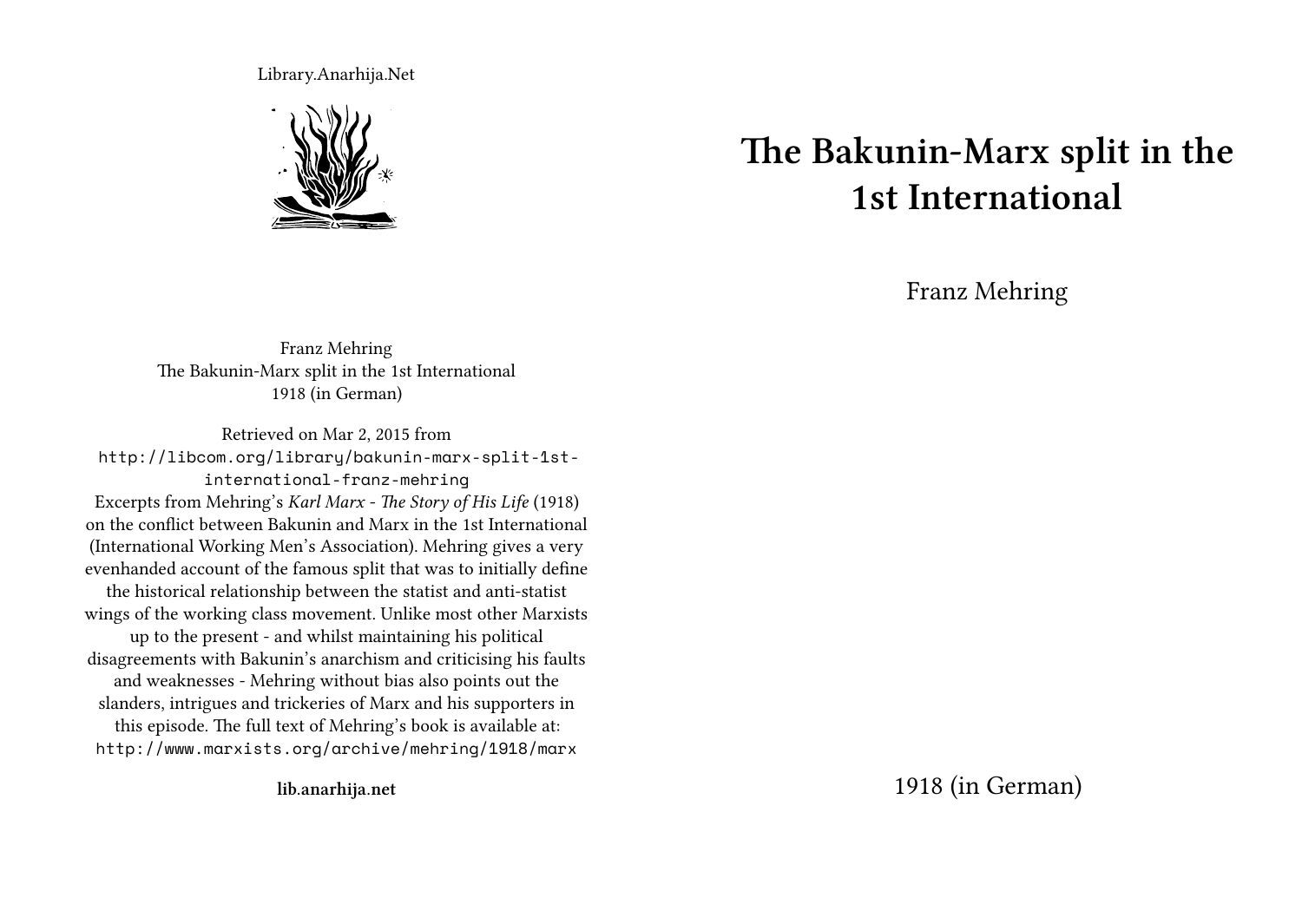Library.Anarhija.Net

Franz Mehring
The Bakunin-Marx split in the 1st International
1918 (in German)

Retrieved on Mar 2, 2015 from
http://libcom.org/library/bakunin-marx-split-1st-international-franz-mehring
Excerpts from Mehring's *Karl Marx - The Story of His Life* (1918) on the conflict between Bakunin and Marx in the 1st International (International Working Men's Association). Mehring gives a very evenhanded account of the famous split that was to initially define the historical relationship between the statist and anti-statist wings of the working class movement. Unlike most other Marxists up to the present - and whilst maintaining his political disagreements with Bakunin's anarchism and criticising his faults and weaknesses - Mehring without bias also points out the slanders, intrigues and trickeries of Marx and his supporters in this episode. The full text of Mehring's book is available at:
http://www.marxists.org/archive/mehring/1918/marx

**lib.anarhija.net**

# The Bakunin-Marx split in the 1st International

Franz Mehring

1918 (in German)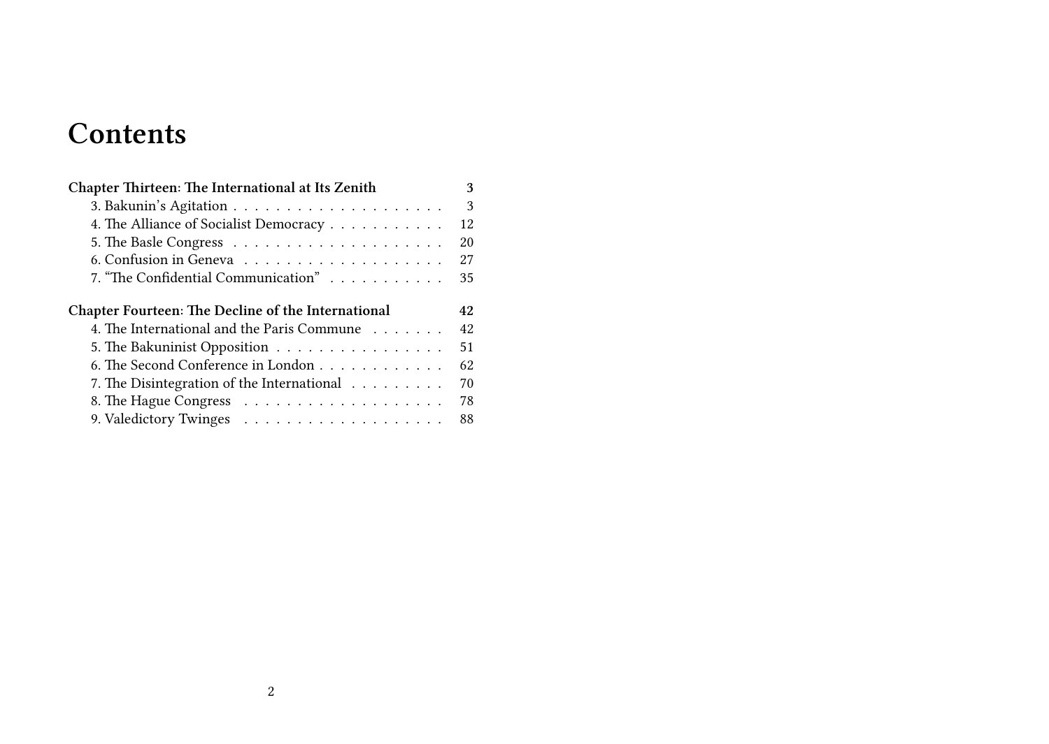# Contents

**Chapter Thirteen: The International at Its Zenith** — **3**
- 3. Bakunin's Agitation — 3
- 4. The Alliance of Socialist Democracy — 12
- 5. The Basle Congress — 20
- 6. Confusion in Geneva — 27
- 7. "The Confidential Communication" — 35

**Chapter Fourteen: The Decline of the International** — **42**
- 4. The International and the Paris Commune — 42
- 5. The Bakuninist Opposition — 51
- 6. The Second Conference in London — 62
- 7. The Disintegration of the International — 70
- 8. The Hague Congress — 78
- 9. Valedictory Twinges — 88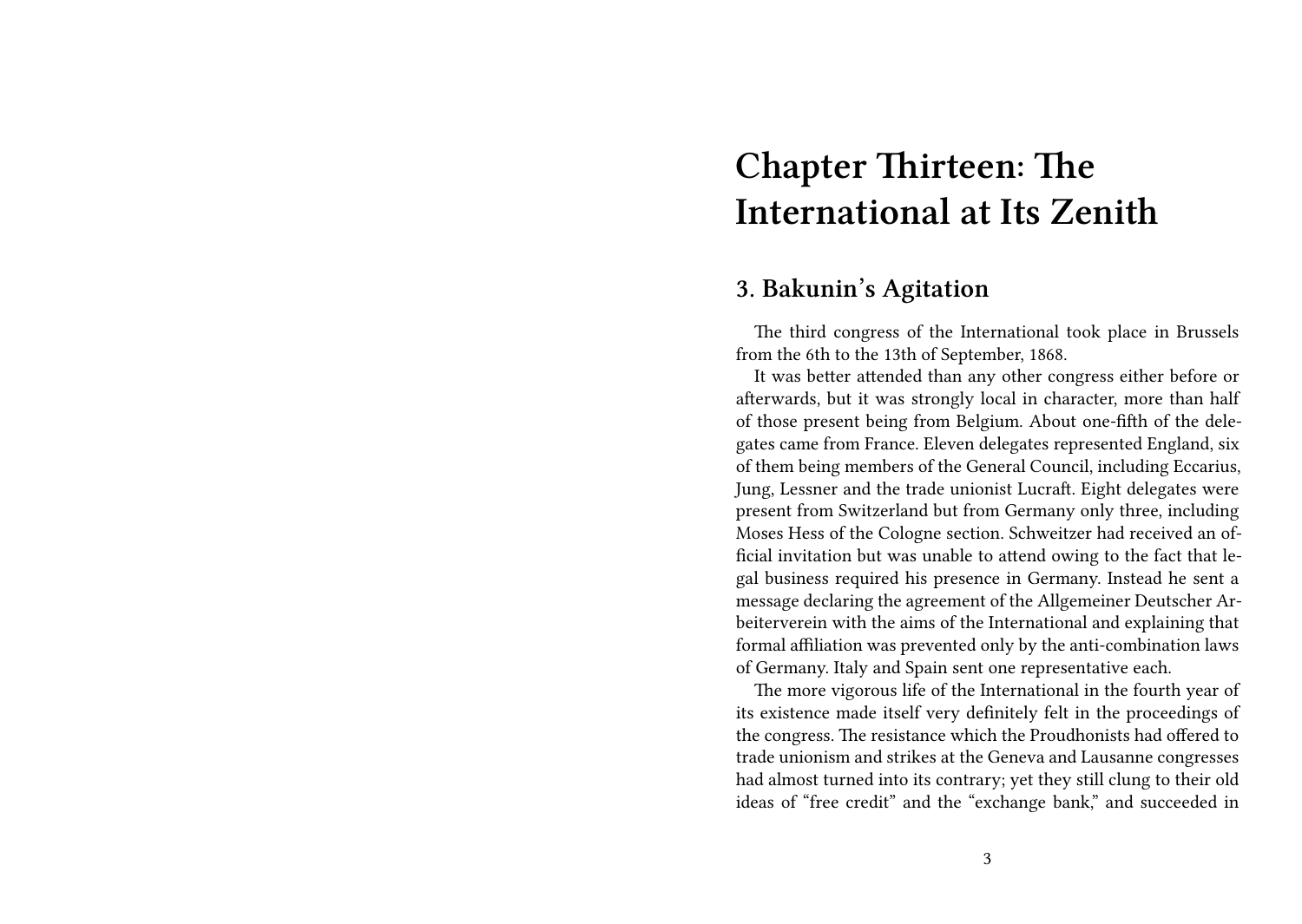# Chapter Thirteen: The International at Its Zenith

## 3. Bakunin's Agitation

The third congress of the International took place in Brussels from the 6th to the 13th of September, 1868.

It was better attended than any other congress either before or afterwards, but it was strongly local in character, more than half of those present being from Belgium. About one-fifth of the delegates came from France. Eleven delegates represented England, six of them being members of the General Council, including Eccarius, Jung, Lessner and the trade unionist Lucraft. Eight delegates were present from Switzerland but from Germany only three, including Moses Hess of the Cologne section. Schweitzer had received an official invitation but was unable to attend owing to the fact that legal business required his presence in Germany. Instead he sent a message declaring the agreement of the Allgemeiner Deutscher Arbeiterverein with the aims of the International and explaining that formal affiliation was prevented only by the anti-combination laws of Germany. Italy and Spain sent one representative each.

The more vigorous life of the International in the fourth year of its existence made itself very definitely felt in the proceedings of the congress. The resistance which the Proudhonists had offered to trade unionism and strikes at the Geneva and Lausanne congresses had almost turned into its contrary; yet they still clung to their old ideas of "free credit" and the "exchange bank," and succeeded in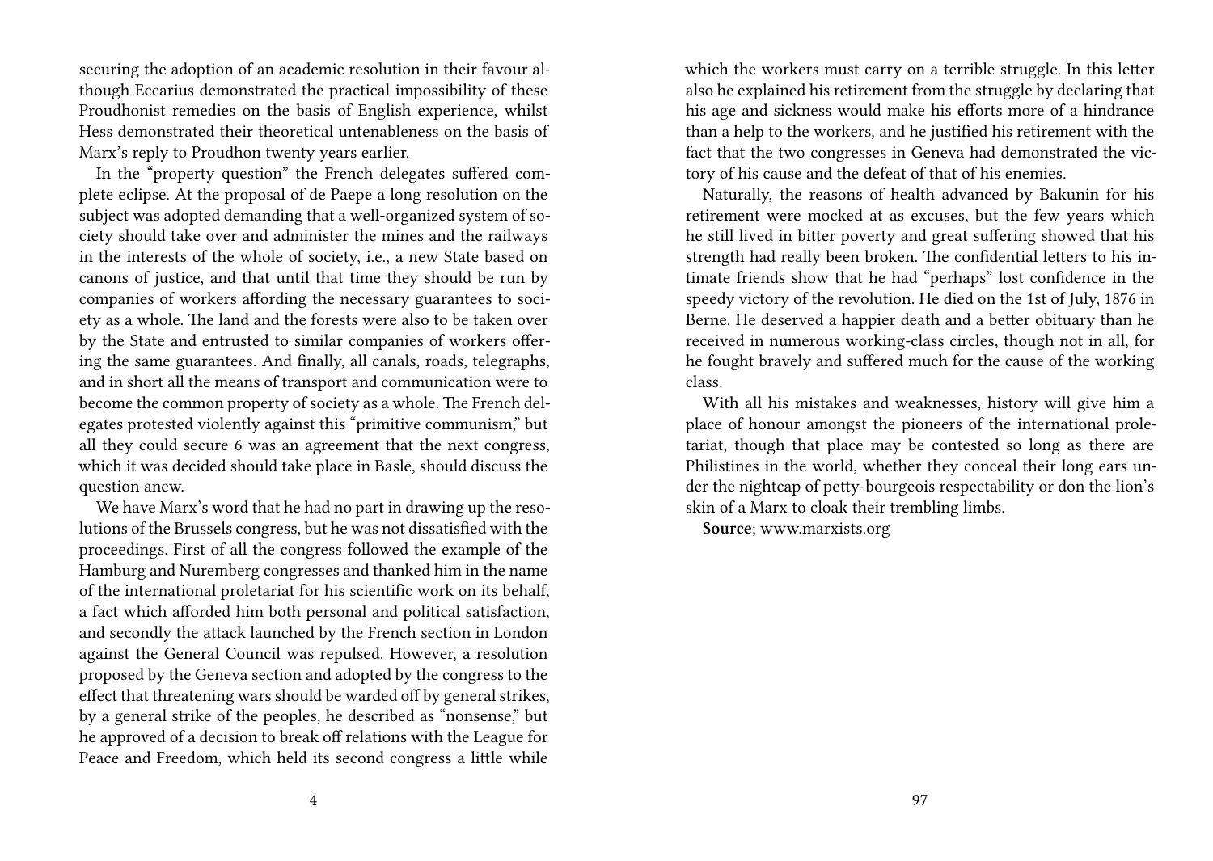securing the adoption of an academic resolution in their favour although Eccarius demonstrated the practical impossibility of these Proudhonist remedies on the basis of English experience, whilst Hess demonstrated their theoretical untenableness on the basis of Marx's reply to Proudhon twenty years earlier.

In the "property question" the French delegates suffered complete eclipse. At the proposal of de Paepe a long resolution on the subject was adopted demanding that a well-organized system of society should take over and administer the mines and the railways in the interests of the whole of society, i.e., a new State based on canons of justice, and that until that time they should be run by companies of workers affording the necessary guarantees to society as a whole. The land and the forests were also to be taken over by the State and entrusted to similar companies of workers offering the same guarantees. And finally, all canals, roads, telegraphs, and in short all the means of transport and communication were to become the common property of society as a whole. The French delegates protested violently against this "primitive communism," but all they could secure 6 was an agreement that the next congress, which it was decided should take place in Basle, should discuss the question anew.

We have Marx's word that he had no part in drawing up the resolutions of the Brussels congress, but he was not dissatisfied with the proceedings. First of all the congress followed the example of the Hamburg and Nuremberg congresses and thanked him in the name of the international proletariat for his scientific work on its behalf, a fact which afforded him both personal and political satisfaction, and secondly the attack launched by the French section in London against the General Council was repulsed. However, a resolution proposed by the Geneva section and adopted by the congress to the effect that threatening wars should be warded off by general strikes, by a general strike of the peoples, he described as "nonsense," but he approved of a decision to break off relations with the League for Peace and Freedom, which held its second congress a little while

which the workers must carry on a terrible struggle. In this letter also he explained his retirement from the struggle by declaring that his age and sickness would make his efforts more of a hindrance than a help to the workers, and he justified his retirement with the fact that the two congresses in Geneva had demonstrated the victory of his cause and the defeat of that of his enemies.

Naturally, the reasons of health advanced by Bakunin for his retirement were mocked at as excuses, but the few years which he still lived in bitter poverty and great suffering showed that his strength had really been broken. The confidential letters to his intimate friends show that he had "perhaps" lost confidence in the speedy victory of the revolution. He died on the 1st of July, 1876 in Berne. He deserved a happier death and a better obituary than he received in numerous working-class circles, though not in all, for he fought bravely and suffered much for the cause of the working class.

With all his mistakes and weaknesses, history will give him a place of honour amongst the pioneers of the international proletariat, though that place may be contested so long as there are Philistines in the world, whether they conceal their long ears under the nightcap of petty-bourgeois respectability or don the lion's skin of a Marx to cloak their trembling limbs.

**Source**; www.marxists.org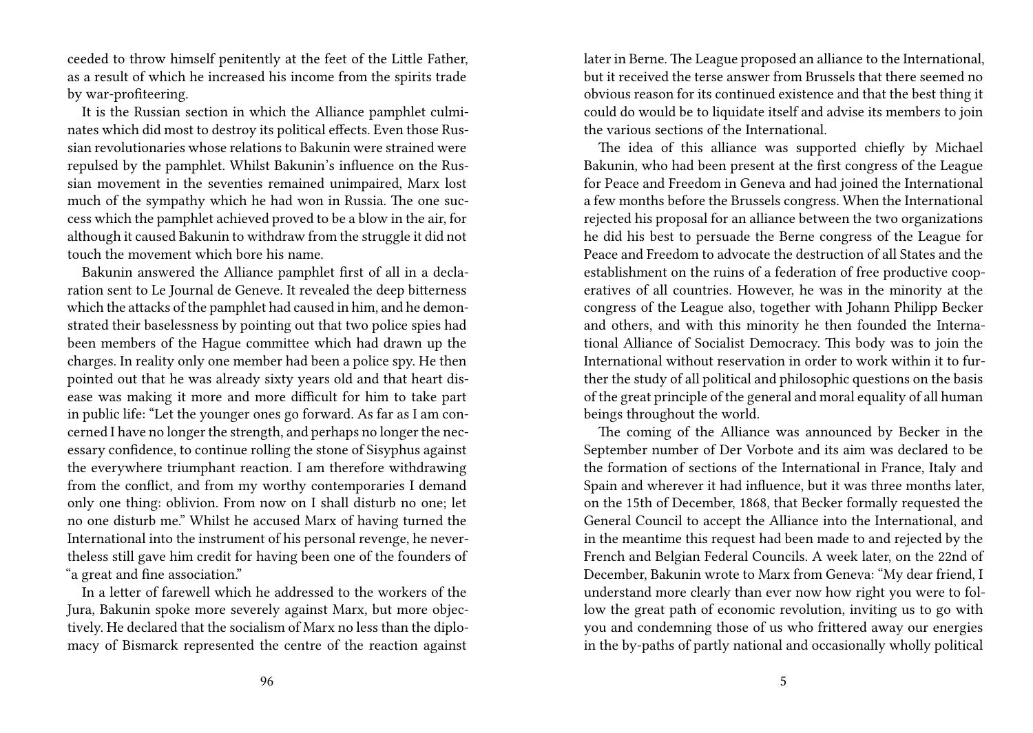ceeded to throw himself penitently at the feet of the Little Father, as a result of which he increased his income from the spirits trade by war-profiteering.

It is the Russian section in which the Alliance pamphlet culminates which did most to destroy its political effects. Even those Russian revolutionaries whose relations to Bakunin were strained were repulsed by the pamphlet. Whilst Bakunin's influence on the Russian movement in the seventies remained unimpaired, Marx lost much of the sympathy which he had won in Russia. The one success which the pamphlet achieved proved to be a blow in the air, for although it caused Bakunin to withdraw from the struggle it did not touch the movement which bore his name.

Bakunin answered the Alliance pamphlet first of all in a declaration sent to Le Journal de Geneve. It revealed the deep bitterness which the attacks of the pamphlet had caused in him, and he demonstrated their baselessness by pointing out that two police spies had been members of the Hague committee which had drawn up the charges. In reality only one member had been a police spy. He then pointed out that he was already sixty years old and that heart disease was making it more and more difficult for him to take part in public life: "Let the younger ones go forward. As far as I am concerned I have no longer the strength, and perhaps no longer the necessary confidence, to continue rolling the stone of Sisyphus against the everywhere triumphant reaction. I am therefore withdrawing from the conflict, and from my worthy contemporaries I demand only one thing: oblivion. From now on I shall disturb no one; let no one disturb me." Whilst he accused Marx of having turned the International into the instrument of his personal revenge, he nevertheless still gave him credit for having been one of the founders of "a great and fine association."

In a letter of farewell which he addressed to the workers of the Jura, Bakunin spoke more severely against Marx, but more objectively. He declared that the socialism of Marx no less than the diplomacy of Bismarck represented the centre of the reaction against

later in Berne. The League proposed an alliance to the International, but it received the terse answer from Brussels that there seemed no obvious reason for its continued existence and that the best thing it could do would be to liquidate itself and advise its members to join the various sections of the International.

The idea of this alliance was supported chiefly by Michael Bakunin, who had been present at the first congress of the League for Peace and Freedom in Geneva and had joined the International a few months before the Brussels congress. When the International rejected his proposal for an alliance between the two organizations he did his best to persuade the Berne congress of the League for Peace and Freedom to advocate the destruction of all States and the establishment on the ruins of a federation of free productive cooperatives of all countries. However, he was in the minority at the congress of the League also, together with Johann Philipp Becker and others, and with this minority he then founded the International Alliance of Socialist Democracy. This body was to join the International without reservation in order to work within it to further the study of all political and philosophic questions on the basis of the great principle of the general and moral equality of all human beings throughout the world.

The coming of the Alliance was announced by Becker in the September number of Der Vorbote and its aim was declared to be the formation of sections of the International in France, Italy and Spain and wherever it had influence, but it was three months later, on the 15th of December, 1868, that Becker formally requested the General Council to accept the Alliance into the International, and in the meantime this request had been made to and rejected by the French and Belgian Federal Councils. A week later, on the 22nd of December, Bakunin wrote to Marx from Geneva: "My dear friend, I understand more clearly than ever now how right you were to follow the great path of economic revolution, inviting us to go with you and condemning those of us who frittered away our energies in the by-paths of partly national and occasionally wholly political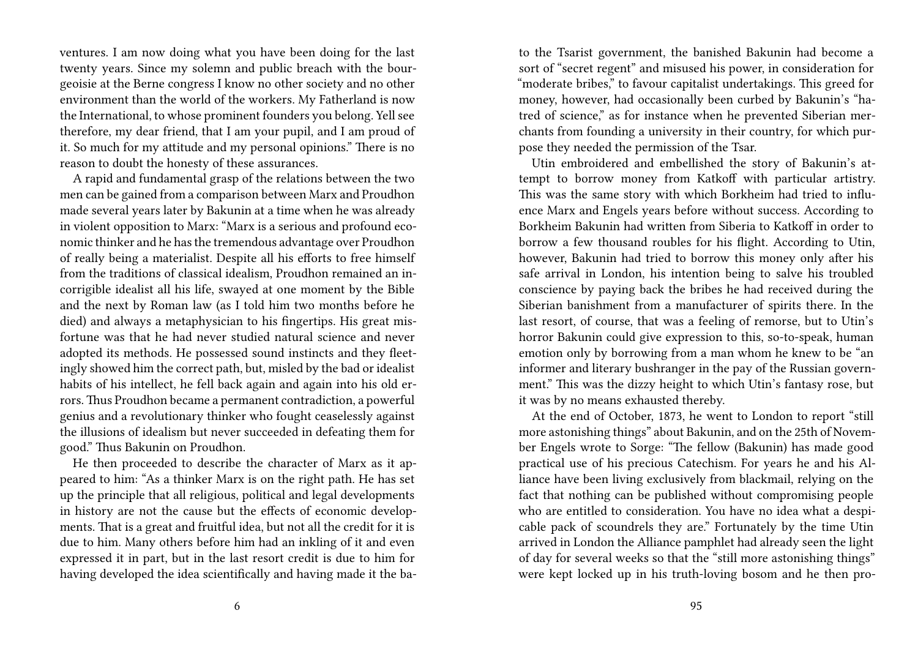ventures. I am now doing what you have been doing for the last twenty years. Since my solemn and public breach with the bourgeoisie at the Berne congress I know no other society and no other environment than the world of the workers. My Fatherland is now the International, to whose prominent founders you belong. Yell see therefore, my dear friend, that I am your pupil, and I am proud of it. So much for my attitude and my personal opinions." There is no reason to doubt the honesty of these assurances.

A rapid and fundamental grasp of the relations between the two men can be gained from a comparison between Marx and Proudhon made several years later by Bakunin at a time when he was already in violent opposition to Marx: "Marx is a serious and profound economic thinker and he has the tremendous advantage over Proudhon of really being a materialist. Despite all his efforts to free himself from the traditions of classical idealism, Proudhon remained an incorrigible idealist all his life, swayed at one moment by the Bible and the next by Roman law (as I told him two months before he died) and always a metaphysician to his fingertips. His great misfortune was that he had never studied natural science and never adopted its methods. He possessed sound instincts and they fleetingly showed him the correct path, but, misled by the bad or idealist habits of his intellect, he fell back again and again into his old errors. Thus Proudhon became a permanent contradiction, a powerful genius and a revolutionary thinker who fought ceaselessly against the illusions of idealism but never succeeded in defeating them for good." Thus Bakunin on Proudhon.

He then proceeded to describe the character of Marx as it appeared to him: "As a thinker Marx is on the right path. He has set up the principle that all religious, political and legal developments in history are not the cause but the effects of economic developments. That is a great and fruitful idea, but not all the credit for it is due to him. Many others before him had an inkling of it and even expressed it in part, but in the last resort credit is due to him for having developed the idea scientifically and having made it the ba-

to the Tsarist government, the banished Bakunin had become a sort of "secret regent" and misused his power, in consideration for "moderate bribes," to favour capitalist undertakings. This greed for money, however, had occasionally been curbed by Bakunin's "hatred of science," as for instance when he prevented Siberian merchants from founding a university in their country, for which purpose they needed the permission of the Tsar.

Utin embroidered and embellished the story of Bakunin's attempt to borrow money from Katkoff with particular artistry. This was the same story with which Borkheim had tried to influence Marx and Engels years before without success. According to Borkheim Bakunin had written from Siberia to Katkoff in order to borrow a few thousand roubles for his flight. According to Utin, however, Bakunin had tried to borrow this money only after his safe arrival in London, his intention being to salve his troubled conscience by paying back the bribes he had received during the Siberian banishment from a manufacturer of spirits there. In the last resort, of course, that was a feeling of remorse, but to Utin's horror Bakunin could give expression to this, so-to-speak, human emotion only by borrowing from a man whom he knew to be "an informer and literary bushranger in the pay of the Russian government." This was the dizzy height to which Utin's fantasy rose, but it was by no means exhausted thereby.

At the end of October, 1873, he went to London to report "still more astonishing things" about Bakunin, and on the 25th of November Engels wrote to Sorge: "The fellow (Bakunin) has made good practical use of his precious Catechism. For years he and his Alliance have been living exclusively from blackmail, relying on the fact that nothing can be published without compromising people who are entitled to consideration. You have no idea what a despicable pack of scoundrels they are." Fortunately by the time Utin arrived in London the Alliance pamphlet had already seen the light of day for several weeks so that the "still more astonishing things" were kept locked up in his truth-loving bosom and he then pro-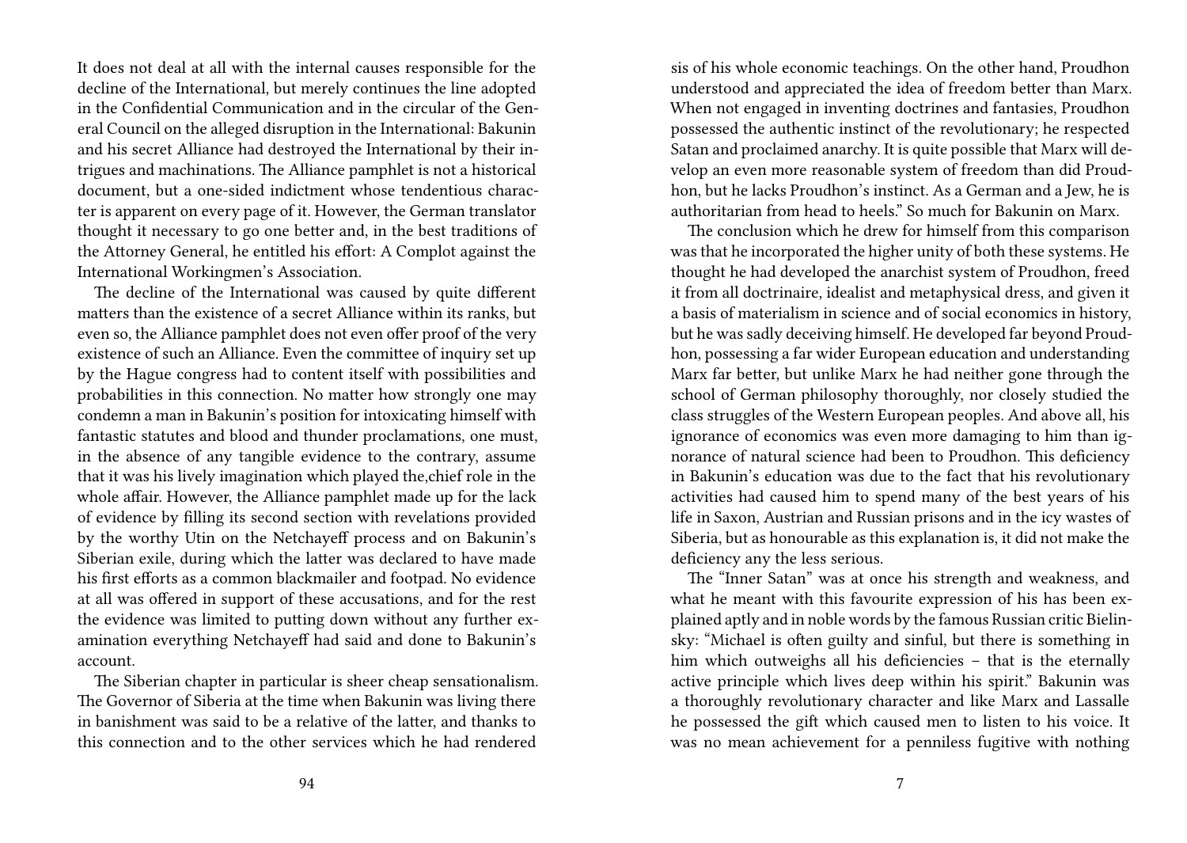It does not deal at all with the internal causes responsible for the decline of the International, but merely continues the line adopted in the Confidential Communication and in the circular of the General Council on the alleged disruption in the International: Bakunin and his secret Alliance had destroyed the International by their intrigues and machinations. The Alliance pamphlet is not a historical document, but a one-sided indictment whose tendentious character is apparent on every page of it. However, the German translator thought it necessary to go one better and, in the best traditions of the Attorney General, he entitled his effort: A Complot against the International Workingmen's Association.

The decline of the International was caused by quite different matters than the existence of a secret Alliance within its ranks, but even so, the Alliance pamphlet does not even offer proof of the very existence of such an Alliance. Even the committee of inquiry set up by the Hague congress had to content itself with possibilities and probabilities in this connection. No matter how strongly one may condemn a man in Bakunin's position for intoxicating himself with fantastic statutes and blood and thunder proclamations, one must, in the absence of any tangible evidence to the contrary, assume that it was his lively imagination which played the,chief role in the whole affair. However, the Alliance pamphlet made up for the lack of evidence by filling its second section with revelations provided by the worthy Utin on the Netchayeff process and on Bakunin's Siberian exile, during which the latter was declared to have made his first efforts as a common blackmailer and footpad. No evidence at all was offered in support of these accusations, and for the rest the evidence was limited to putting down without any further examination everything Netchayeff had said and done to Bakunin's account.

The Siberian chapter in particular is sheer cheap sensationalism. The Governor of Siberia at the time when Bakunin was living there in banishment was said to be a relative of the latter, and thanks to this connection and to the other services which he had rendered

sis of his whole economic teachings. On the other hand, Proudhon understood and appreciated the idea of freedom better than Marx. When not engaged in inventing doctrines and fantasies, Proudhon possessed the authentic instinct of the revolutionary; he respected Satan and proclaimed anarchy. It is quite possible that Marx will develop an even more reasonable system of freedom than did Proudhon, but he lacks Proudhon's instinct. As a German and a Jew, he is authoritarian from head to heels." So much for Bakunin on Marx.

The conclusion which he drew for himself from this comparison was that he incorporated the higher unity of both these systems. He thought he had developed the anarchist system of Proudhon, freed it from all doctrinaire, idealist and metaphysical dress, and given it a basis of materialism in science and of social economics in history, but he was sadly deceiving himself. He developed far beyond Proudhon, possessing a far wider European education and understanding Marx far better, but unlike Marx he had neither gone through the school of German philosophy thoroughly, nor closely studied the class struggles of the Western European peoples. And above all, his ignorance of economics was even more damaging to him than ignorance of natural science had been to Proudhon. This deficiency in Bakunin's education was due to the fact that his revolutionary activities had caused him to spend many of the best years of his life in Saxon, Austrian and Russian prisons and in the icy wastes of Siberia, but as honourable as this explanation is, it did not make the deficiency any the less serious.

The "Inner Satan" was at once his strength and weakness, and what he meant with this favourite expression of his has been explained aptly and in noble words by the famous Russian critic Bielinsky: "Michael is often guilty and sinful, but there is something in him which outweighs all his deficiencies – that is the eternally active principle which lives deep within his spirit." Bakunin was a thoroughly revolutionary character and like Marx and Lassalle he possessed the gift which caused men to listen to his voice. It was no mean achievement for a penniless fugitive with nothing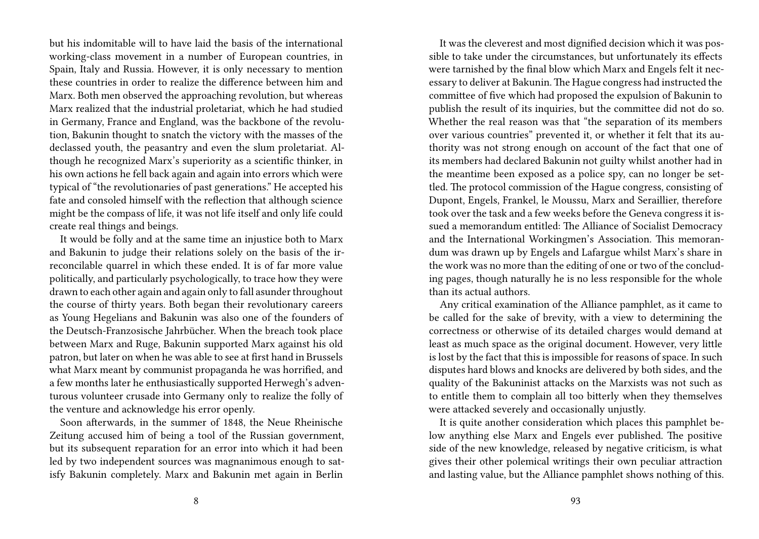but his indomitable will to have laid the basis of the international working-class movement in a number of European countries, in Spain, Italy and Russia. However, it is only necessary to mention these countries in order to realize the difference between him and Marx. Both men observed the approaching revolution, but whereas Marx realized that the industrial proletariat, which he had studied in Germany, France and England, was the backbone of the revolution, Bakunin thought to snatch the victory with the masses of the declassed youth, the peasantry and even the slum proletariat. Although he recognized Marx's superiority as a scientific thinker, in his own actions he fell back again and again into errors which were typical of "the revolutionaries of past generations." He accepted his fate and consoled himself with the reflection that although science might be the compass of life, it was not life itself and only life could create real things and beings.

It would be folly and at the same time an injustice both to Marx and Bakunin to judge their relations solely on the basis of the irreconcilable quarrel in which these ended. It is of far more value politically, and particularly psychologically, to trace how they were drawn to each other again and again only to fall asunder throughout the course of thirty years. Both began their revolutionary careers as Young Hegelians and Bakunin was also one of the founders of the Deutsch-Franzosische Jahrbücher. When the breach took place between Marx and Ruge, Bakunin supported Marx against his old patron, but later on when he was able to see at first hand in Brussels what Marx meant by communist propaganda he was horrified, and a few months later he enthusiastically supported Herwegh's adventurous volunteer crusade into Germany only to realize the folly of the venture and acknowledge his error openly.

Soon afterwards, in the summer of 1848, the Neue Rheinische Zeitung accused him of being a tool of the Russian government, but its subsequent reparation for an error into which it had been led by two independent sources was magnanimous enough to satisfy Bakunin completely. Marx and Bakunin met again in Berlin

It was the cleverest and most dignified decision which it was possible to take under the circumstances, but unfortunately its effects were tarnished by the final blow which Marx and Engels felt it necessary to deliver at Bakunin. The Hague congress had instructed the committee of five which had proposed the expulsion of Bakunin to publish the result of its inquiries, but the committee did not do so. Whether the real reason was that "the separation of its members over various countries" prevented it, or whether it felt that its authority was not strong enough on account of the fact that one of its members had declared Bakunin not guilty whilst another had in the meantime been exposed as a police spy, can no longer be settled. The protocol commission of the Hague congress, consisting of Dupont, Engels, Frankel, le Moussu, Marx and Seraillier, therefore took over the task and a few weeks before the Geneva congress it issued a memorandum entitled: The Alliance of Socialist Democracy and the International Workingmen's Association. This memorandum was drawn up by Engels and Lafargue whilst Marx's share in the work was no more than the editing of one or two of the concluding pages, though naturally he is no less responsible for the whole than its actual authors.

Any critical examination of the Alliance pamphlet, as it came to be called for the sake of brevity, with a view to determining the correctness or otherwise of its detailed charges would demand at least as much space as the original document. However, very little is lost by the fact that this is impossible for reasons of space. In such disputes hard blows and knocks are delivered by both sides, and the quality of the Bakuninist attacks on the Marxists was not such as to entitle them to complain all too bitterly when they themselves were attacked severely and occasionally unjustly.

It is quite another consideration which places this pamphlet below anything else Marx and Engels ever published. The positive side of the new knowledge, released by negative criticism, is what gives their other polemical writings their own peculiar attraction and lasting value, but the Alliance pamphlet shows nothing of this.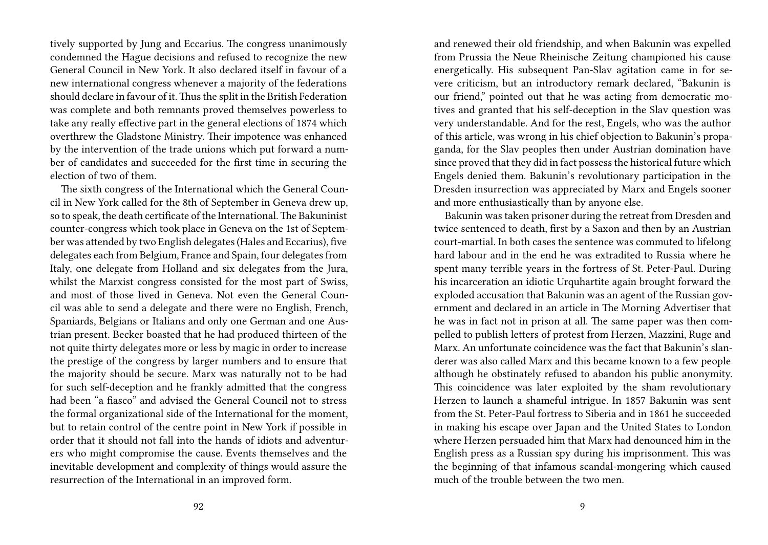tively supported by Jung and Eccarius. The congress unanimously condemned the Hague decisions and refused to recognize the new General Council in New York. It also declared itself in favour of a new international congress whenever a majority of the federations should declare in favour of it. Thus the split in the British Federation was complete and both remnants proved themselves powerless to take any really effective part in the general elections of 1874 which overthrew the Gladstone Ministry. Their impotence was enhanced by the intervention of the trade unions which put forward a number of candidates and succeeded for the first time in securing the election of two of them.

The sixth congress of the International which the General Council in New York called for the 8th of September in Geneva drew up, so to speak, the death certificate of the International. The Bakuninist counter-congress which took place in Geneva on the 1st of September was attended by two English delegates (Hales and Eccarius), five delegates each from Belgium, France and Spain, four delegates from Italy, one delegate from Holland and six delegates from the Jura, whilst the Marxist congress consisted for the most part of Swiss, and most of those lived in Geneva. Not even the General Council was able to send a delegate and there were no English, French, Spaniards, Belgians or Italians and only one German and one Austrian present. Becker boasted that he had produced thirteen of the not quite thirty delegates more or less by magic in order to increase the prestige of the congress by larger numbers and to ensure that the majority should be secure. Marx was naturally not to be had for such self-deception and he frankly admitted that the congress had been "a fiasco" and advised the General Council not to stress the formal organizational side of the International for the moment, but to retain control of the centre point in New York if possible in order that it should not fall into the hands of idiots and adventurers who might compromise the cause. Events themselves and the inevitable development and complexity of things would assure the resurrection of the International in an improved form.

and renewed their old friendship, and when Bakunin was expelled from Prussia the Neue Rheinische Zeitung championed his cause energetically. His subsequent Pan-Slav agitation came in for severe criticism, but an introductory remark declared, "Bakunin is our friend," pointed out that he was acting from democratic motives and granted that his self-deception in the Slav question was very understandable. And for the rest, Engels, who was the author of this article, was wrong in his chief objection to Bakunin's propaganda, for the Slav peoples then under Austrian domination have since proved that they did in fact possess the historical future which Engels denied them. Bakunin's revolutionary participation in the Dresden insurrection was appreciated by Marx and Engels sooner and more enthusiastically than by anyone else.

Bakunin was taken prisoner during the retreat from Dresden and twice sentenced to death, first by a Saxon and then by an Austrian court-martial. In both cases the sentence was commuted to lifelong hard labour and in the end he was extradited to Russia where he spent many terrible years in the fortress of St. Peter-Paul. During his incarceration an idiotic Urquhartite again brought forward the exploded accusation that Bakunin was an agent of the Russian government and declared in an article in The Morning Advertiser that he was in fact not in prison at all. The same paper was then compelled to publish letters of protest from Herzen, Mazzini, Ruge and Marx. An unfortunate coincidence was the fact that Bakunin's slanderer was also called Marx and this became known to a few people although he obstinately refused to abandon his public anonymity. This coincidence was later exploited by the sham revolutionary Herzen to launch a shameful intrigue. In 1857 Bakunin was sent from the St. Peter-Paul fortress to Siberia and in 1861 he succeeded in making his escape over Japan and the United States to London where Herzen persuaded him that Marx had denounced him in the English press as a Russian spy during his imprisonment. This was the beginning of that infamous scandal-mongering which caused much of the trouble between the two men.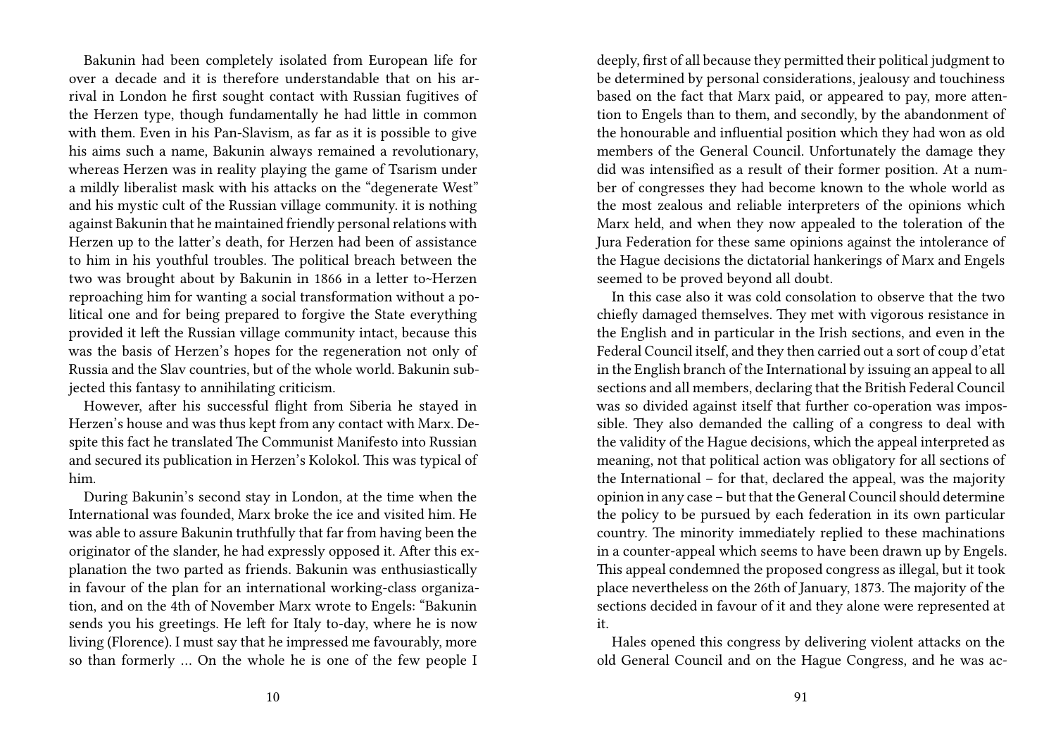Bakunin had been completely isolated from European life for over a decade and it is therefore understandable that on his arrival in London he first sought contact with Russian fugitives of the Herzen type, though fundamentally he had little in common with them. Even in his Pan-Slavism, as far as it is possible to give his aims such a name, Bakunin always remained a revolutionary, whereas Herzen was in reality playing the game of Tsarism under a mildly liberalist mask with his attacks on the "degenerate West" and his mystic cult of the Russian village community. it is nothing against Bakunin that he maintained friendly personal relations with Herzen up to the latter's death, for Herzen had been of assistance to him in his youthful troubles. The political breach between the two was brought about by Bakunin in 1866 in a letter to~Herzen reproaching him for wanting a social transformation without a political one and for being prepared to forgive the State everything provided it left the Russian village community intact, because this was the basis of Herzen's hopes for the regeneration not only of Russia and the Slav countries, but of the whole world. Bakunin subjected this fantasy to annihilating criticism.

However, after his successful flight from Siberia he stayed in Herzen's house and was thus kept from any contact with Marx. Despite this fact he translated The Communist Manifesto into Russian and secured its publication in Herzen's Kolokol. This was typical of him.

During Bakunin's second stay in London, at the time when the International was founded, Marx broke the ice and visited him. He was able to assure Bakunin truthfully that far from having been the originator of the slander, he had expressly opposed it. After this explanation the two parted as friends. Bakunin was enthusiastically in favour of the plan for an international working-class organization, and on the 4th of November Marx wrote to Engels: "Bakunin sends you his greetings. He left for Italy to-day, where he is now living (Florence). I must say that he impressed me favourably, more so than formerly … On the whole he is one of the few people I

deeply, first of all because they permitted their political judgment to be determined by personal considerations, jealousy and touchiness based on the fact that Marx paid, or appeared to pay, more attention to Engels than to them, and secondly, by the abandonment of the honourable and influential position which they had won as old members of the General Council. Unfortunately the damage they did was intensified as a result of their former position. At a number of congresses they had become known to the whole world as the most zealous and reliable interpreters of the opinions which Marx held, and when they now appealed to the toleration of the Jura Federation for these same opinions against the intolerance of the Hague decisions the dictatorial hankerings of Marx and Engels seemed to be proved beyond all doubt.

In this case also it was cold consolation to observe that the two chiefly damaged themselves. They met with vigorous resistance in the English and in particular in the Irish sections, and even in the Federal Council itself, and they then carried out a sort of coup d'etat in the English branch of the International by issuing an appeal to all sections and all members, declaring that the British Federal Council was so divided against itself that further co-operation was impossible. They also demanded the calling of a congress to deal with the validity of the Hague decisions, which the appeal interpreted as meaning, not that political action was obligatory for all sections of the International – for that, declared the appeal, was the majority opinion in any case – but that the General Council should determine the policy to be pursued by each federation in its own particular country. The minority immediately replied to these machinations in a counter-appeal which seems to have been drawn up by Engels. This appeal condemned the proposed congress as illegal, but it took place nevertheless on the 26th of January, 1873. The majority of the sections decided in favour of it and they alone were represented at it.

Hales opened this congress by delivering violent attacks on the old General Council and on the Hague Congress, and he was ac-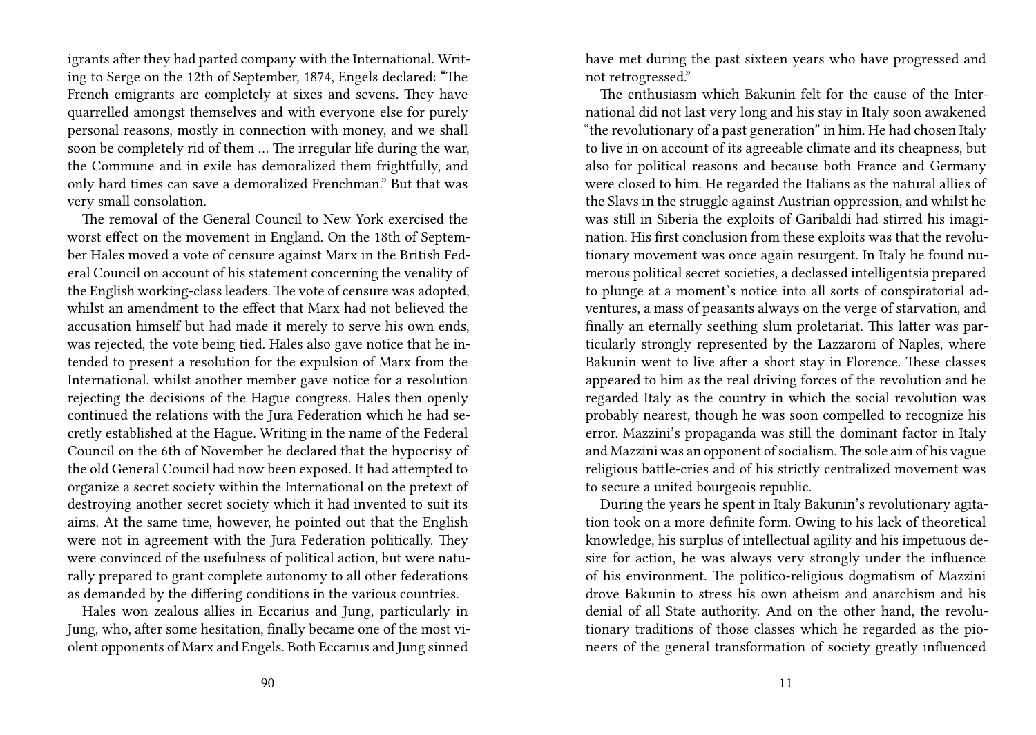igrants after they had parted company with the International. Writing to Serge on the 12th of September, 1874, Engels declared: "The French emigrants are completely at sixes and sevens. They have quarrelled amongst themselves and with everyone else for purely personal reasons, mostly in connection with money, and we shall soon be completely rid of them … The irregular life during the war, the Commune and in exile has demoralized them frightfully, and only hard times can save a demoralized Frenchman." But that was very small consolation.

The removal of the General Council to New York exercised the worst effect on the movement in England. On the 18th of September Hales moved a vote of censure against Marx in the British Federal Council on account of his statement concerning the venality of the English working-class leaders. The vote of censure was adopted, whilst an amendment to the effect that Marx had not believed the accusation himself but had made it merely to serve his own ends, was rejected, the vote being tied. Hales also gave notice that he intended to present a resolution for the expulsion of Marx from the International, whilst another member gave notice for a resolution rejecting the decisions of the Hague congress. Hales then openly continued the relations with the Jura Federation which he had secretly established at the Hague. Writing in the name of the Federal Council on the 6th of November he declared that the hypocrisy of the old General Council had now been exposed. It had attempted to organize a secret society within the International on the pretext of destroying another secret society which it had invented to suit its aims. At the same time, however, he pointed out that the English were not in agreement with the Jura Federation politically. They were convinced of the usefulness of political action, but were naturally prepared to grant complete autonomy to all other federations as demanded by the differing conditions in the various countries.

Hales won zealous allies in Eccarius and Jung, particularly in Jung, who, after some hesitation, finally became one of the most violent opponents of Marx and Engels. Both Eccarius and Jung sinned

have met during the past sixteen years who have progressed and not retrogressed."

The enthusiasm which Bakunin felt for the cause of the International did not last very long and his stay in Italy soon awakened "the revolutionary of a past generation" in him. He had chosen Italy to live in on account of its agreeable climate and its cheapness, but also for political reasons and because both France and Germany were closed to him. He regarded the Italians as the natural allies of the Slavs in the struggle against Austrian oppression, and whilst he was still in Siberia the exploits of Garibaldi had stirred his imagination. His first conclusion from these exploits was that the revolutionary movement was once again resurgent. In Italy he found numerous political secret societies, a declassed intelligentsia prepared to plunge at a moment's notice into all sorts of conspiratorial adventures, a mass of peasants always on the verge of starvation, and finally an eternally seething slum proletariat. This latter was particularly strongly represented by the Lazzaroni of Naples, where Bakunin went to live after a short stay in Florence. These classes appeared to him as the real driving forces of the revolution and he regarded Italy as the country in which the social revolution was probably nearest, though he was soon compelled to recognize his error. Mazzini's propaganda was still the dominant factor in Italy and Mazzini was an opponent of socialism. The sole aim of his vague religious battle-cries and of his strictly centralized movement was to secure a united bourgeois republic.

During the years he spent in Italy Bakunin's revolutionary agitation took on a more definite form. Owing to his lack of theoretical knowledge, his surplus of intellectual agility and his impetuous desire for action, he was always very strongly under the influence of his environment. The politico-religious dogmatism of Mazzini drove Bakunin to stress his own atheism and anarchism and his denial of all State authority. And on the other hand, the revolutionary traditions of those classes which he regarded as the pioneers of the general transformation of society greatly influenced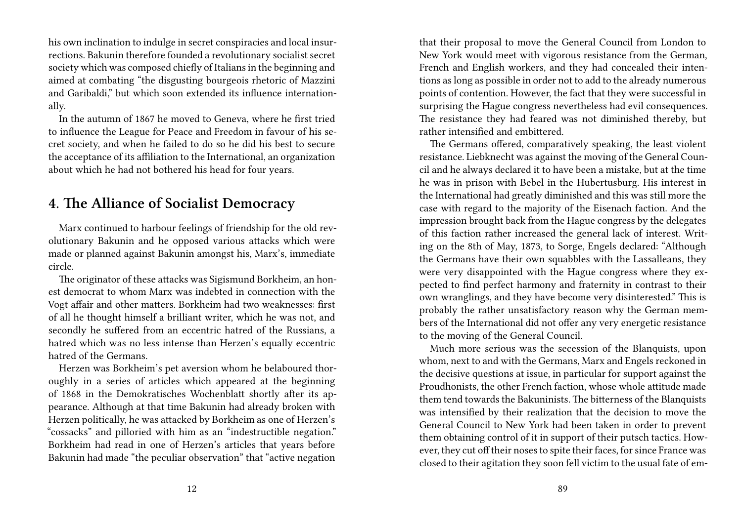his own inclination to indulge in secret conspiracies and local insurrections. Bakunin therefore founded a revolutionary socialist secret society which was composed chiefly of Italians in the beginning and aimed at combating "the disgusting bourgeois rhetoric of Mazzini and Garibaldi," but which soon extended its influence internationally.

In the autumn of 1867 he moved to Geneva, where he first tried to influence the League for Peace and Freedom in favour of his secret society, and when he failed to do so he did his best to secure the acceptance of its affiliation to the International, an organization about which he had not bothered his head for four years.

## 4. The Alliance of Socialist Democracy

Marx continued to harbour feelings of friendship for the old revolutionary Bakunin and he opposed various attacks which were made or planned against Bakunin amongst his, Marx's, immediate circle.

The originator of these attacks was Sigismund Borkheim, an honest democrat to whom Marx was indebted in connection with the Vogt affair and other matters. Borkheim had two weaknesses: first of all he thought himself a brilliant writer, which he was not, and secondly he suffered from an eccentric hatred of the Russians, a hatred which was no less intense than Herzen's equally eccentric hatred of the Germans.

Herzen was Borkheim's pet aversion whom he belaboured thoroughly in a series of articles which appeared at the beginning of 1868 in the Demokratisches Wochenblatt shortly after its appearance. Although at that time Bakunin had already broken with Herzen politically, he was attacked by Borkheim as one of Herzen's "cossacks" and pilloried with him as an "indestructible negation." Borkheim had read in one of Herzen's articles that years before Bakunin had made "the peculiar observation" that "active negation

that their proposal to move the General Council from London to New York would meet with vigorous resistance from the German, French and English workers, and they had concealed their intentions as long as possible in order not to add to the already numerous points of contention. However, the fact that they were successful in surprising the Hague congress nevertheless had evil consequences. The resistance they had feared was not diminished thereby, but rather intensified and embittered.

The Germans offered, comparatively speaking, the least violent resistance. Liebknecht was against the moving of the General Council and he always declared it to have been a mistake, but at the time he was in prison with Bebel in the Hubertusburg. His interest in the International had greatly diminished and this was still more the case with regard to the majority of the Eisenach faction. And the impression brought back from the Hague congress by the delegates of this faction rather increased the general lack of interest. Writing on the 8th of May, 1873, to Sorge, Engels declared: "Although the Germans have their own squabbles with the Lassalleans, they were very disappointed with the Hague congress where they expected to find perfect harmony and fraternity in contrast to their own wranglings, and they have become very disinterested." This is probably the rather unsatisfactory reason why the German members of the International did not offer any very energetic resistance to the moving of the General Council.

Much more serious was the secession of the Blanquists, upon whom, next to and with the Germans, Marx and Engels reckoned in the decisive questions at issue, in particular for support against the Proudhonists, the other French faction, whose whole attitude made them tend towards the Bakuninists. The bitterness of the Blanquists was intensified by their realization that the decision to move the General Council to New York had been taken in order to prevent them obtaining control of it in support of their putsch tactics. However, they cut off their noses to spite their faces, for since France was closed to their agitation they soon fell victim to the usual fate of em-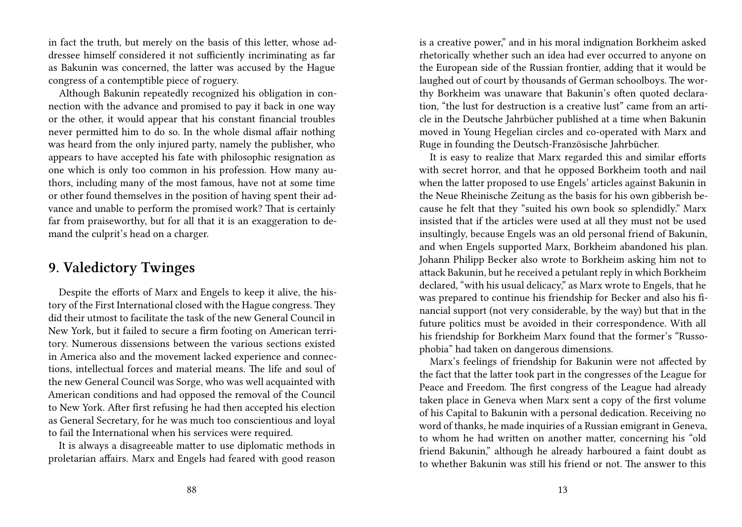in fact the truth, but merely on the basis of this letter, whose addressee himself considered it not sufficiently incriminating as far as Bakunin was concerned, the latter was accused by the Hague congress of a contemptible piece of roguery.

Although Bakunin repeatedly recognized his obligation in connection with the advance and promised to pay it back in one way or the other, it would appear that his constant financial troubles never permitted him to do so. In the whole dismal affair nothing was heard from the only injured party, namely the publisher, who appears to have accepted his fate with philosophic resignation as one which is only too common in his profession. How many authors, including many of the most famous, have not at some time or other found themselves in the position of having spent their advance and unable to perform the promised work? That is certainly far from praiseworthy, but for all that it is an exaggeration to demand the culprit's head on a charger.

## 9. Valedictory Twinges

Despite the efforts of Marx and Engels to keep it alive, the history of the First International closed with the Hague congress. They did their utmost to facilitate the task of the new General Council in New York, but it failed to secure a firm footing on American territory. Numerous dissensions between the various sections existed in America also and the movement lacked experience and connections, intellectual forces and material means. The life and soul of the new General Council was Sorge, who was well acquainted with American conditions and had opposed the removal of the Council to New York. After first refusing he had then accepted his election as General Secretary, for he was much too conscientious and loyal to fail the International when his services were required.

It is always a disagreeable matter to use diplomatic methods in proletarian affairs. Marx and Engels had feared with good reason

is a creative power," and in his moral indignation Borkheim asked rhetorically whether such an idea had ever occurred to anyone on the European side of the Russian frontier, adding that it would be laughed out of court by thousands of German schoolboys. The worthy Borkheim was unaware that Bakunin's often quoted declaration, "the lust for destruction is a creative lust" came from an article in the Deutsche Jahrbücher published at a time when Bakunin moved in Young Hegelian circles and co-operated with Marx and Ruge in founding the Deutsch-Französische Jahrbücher.

It is easy to realize that Marx regarded this and similar efforts with secret horror, and that he opposed Borkheim tooth and nail when the latter proposed to use Engels' articles against Bakunin in the Neue Rheinische Zeitung as the basis for his own gibberish because he felt that they "suited his own book so splendidly." Marx insisted that if the articles were used at all they must not be used insultingly, because Engels was an old personal friend of Bakunin, and when Engels supported Marx, Borkheim abandoned his plan. Johann Philipp Becker also wrote to Borkheim asking him not to attack Bakunin, but he received a petulant reply in which Borkheim declared, "with his usual delicacy," as Marx wrote to Engels, that he was prepared to continue his friendship for Becker and also his financial support (not very considerable, by the way) but that in the future politics must be avoided in their correspondence. With all his friendship for Borkheim Marx found that the former's "Russophobia" had taken on dangerous dimensions.

Marx's feelings of friendship for Bakunin were not affected by the fact that the latter took part in the congresses of the League for Peace and Freedom. The first congress of the League had already taken place in Geneva when Marx sent a copy of the first volume of his Capital to Bakunin with a personal dedication. Receiving no word of thanks, he made inquiries of a Russian emigrant in Geneva, to whom he had written on another matter, concerning his "old friend Bakunin," although he already harboured a faint doubt as to whether Bakunin was still his friend or not. The answer to this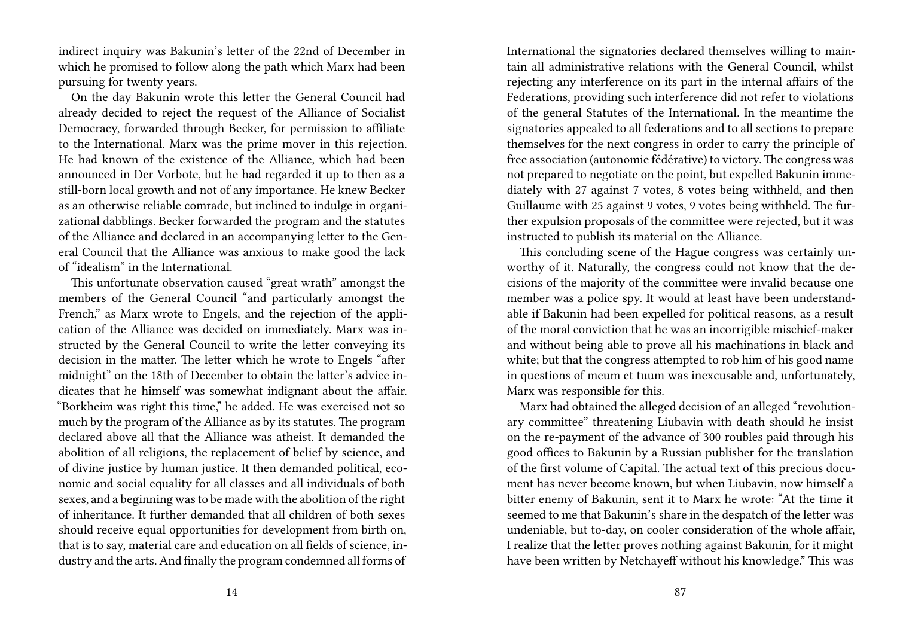indirect inquiry was Bakunin's letter of the 22nd of December in which he promised to follow along the path which Marx had been pursuing for twenty years.

On the day Bakunin wrote this letter the General Council had already decided to reject the request of the Alliance of Socialist Democracy, forwarded through Becker, for permission to affiliate to the International. Marx was the prime mover in this rejection. He had known of the existence of the Alliance, which had been announced in Der Vorbote, but he had regarded it up to then as a still-born local growth and not of any importance. He knew Becker as an otherwise reliable comrade, but inclined to indulge in organizational dabblings. Becker forwarded the program and the statutes of the Alliance and declared in an accompanying letter to the General Council that the Alliance was anxious to make good the lack of "idealism" in the International.

This unfortunate observation caused "great wrath" amongst the members of the General Council "and particularly amongst the French," as Marx wrote to Engels, and the rejection of the application of the Alliance was decided on immediately. Marx was instructed by the General Council to write the letter conveying its decision in the matter. The letter which he wrote to Engels "after midnight" on the 18th of December to obtain the latter's advice indicates that he himself was somewhat indignant about the affair. "Borkheim was right this time," he added. He was exercised not so much by the program of the Alliance as by its statutes. The program declared above all that the Alliance was atheist. It demanded the abolition of all religions, the replacement of belief by science, and of divine justice by human justice. It then demanded political, economic and social equality for all classes and all individuals of both sexes, and a beginning was to be made with the abolition of the right of inheritance. It further demanded that all children of both sexes should receive equal opportunities for development from birth on, that is to say, material care and education on all fields of science, industry and the arts. And finally the program condemned all forms of

International the signatories declared themselves willing to maintain all administrative relations with the General Council, whilst rejecting any interference on its part in the internal affairs of the Federations, providing such interference did not refer to violations of the general Statutes of the International. In the meantime the signatories appealed to all federations and to all sections to prepare themselves for the next congress in order to carry the principle of free association (autonomie fédérative) to victory. The congress was not prepared to negotiate on the point, but expelled Bakunin immediately with 27 against 7 votes, 8 votes being withheld, and then Guillaume with 25 against 9 votes, 9 votes being withheld. The further expulsion proposals of the committee were rejected, but it was instructed to publish its material on the Alliance.

This concluding scene of the Hague congress was certainly unworthy of it. Naturally, the congress could not know that the decisions of the majority of the committee were invalid because one member was a police spy. It would at least have been understandable if Bakunin had been expelled for political reasons, as a result of the moral conviction that he was an incorrigible mischief-maker and without being able to prove all his machinations in black and white; but that the congress attempted to rob him of his good name in questions of meum et tuum was inexcusable and, unfortunately, Marx was responsible for this.

Marx had obtained the alleged decision of an alleged "revolutionary committee" threatening Liubavin with death should he insist on the re-payment of the advance of 300 roubles paid through his good offices to Bakunin by a Russian publisher for the translation of the first volume of Capital. The actual text of this precious document has never become known, but when Liubavin, now himself a bitter enemy of Bakunin, sent it to Marx he wrote: "At the time it seemed to me that Bakunin's share in the despatch of the letter was undeniable, but to-day, on cooler consideration of the whole affair, I realize that the letter proves nothing against Bakunin, for it might have been written by Netchayeff without his knowledge." This was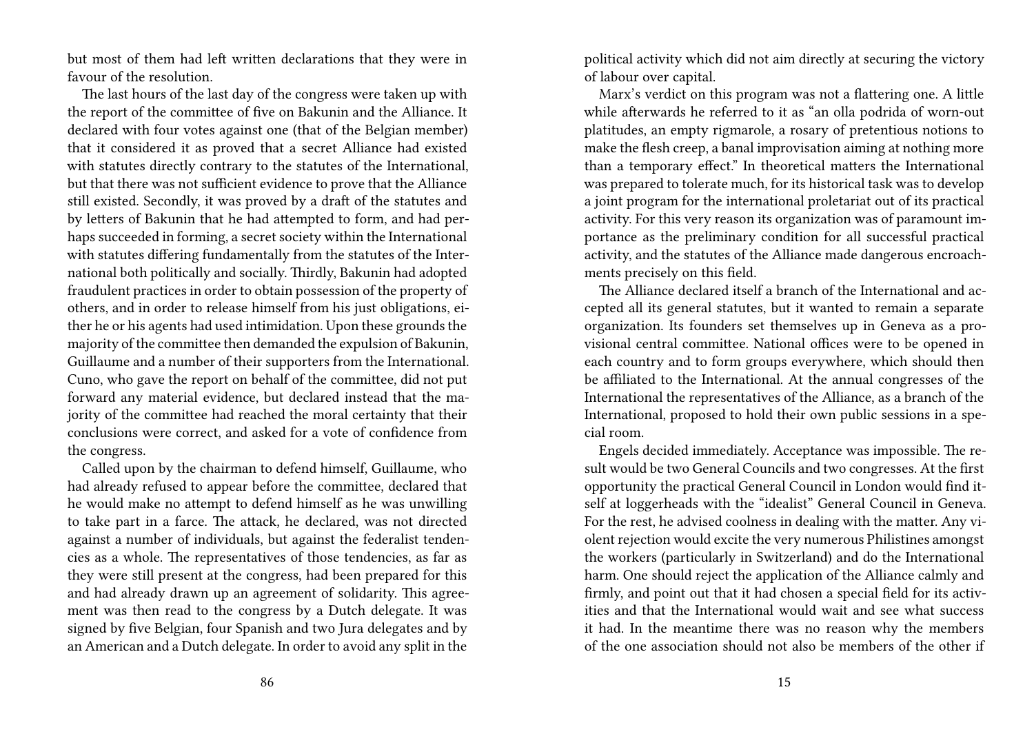but most of them had left written declarations that they were in favour of the resolution.

The last hours of the last day of the congress were taken up with the report of the committee of five on Bakunin and the Alliance. It declared with four votes against one (that of the Belgian member) that it considered it as proved that a secret Alliance had existed with statutes directly contrary to the statutes of the International, but that there was not sufficient evidence to prove that the Alliance still existed. Secondly, it was proved by a draft of the statutes and by letters of Bakunin that he had attempted to form, and had perhaps succeeded in forming, a secret society within the International with statutes differing fundamentally from the statutes of the International both politically and socially. Thirdly, Bakunin had adopted fraudulent practices in order to obtain possession of the property of others, and in order to release himself from his just obligations, either he or his agents had used intimidation. Upon these grounds the majority of the committee then demanded the expulsion of Bakunin, Guillaume and a number of their supporters from the International. Cuno, who gave the report on behalf of the committee, did not put forward any material evidence, but declared instead that the majority of the committee had reached the moral certainty that their conclusions were correct, and asked for a vote of confidence from the congress.

Called upon by the chairman to defend himself, Guillaume, who had already refused to appear before the committee, declared that he would make no attempt to defend himself as he was unwilling to take part in a farce. The attack, he declared, was not directed against a number of individuals, but against the federalist tendencies as a whole. The representatives of those tendencies, as far as they were still present at the congress, had been prepared for this and had already drawn up an agreement of solidarity. This agreement was then read to the congress by a Dutch delegate. It was signed by five Belgian, four Spanish and two Jura delegates and by an American and a Dutch delegate. In order to avoid any split in the

political activity which did not aim directly at securing the victory of labour over capital.

Marx's verdict on this program was not a flattering one. A little while afterwards he referred to it as "an olla podrida of worn-out platitudes, an empty rigmarole, a rosary of pretentious notions to make the flesh creep, a banal improvisation aiming at nothing more than a temporary effect." In theoretical matters the International was prepared to tolerate much, for its historical task was to develop a joint program for the international proletariat out of its practical activity. For this very reason its organization was of paramount importance as the preliminary condition for all successful practical activity, and the statutes of the Alliance made dangerous encroachments precisely on this field.

The Alliance declared itself a branch of the International and accepted all its general statutes, but it wanted to remain a separate organization. Its founders set themselves up in Geneva as a provisional central committee. National offices were to be opened in each country and to form groups everywhere, which should then be affiliated to the International. At the annual congresses of the International the representatives of the Alliance, as a branch of the International, proposed to hold their own public sessions in a special room.

Engels decided immediately. Acceptance was impossible. The result would be two General Councils and two congresses. At the first opportunity the practical General Council in London would find itself at loggerheads with the "idealist" General Council in Geneva. For the rest, he advised coolness in dealing with the matter. Any violent rejection would excite the very numerous Philistines amongst the workers (particularly in Switzerland) and do the International harm. One should reject the application of the Alliance calmly and firmly, and point out that it had chosen a special field for its activities and that the International would wait and see what success it had. In the meantime there was no reason why the members of the one association should not also be members of the other if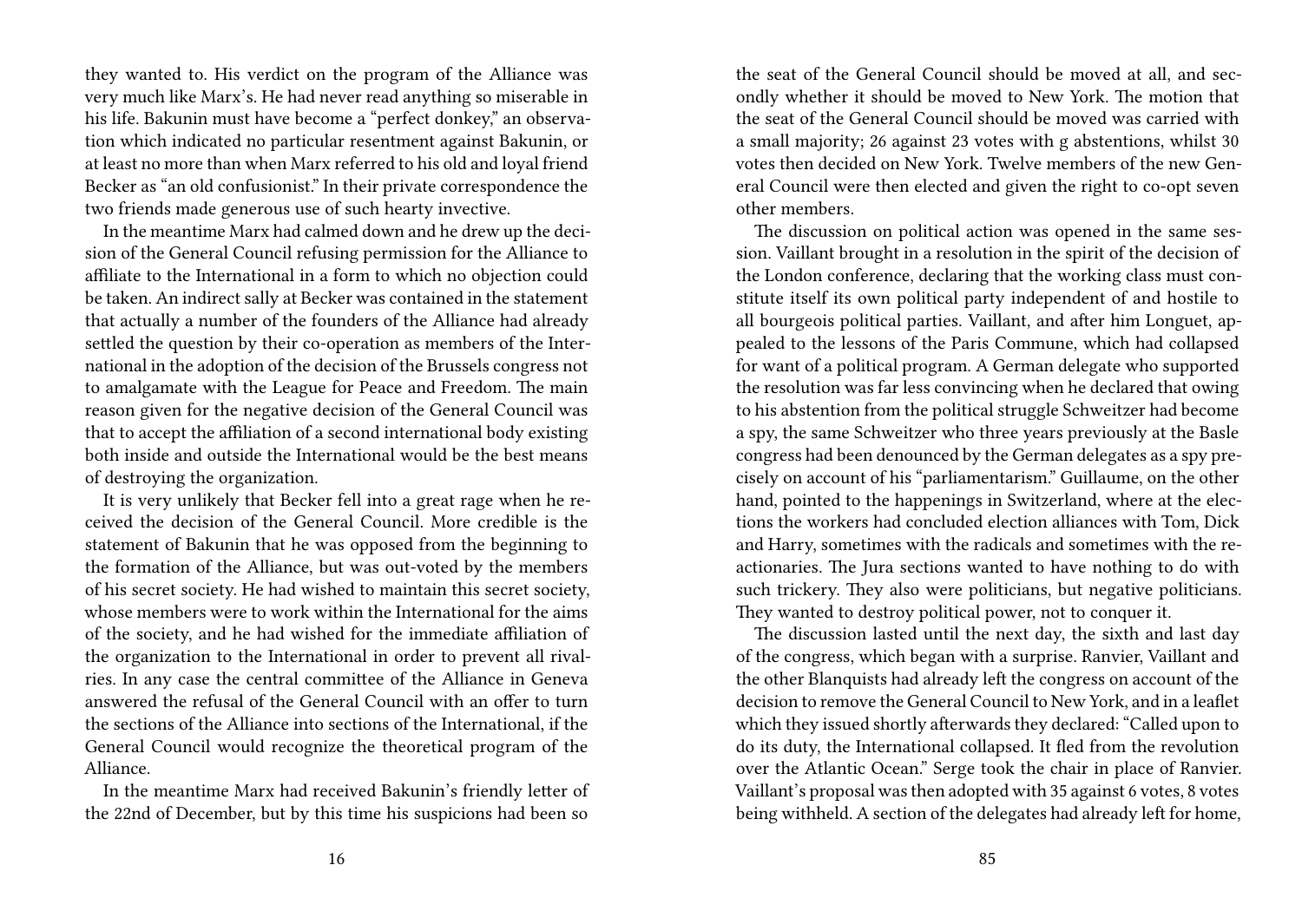they wanted to. His verdict on the program of the Alliance was very much like Marx's. He had never read anything so miserable in his life. Bakunin must have become a "perfect donkey," an observation which indicated no particular resentment against Bakunin, or at least no more than when Marx referred to his old and loyal friend Becker as "an old confusionist." In their private correspondence the two friends made generous use of such hearty invective.

In the meantime Marx had calmed down and he drew up the decision of the General Council refusing permission for the Alliance to affiliate to the International in a form to which no objection could be taken. An indirect sally at Becker was contained in the statement that actually a number of the founders of the Alliance had already settled the question by their co-operation as members of the International in the adoption of the decision of the Brussels congress not to amalgamate with the League for Peace and Freedom. The main reason given for the negative decision of the General Council was that to accept the affiliation of a second international body existing both inside and outside the International would be the best means of destroying the organization.

It is very unlikely that Becker fell into a great rage when he received the decision of the General Council. More credible is the statement of Bakunin that he was opposed from the beginning to the formation of the Alliance, but was out-voted by the members of his secret society. He had wished to maintain this secret society, whose members were to work within the International for the aims of the society, and he had wished for the immediate affiliation of the organization to the International in order to prevent all rivalries. In any case the central committee of the Alliance in Geneva answered the refusal of the General Council with an offer to turn the sections of the Alliance into sections of the International, if the General Council would recognize the theoretical program of the Alliance.

In the meantime Marx had received Bakunin's friendly letter of the 22nd of December, but by this time his suspicions had been so

the seat of the General Council should be moved at all, and secondly whether it should be moved to New York. The motion that the seat of the General Council should be moved was carried with a small majority; 26 against 23 votes with g abstentions, whilst 30 votes then decided on New York. Twelve members of the new General Council were then elected and given the right to co-opt seven other members.

The discussion on political action was opened in the same session. Vaillant brought in a resolution in the spirit of the decision of the London conference, declaring that the working class must constitute itself its own political party independent of and hostile to all bourgeois political parties. Vaillant, and after him Longuet, appealed to the lessons of the Paris Commune, which had collapsed for want of a political program. A German delegate who supported the resolution was far less convincing when he declared that owing to his abstention from the political struggle Schweitzer had become a spy, the same Schweitzer who three years previously at the Basle congress had been denounced by the German delegates as a spy precisely on account of his "parliamentarism." Guillaume, on the other hand, pointed to the happenings in Switzerland, where at the elections the workers had concluded election alliances with Tom, Dick and Harry, sometimes with the radicals and sometimes with the reactionaries. The Jura sections wanted to have nothing to do with such trickery. They also were politicians, but negative politicians. They wanted to destroy political power, not to conquer it.

The discussion lasted until the next day, the sixth and last day of the congress, which began with a surprise. Ranvier, Vaillant and the other Blanquists had already left the congress on account of the decision to remove the General Council to New York, and in a leaflet which they issued shortly afterwards they declared: "Called upon to do its duty, the International collapsed. It fled from the revolution over the Atlantic Ocean." Serge took the chair in place of Ranvier. Vaillant's proposal was then adopted with 35 against 6 votes, 8 votes being withheld. A section of the delegates had already left for home,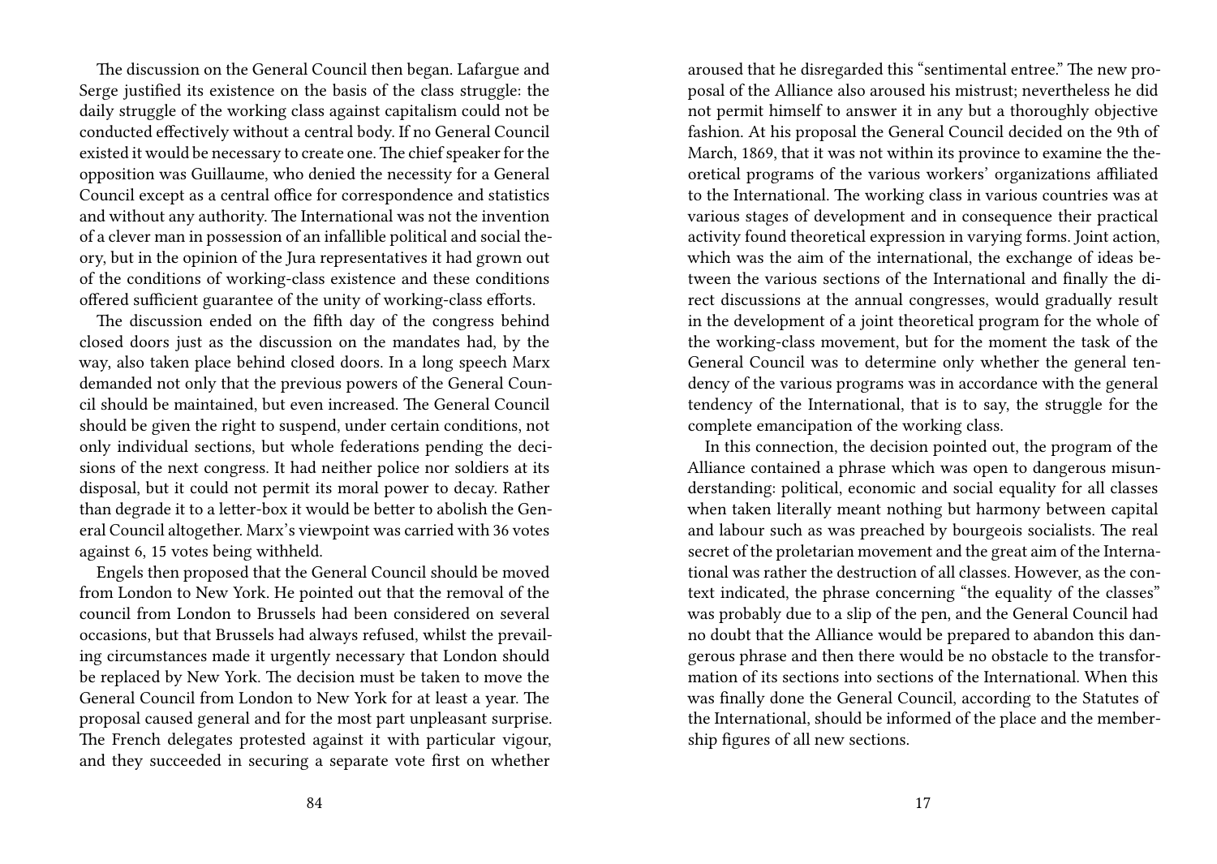The discussion on the General Council then began. Lafargue and Serge justified its existence on the basis of the class struggle: the daily struggle of the working class against capitalism could not be conducted effectively without a central body. If no General Council existed it would be necessary to create one. The chief speaker for the opposition was Guillaume, who denied the necessity for a General Council except as a central office for correspondence and statistics and without any authority. The International was not the invention of a clever man in possession of an infallible political and social theory, but in the opinion of the Jura representatives it had grown out of the conditions of working-class existence and these conditions offered sufficient guarantee of the unity of working-class efforts.

The discussion ended on the fifth day of the congress behind closed doors just as the discussion on the mandates had, by the way, also taken place behind closed doors. In a long speech Marx demanded not only that the previous powers of the General Council should be maintained, but even increased. The General Council should be given the right to suspend, under certain conditions, not only individual sections, but whole federations pending the decisions of the next congress. It had neither police nor soldiers at its disposal, but it could not permit its moral power to decay. Rather than degrade it to a letter-box it would be better to abolish the General Council altogether. Marx's viewpoint was carried with 36 votes against 6, 15 votes being withheld.

Engels then proposed that the General Council should be moved from London to New York. He pointed out that the removal of the council from London to Brussels had been considered on several occasions, but that Brussels had always refused, whilst the prevailing circumstances made it urgently necessary that London should be replaced by New York. The decision must be taken to move the General Council from London to New York for at least a year. The proposal caused general and for the most part unpleasant surprise. The French delegates protested against it with particular vigour, and they succeeded in securing a separate vote first on whether

aroused that he disregarded this "sentimental entree." The new proposal of the Alliance also aroused his mistrust; nevertheless he did not permit himself to answer it in any but a thoroughly objective fashion. At his proposal the General Council decided on the 9th of March, 1869, that it was not within its province to examine the theoretical programs of the various workers' organizations affiliated to the International. The working class in various countries was at various stages of development and in consequence their practical activity found theoretical expression in varying forms. Joint action, which was the aim of the international, the exchange of ideas between the various sections of the International and finally the direct discussions at the annual congresses, would gradually result in the development of a joint theoretical program for the whole of the working-class movement, but for the moment the task of the General Council was to determine only whether the general tendency of the various programs was in accordance with the general tendency of the International, that is to say, the struggle for the complete emancipation of the working class.

In this connection, the decision pointed out, the program of the Alliance contained a phrase which was open to dangerous misunderstanding: political, economic and social equality for all classes when taken literally meant nothing but harmony between capital and labour such as was preached by bourgeois socialists. The real secret of the proletarian movement and the great aim of the International was rather the destruction of all classes. However, as the context indicated, the phrase concerning "the equality of the classes" was probably due to a slip of the pen, and the General Council had no doubt that the Alliance would be prepared to abandon this dangerous phrase and then there would be no obstacle to the transformation of its sections into sections of the International. When this was finally done the General Council, according to the Statutes of the International, should be informed of the place and the membership figures of all new sections.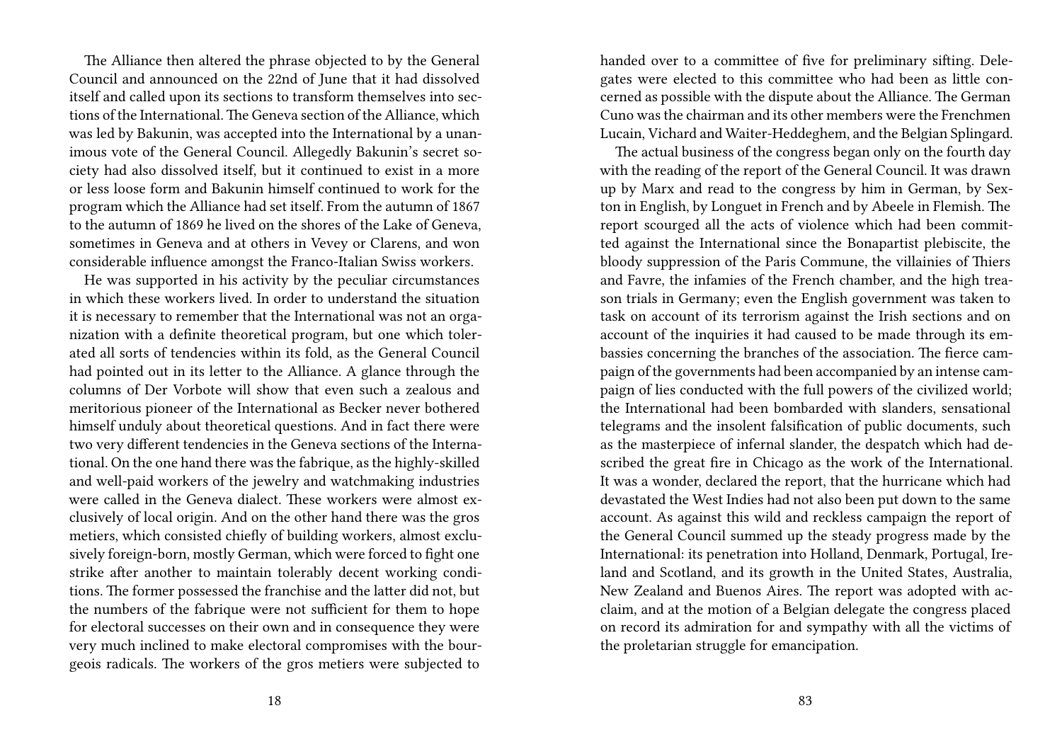The Alliance then altered the phrase objected to by the General Council and announced on the 22nd of June that it had dissolved itself and called upon its sections to transform themselves into sections of the International. The Geneva section of the Alliance, which was led by Bakunin, was accepted into the International by a unanimous vote of the General Council. Allegedly Bakunin's secret society had also dissolved itself, but it continued to exist in a more or less loose form and Bakunin himself continued to work for the program which the Alliance had set itself. From the autumn of 1867 to the autumn of 1869 he lived on the shores of the Lake of Geneva, sometimes in Geneva and at others in Vevey or Clarens, and won considerable influence amongst the Franco-Italian Swiss workers.

He was supported in his activity by the peculiar circumstances in which these workers lived. In order to understand the situation it is necessary to remember that the International was not an organization with a definite theoretical program, but one which tolerated all sorts of tendencies within its fold, as the General Council had pointed out in its letter to the Alliance. A glance through the columns of Der Vorbote will show that even such a zealous and meritorious pioneer of the International as Becker never bothered himself unduly about theoretical questions. And in fact there were two very different tendencies in the Geneva sections of the International. On the one hand there was the fabrique, as the highly-skilled and well-paid workers of the jewelry and watchmaking industries were called in the Geneva dialect. These workers were almost exclusively of local origin. And on the other hand there was the gros metiers, which consisted chiefly of building workers, almost exclusively foreign-born, mostly German, which were forced to fight one strike after another to maintain tolerably decent working conditions. The former possessed the franchise and the latter did not, but the numbers of the fabrique were not sufficient for them to hope for electoral successes on their own and in consequence they were very much inclined to make electoral compromises with the bourgeois radicals. The workers of the gros metiers were subjected to

handed over to a committee of five for preliminary sifting. Delegates were elected to this committee who had been as little concerned as possible with the dispute about the Alliance. The German Cuno was the chairman and its other members were the Frenchmen Lucain, Vichard and Waiter-Heddeghem, and the Belgian Splingard.

The actual business of the congress began only on the fourth day with the reading of the report of the General Council. It was drawn up by Marx and read to the congress by him in German, by Sexton in English, by Longuet in French and by Abeele in Flemish. The report scourged all the acts of violence which had been committed against the International since the Bonapartist plebiscite, the bloody suppression of the Paris Commune, the villainies of Thiers and Favre, the infamies of the French chamber, and the high treason trials in Germany; even the English government was taken to task on account of its terrorism against the Irish sections and on account of the inquiries it had caused to be made through its embassies concerning the branches of the association. The fierce campaign of the governments had been accompanied by an intense campaign of lies conducted with the full powers of the civilized world; the International had been bombarded with slanders, sensational telegrams and the insolent falsification of public documents, such as the masterpiece of infernal slander, the despatch which had described the great fire in Chicago as the work of the International. It was a wonder, declared the report, that the hurricane which had devastated the West Indies had not also been put down to the same account. As against this wild and reckless campaign the report of the General Council summed up the steady progress made by the International: its penetration into Holland, Denmark, Portugal, Ireland and Scotland, and its growth in the United States, Australia, New Zealand and Buenos Aires. The report was adopted with acclaim, and at the motion of a Belgian delegate the congress placed on record its admiration for and sympathy with all the victims of the proletarian struggle for emancipation.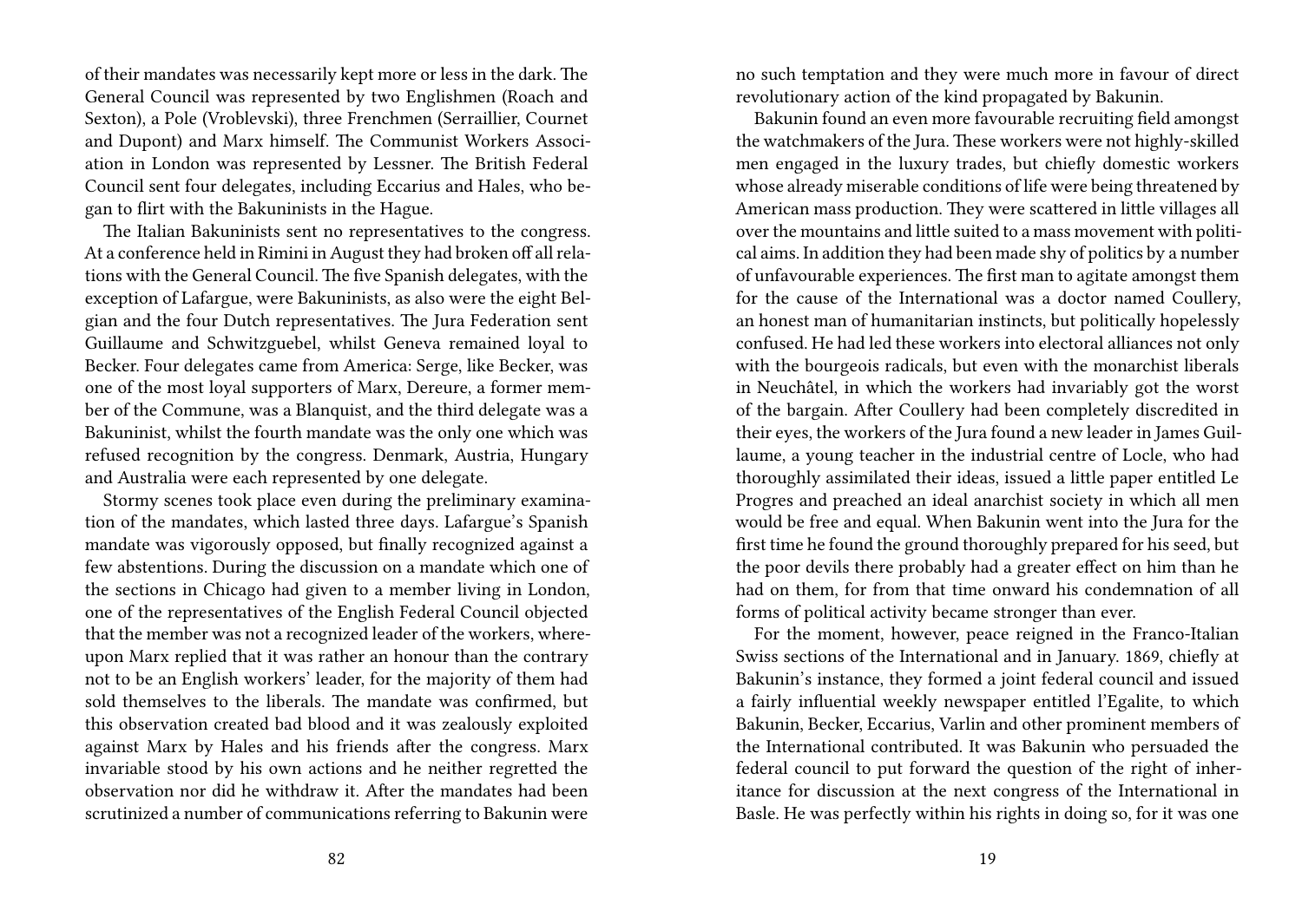of their mandates was necessarily kept more or less in the dark. The General Council was represented by two Englishmen (Roach and Sexton), a Pole (Vroblevski), three Frenchmen (Serraillier, Cournet and Dupont) and Marx himself. The Communist Workers Association in London was represented by Lessner. The British Federal Council sent four delegates, including Eccarius and Hales, who began to flirt with the Bakuninists in the Hague.

The Italian Bakuninists sent no representatives to the congress. At a conference held in Rimini in August they had broken off all relations with the General Council. The five Spanish delegates, with the exception of Lafargue, were Bakuninists, as also were the eight Belgian and the four Dutch representatives. The Jura Federation sent Guillaume and Schwitzguebel, whilst Geneva remained loyal to Becker. Four delegates came from America: Serge, like Becker, was one of the most loyal supporters of Marx, Dereure, a former member of the Commune, was a Blanquist, and the third delegate was a Bakuninist, whilst the fourth mandate was the only one which was refused recognition by the congress. Denmark, Austria, Hungary and Australia were each represented by one delegate.

Stormy scenes took place even during the preliminary examination of the mandates, which lasted three days. Lafargue's Spanish mandate was vigorously opposed, but finally recognized against a few abstentions. During the discussion on a mandate which one of the sections in Chicago had given to a member living in London, one of the representatives of the English Federal Council objected that the member was not a recognized leader of the workers, whereupon Marx replied that it was rather an honour than the contrary not to be an English workers' leader, for the majority of them had sold themselves to the liberals. The mandate was confirmed, but this observation created bad blood and it was zealously exploited against Marx by Hales and his friends after the congress. Marx invariable stood by his own actions and he neither regretted the observation nor did he withdraw it. After the mandates had been scrutinized a number of communications referring to Bakunin were

no such temptation and they were much more in favour of direct revolutionary action of the kind propagated by Bakunin.

Bakunin found an even more favourable recruiting field amongst the watchmakers of the Jura. These workers were not highly-skilled men engaged in the luxury trades, but chiefly domestic workers whose already miserable conditions of life were being threatened by American mass production. They were scattered in little villages all over the mountains and little suited to a mass movement with political aims. In addition they had been made shy of politics by a number of unfavourable experiences. The first man to agitate amongst them for the cause of the International was a doctor named Coullery, an honest man of humanitarian instincts, but politically hopelessly confused. He had led these workers into electoral alliances not only with the bourgeois radicals, but even with the monarchist liberals in Neuchâtel, in which the workers had invariably got the worst of the bargain. After Coullery had been completely discredited in their eyes, the workers of the Jura found a new leader in James Guillaume, a young teacher in the industrial centre of Locle, who had thoroughly assimilated their ideas, issued a little paper entitled Le Progres and preached an ideal anarchist society in which all men would be free and equal. When Bakunin went into the Jura for the first time he found the ground thoroughly prepared for his seed, but the poor devils there probably had a greater effect on him than he had on them, for from that time onward his condemnation of all forms of political activity became stronger than ever.

For the moment, however, peace reigned in the Franco-Italian Swiss sections of the International and in January. 1869, chiefly at Bakunin's instance, they formed a joint federal council and issued a fairly influential weekly newspaper entitled l'Egalite, to which Bakunin, Becker, Eccarius, Varlin and other prominent members of the International contributed. It was Bakunin who persuaded the federal council to put forward the question of the right of inheritance for discussion at the next congress of the International in Basle. He was perfectly within his rights in doing so, for it was one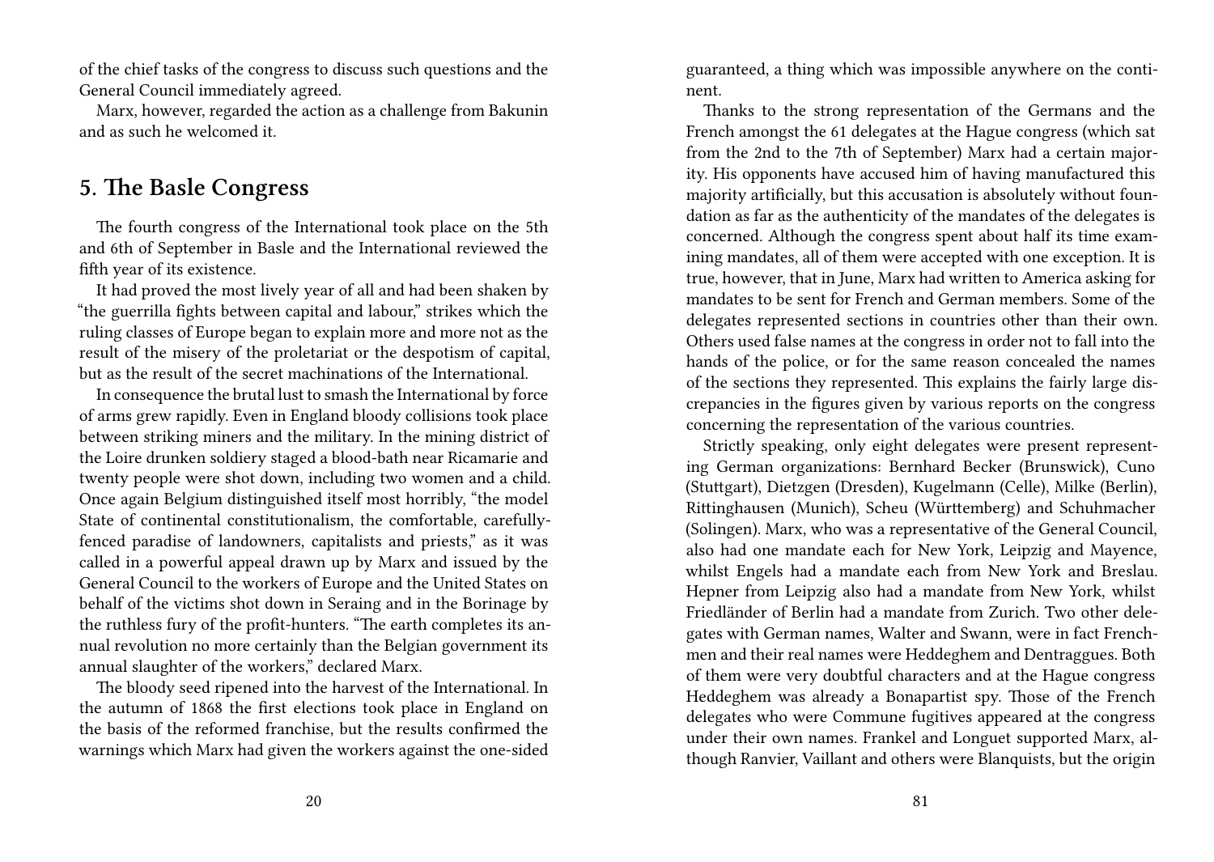of the chief tasks of the congress to discuss such questions and the General Council immediately agreed.

Marx, however, regarded the action as a challenge from Bakunin and as such he welcomed it.

## 5. The Basle Congress

The fourth congress of the International took place on the 5th and 6th of September in Basle and the International reviewed the fifth year of its existence.

It had proved the most lively year of all and had been shaken by "the guerrilla fights between capital and labour," strikes which the ruling classes of Europe began to explain more and more not as the result of the misery of the proletariat or the despotism of capital, but as the result of the secret machinations of the International.

In consequence the brutal lust to smash the International by force of arms grew rapidly. Even in England bloody collisions took place between striking miners and the military. In the mining district of the Loire drunken soldiery staged a blood-bath near Ricamarie and twenty people were shot down, including two women and a child. Once again Belgium distinguished itself most horribly, "the model State of continental constitutionalism, the comfortable, carefully-fenced paradise of landowners, capitalists and priests," as it was called in a powerful appeal drawn up by Marx and issued by the General Council to the workers of Europe and the United States on behalf of the victims shot down in Seraing and in the Borinage by the ruthless fury of the profit-hunters. "The earth completes its annual revolution no more certainly than the Belgian government its annual slaughter of the workers," declared Marx.

The bloody seed ripened into the harvest of the International. In the autumn of 1868 the first elections took place in England on the basis of the reformed franchise, but the results confirmed the warnings which Marx had given the workers against the one-sided

guaranteed, a thing which was impossible anywhere on the continent.

Thanks to the strong representation of the Germans and the French amongst the 61 delegates at the Hague congress (which sat from the 2nd to the 7th of September) Marx had a certain majority. His opponents have accused him of having manufactured this majority artificially, but this accusation is absolutely without foundation as far as the authenticity of the mandates of the delegates is concerned. Although the congress spent about half its time examining mandates, all of them were accepted with one exception. It is true, however, that in June, Marx had written to America asking for mandates to be sent for French and German members. Some of the delegates represented sections in countries other than their own. Others used false names at the congress in order not to fall into the hands of the police, or for the same reason concealed the names of the sections they represented. This explains the fairly large discrepancies in the figures given by various reports on the congress concerning the representation of the various countries.

Strictly speaking, only eight delegates were present representing German organizations: Bernhard Becker (Brunswick), Cuno (Stuttgart), Dietzgen (Dresden), Kugelmann (Celle), Milke (Berlin), Rittinghausen (Munich), Scheu (Württemberg) and Schuhmacher (Solingen). Marx, who was a representative of the General Council, also had one mandate each for New York, Leipzig and Mayence, whilst Engels had a mandate each from New York and Breslau. Hepner from Leipzig also had a mandate from New York, whilst Friedländer of Berlin had a mandate from Zurich. Two other delegates with German names, Walter and Swann, were in fact Frenchmen and their real names were Heddeghem and Dentraggues. Both of them were very doubtful characters and at the Hague congress Heddeghem was already a Bonapartist spy. Those of the French delegates who were Commune fugitives appeared at the congress under their own names. Frankel and Longuet supported Marx, although Ranvier, Vaillant and others were Blanquists, but the origin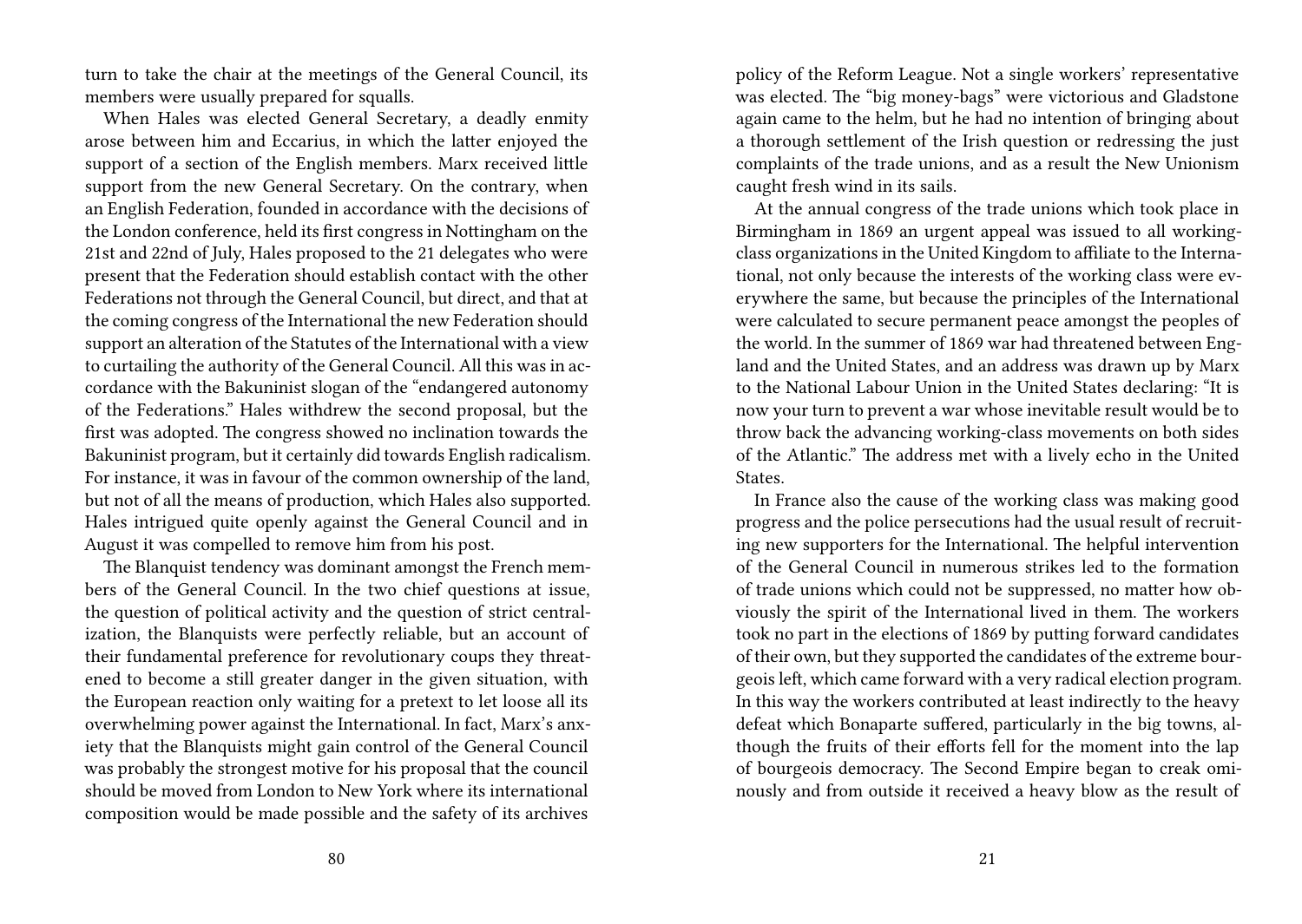turn to take the chair at the meetings of the General Council, its members were usually prepared for squalls.

When Hales was elected General Secretary, a deadly enmity arose between him and Eccarius, in which the latter enjoyed the support of a section of the English members. Marx received little support from the new General Secretary. On the contrary, when an English Federation, founded in accordance with the decisions of the London conference, held its first congress in Nottingham on the 21st and 22nd of July, Hales proposed to the 21 delegates who were present that the Federation should establish contact with the other Federations not through the General Council, but direct, and that at the coming congress of the International the new Federation should support an alteration of the Statutes of the International with a view to curtailing the authority of the General Council. All this was in accordance with the Bakuninist slogan of the "endangered autonomy of the Federations." Hales withdrew the second proposal, but the first was adopted. The congress showed no inclination towards the Bakuninist program, but it certainly did towards English radicalism. For instance, it was in favour of the common ownership of the land, but not of all the means of production, which Hales also supported. Hales intrigued quite openly against the General Council and in August it was compelled to remove him from his post.

The Blanquist tendency was dominant amongst the French members of the General Council. In the two chief questions at issue, the question of political activity and the question of strict centralization, the Blanquists were perfectly reliable, but an account of their fundamental preference for revolutionary coups they threatened to become a still greater danger in the given situation, with the European reaction only waiting for a pretext to let loose all its overwhelming power against the International. In fact, Marx's anxiety that the Blanquists might gain control of the General Council was probably the strongest motive for his proposal that the council should be moved from London to New York where its international composition would be made possible and the safety of its archives

policy of the Reform League. Not a single workers' representative was elected. The "big money-bags" were victorious and Gladstone again came to the helm, but he had no intention of bringing about a thorough settlement of the Irish question or redressing the just complaints of the trade unions, and as a result the New Unionism caught fresh wind in its sails.

At the annual congress of the trade unions which took place in Birmingham in 1869 an urgent appeal was issued to all working-class organizations in the United Kingdom to affiliate to the International, not only because the interests of the working class were everywhere the same, but because the principles of the International were calculated to secure permanent peace amongst the peoples of the world. In the summer of 1869 war had threatened between England and the United States, and an address was drawn up by Marx to the National Labour Union in the United States declaring: "It is now your turn to prevent a war whose inevitable result would be to throw back the advancing working-class movements on both sides of the Atlantic." The address met with a lively echo in the United States.

In France also the cause of the working class was making good progress and the police persecutions had the usual result of recruiting new supporters for the International. The helpful intervention of the General Council in numerous strikes led to the formation of trade unions which could not be suppressed, no matter how obviously the spirit of the International lived in them. The workers took no part in the elections of 1869 by putting forward candidates of their own, but they supported the candidates of the extreme bourgeois left, which came forward with a very radical election program. In this way the workers contributed at least indirectly to the heavy defeat which Bonaparte suffered, particularly in the big towns, although the fruits of their efforts fell for the moment into the lap of bourgeois democracy. The Second Empire began to creak ominously and from outside it received a heavy blow as the result of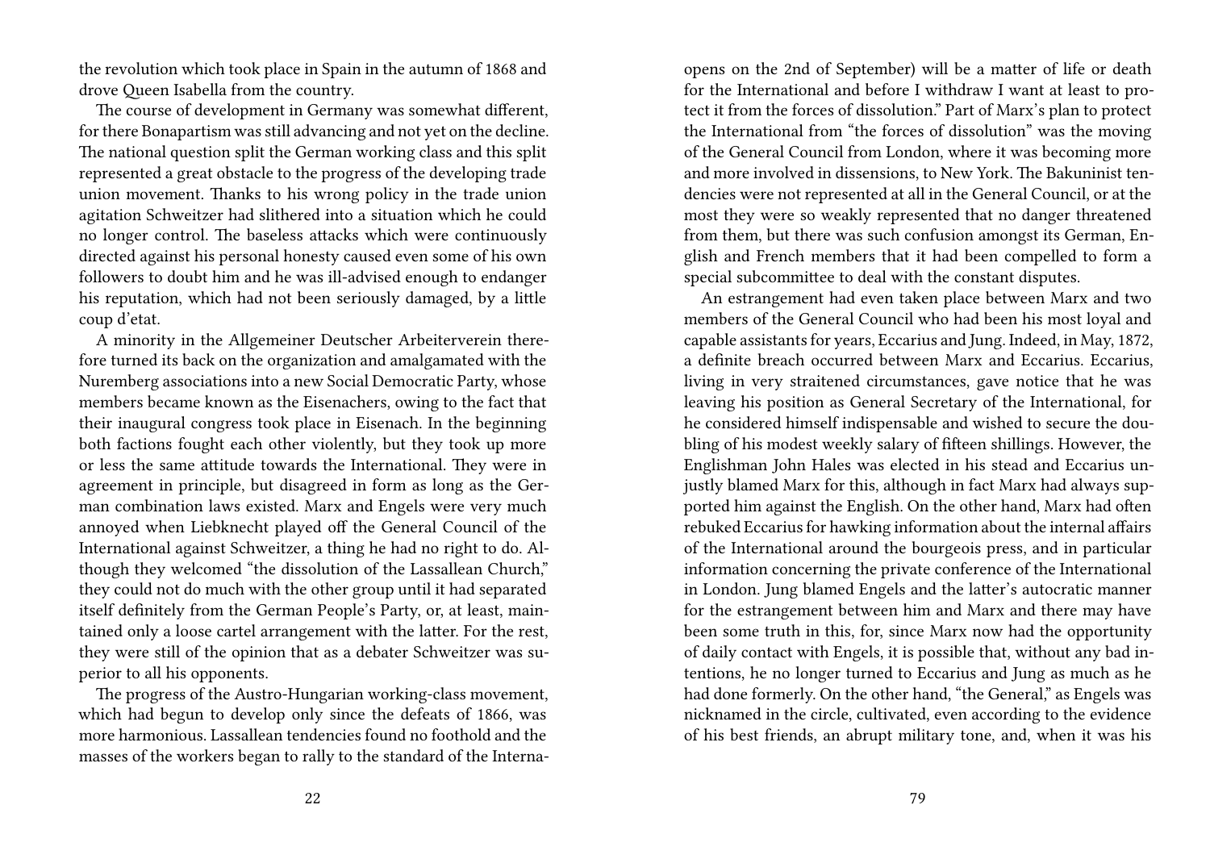the revolution which took place in Spain in the autumn of 1868 and drove Queen Isabella from the country.

The course of development in Germany was somewhat different, for there Bonapartism was still advancing and not yet on the decline. The national question split the German working class and this split represented a great obstacle to the progress of the developing trade union movement. Thanks to his wrong policy in the trade union agitation Schweitzer had slithered into a situation which he could no longer control. The baseless attacks which were continuously directed against his personal honesty caused even some of his own followers to doubt him and he was ill-advised enough to endanger his reputation, which had not been seriously damaged, by a little coup d'etat.

A minority in the Allgemeiner Deutscher Arbeiterverein therefore turned its back on the organization and amalgamated with the Nuremberg associations into a new Social Democratic Party, whose members became known as the Eisenachers, owing to the fact that their inaugural congress took place in Eisenach. In the beginning both factions fought each other violently, but they took up more or less the same attitude towards the International. They were in agreement in principle, but disagreed in form as long as the German combination laws existed. Marx and Engels were very much annoyed when Liebknecht played off the General Council of the International against Schweitzer, a thing he had no right to do. Although they welcomed "the dissolution of the Lassallean Church," they could not do much with the other group until it had separated itself definitely from the German People's Party, or, at least, maintained only a loose cartel arrangement with the latter. For the rest, they were still of the opinion that as a debater Schweitzer was superior to all his opponents.

The progress of the Austro-Hungarian working-class movement, which had begun to develop only since the defeats of 1866, was more harmonious. Lassallean tendencies found no foothold and the masses of the workers began to rally to the standard of the Interna-

opens on the 2nd of September) will be a matter of life or death for the International and before I withdraw I want at least to protect it from the forces of dissolution." Part of Marx's plan to protect the International from "the forces of dissolution" was the moving of the General Council from London, where it was becoming more and more involved in dissensions, to New York. The Bakuninist tendencies were not represented at all in the General Council, or at the most they were so weakly represented that no danger threatened from them, but there was such confusion amongst its German, English and French members that it had been compelled to form a special subcommittee to deal with the constant disputes.

An estrangement had even taken place between Marx and two members of the General Council who had been his most loyal and capable assistants for years, Eccarius and Jung. Indeed, in May, 1872, a definite breach occurred between Marx and Eccarius. Eccarius, living in very straitened circumstances, gave notice that he was leaving his position as General Secretary of the International, for he considered himself indispensable and wished to secure the doubling of his modest weekly salary of fifteen shillings. However, the Englishman John Hales was elected in his stead and Eccarius unjustly blamed Marx for this, although in fact Marx had always supported him against the English. On the other hand, Marx had often rebuked Eccarius for hawking information about the internal affairs of the International around the bourgeois press, and in particular information concerning the private conference of the International in London. Jung blamed Engels and the latter's autocratic manner for the estrangement between him and Marx and there may have been some truth in this, for, since Marx now had the opportunity of daily contact with Engels, it is possible that, without any bad intentions, he no longer turned to Eccarius and Jung as much as he had done formerly. On the other hand, "the General," as Engels was nicknamed in the circle, cultivated, even according to the evidence of his best friends, an abrupt military tone, and, when it was his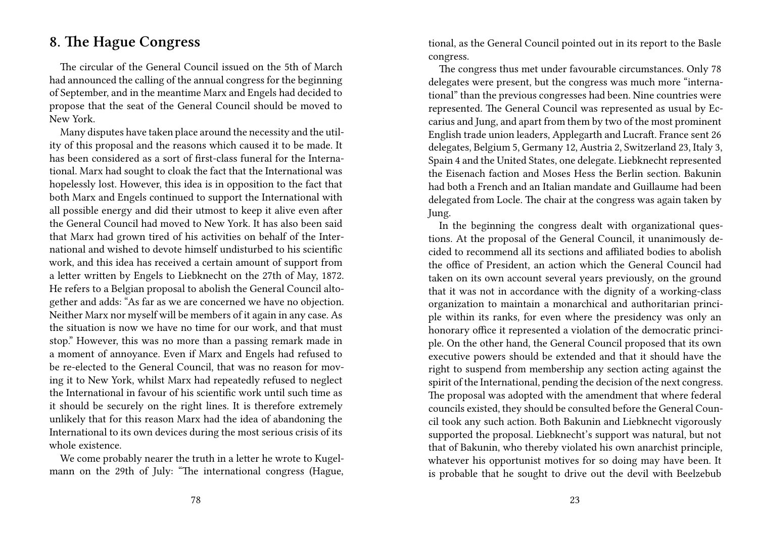## 8. The Hague Congress

The circular of the General Council issued on the 5th of March had announced the calling of the annual congress for the beginning of September, and in the meantime Marx and Engels had decided to propose that the seat of the General Council should be moved to New York.

Many disputes have taken place around the necessity and the utility of this proposal and the reasons which caused it to be made. It has been considered as a sort of first-class funeral for the International. Marx had sought to cloak the fact that the International was hopelessly lost. However, this idea is in opposition to the fact that both Marx and Engels continued to support the International with all possible energy and did their utmost to keep it alive even after the General Council had moved to New York. It has also been said that Marx had grown tired of his activities on behalf of the International and wished to devote himself undisturbed to his scientific work, and this idea has received a certain amount of support from a letter written by Engels to Liebknecht on the 27th of May, 1872. He refers to a Belgian proposal to abolish the General Council altogether and adds: "As far as we are concerned we have no objection. Neither Marx nor myself will be members of it again in any case. As the situation is now we have no time for our work, and that must stop." However, this was no more than a passing remark made in a moment of annoyance. Even if Marx and Engels had refused to be re-elected to the General Council, that was no reason for moving it to New York, whilst Marx had repeatedly refused to neglect the International in favour of his scientific work until such time as it should be securely on the right lines. It is therefore extremely unlikely that for this reason Marx had the idea of abandoning the International to its own devices during the most serious crisis of its whole existence.

We come probably nearer the truth in a letter he wrote to Kugelmann on the 29th of July: "The international congress (Hague,

tional, as the General Council pointed out in its report to the Basle congress.

The congress thus met under favourable circumstances. Only 78 delegates were present, but the congress was much more "international" than the previous congresses had been. Nine countries were represented. The General Council was represented as usual by Eccarius and Jung, and apart from them by two of the most prominent English trade union leaders, Applegarth and Lucraft. France sent 26 delegates, Belgium 5, Germany 12, Austria 2, Switzerland 23, Italy 3, Spain 4 and the United States, one delegate. Liebknecht represented the Eisenach faction and Moses Hess the Berlin section. Bakunin had both a French and an Italian mandate and Guillaume had been delegated from Locle. The chair at the congress was again taken by Jung.

In the beginning the congress dealt with organizational questions. At the proposal of the General Council, it unanimously decided to recommend all its sections and affiliated bodies to abolish the office of President, an action which the General Council had taken on its own account several years previously, on the ground that it was not in accordance with the dignity of a working-class organization to maintain a monarchical and authoritarian principle within its ranks, for even where the presidency was only an honorary office it represented a violation of the democratic principle. On the other hand, the General Council proposed that its own executive powers should be extended and that it should have the right to suspend from membership any section acting against the spirit of the International, pending the decision of the next congress. The proposal was adopted with the amendment that where federal councils existed, they should be consulted before the General Council took any such action. Both Bakunin and Liebknecht vigorously supported the proposal. Liebknecht's support was natural, but not that of Bakunin, who thereby violated his own anarchist principle, whatever his opportunist motives for so doing may have been. It is probable that he sought to drive out the devil with Beelzebub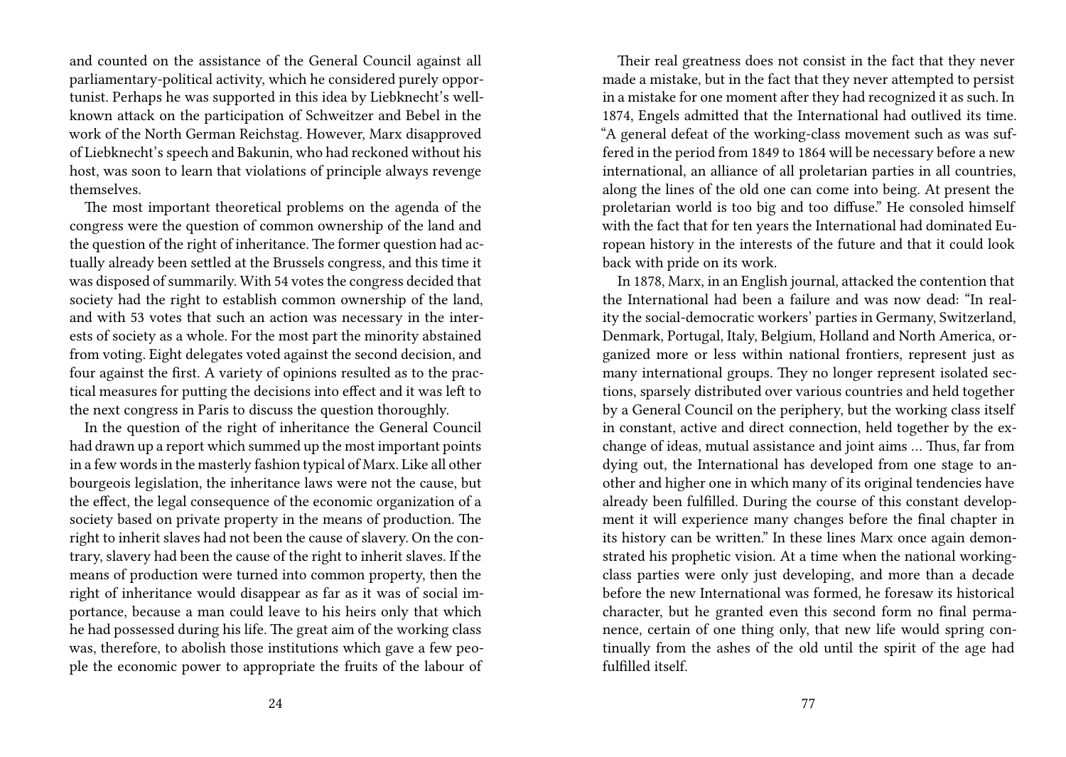and counted on the assistance of the General Council against all parliamentary-political activity, which he considered purely opportunist. Perhaps he was supported in this idea by Liebknecht's well-known attack on the participation of Schweitzer and Bebel in the work of the North German Reichstag. However, Marx disapproved of Liebknecht's speech and Bakunin, who had reckoned without his host, was soon to learn that violations of principle always revenge themselves.

The most important theoretical problems on the agenda of the congress were the question of common ownership of the land and the question of the right of inheritance. The former question had actually already been settled at the Brussels congress, and this time it was disposed of summarily. With 54 votes the congress decided that society had the right to establish common ownership of the land, and with 53 votes that such an action was necessary in the interests of society as a whole. For the most part the minority abstained from voting. Eight delegates voted against the second decision, and four against the first. A variety of opinions resulted as to the practical measures for putting the decisions into effect and it was left to the next congress in Paris to discuss the question thoroughly.

In the question of the right of inheritance the General Council had drawn up a report which summed up the most important points in a few words in the masterly fashion typical of Marx. Like all other bourgeois legislation, the inheritance laws were not the cause, but the effect, the legal consequence of the economic organization of a society based on private property in the means of production. The right to inherit slaves had not been the cause of slavery. On the contrary, slavery had been the cause of the right to inherit slaves. If the means of production were turned into common property, then the right of inheritance would disappear as far as it was of social importance, because a man could leave to his heirs only that which he had possessed during his life. The great aim of the working class was, therefore, to abolish those institutions which gave a few people the economic power to appropriate the fruits of the labour of

Their real greatness does not consist in the fact that they never made a mistake, but in the fact that they never attempted to persist in a mistake for one moment after they had recognized it as such. In 1874, Engels admitted that the International had outlived its time. "A general defeat of the working-class movement such as was suffered in the period from 1849 to 1864 will be necessary before a new international, an alliance of all proletarian parties in all countries, along the lines of the old one can come into being. At present the proletarian world is too big and too diffuse." He consoled himself with the fact that for ten years the International had dominated European history in the interests of the future and that it could look back with pride on its work.

In 1878, Marx, in an English journal, attacked the contention that the International had been a failure and was now dead: "In reality the social-democratic workers' parties in Germany, Switzerland, Denmark, Portugal, Italy, Belgium, Holland and North America, organized more or less within national frontiers, represent just as many international groups. They no longer represent isolated sections, sparsely distributed over various countries and held together by a General Council on the periphery, but the working class itself in constant, active and direct connection, held together by the exchange of ideas, mutual assistance and joint aims … Thus, far from dying out, the International has developed from one stage to another and higher one in which many of its original tendencies have already been fulfilled. During the course of this constant development it will experience many changes before the final chapter in its history can be written." In these lines Marx once again demonstrated his prophetic vision. At a time when the national working-class parties were only just developing, and more than a decade before the new International was formed, he foresaw its historical character, but he granted even this second form no final permanence, certain of one thing only, that new life would spring continually from the ashes of the old until the spirit of the age had fulfilled itself.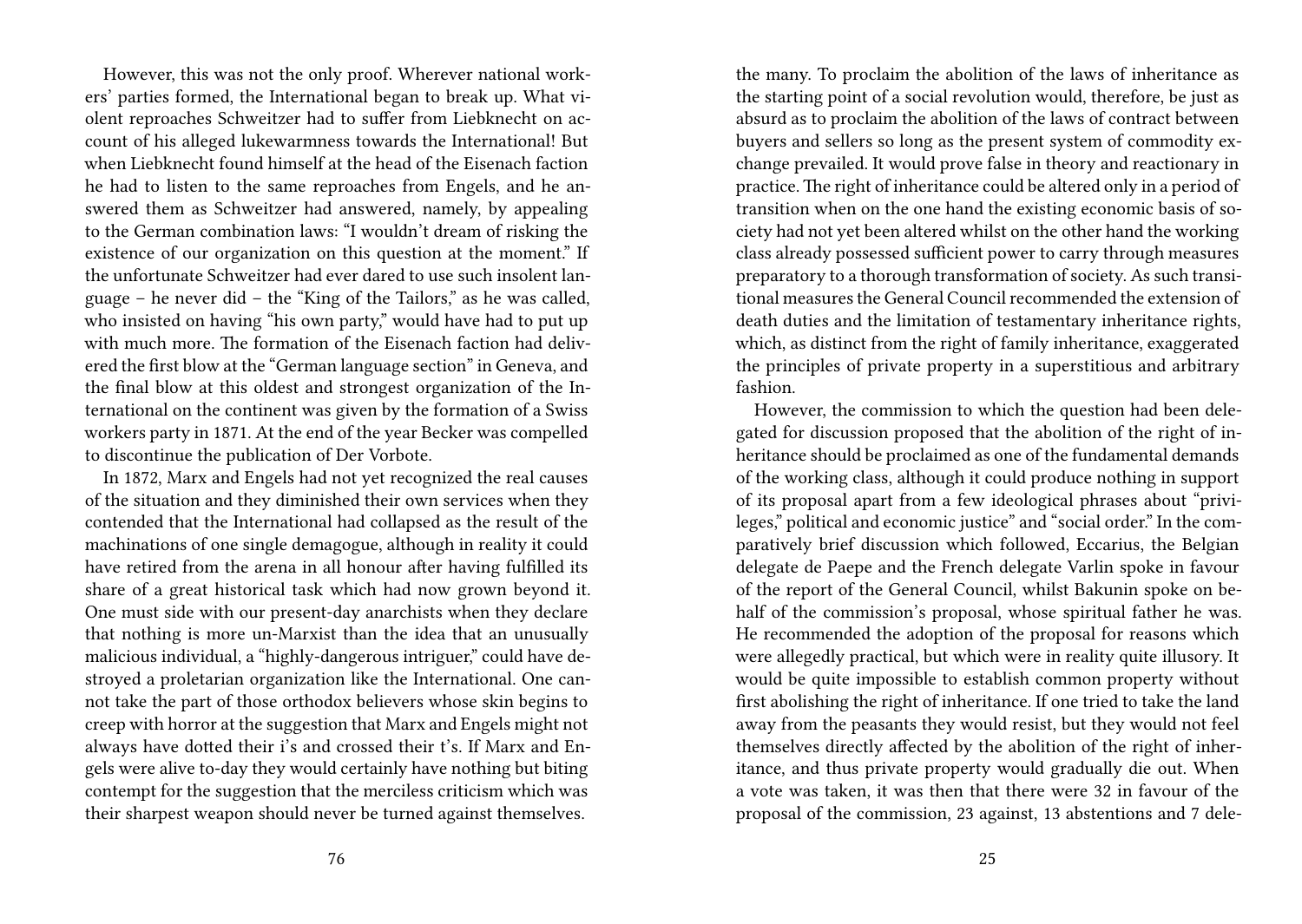However, this was not the only proof. Wherever national workers' parties formed, the International began to break up. What violent reproaches Schweitzer had to suffer from Liebknecht on account of his alleged lukewarmness towards the International! But when Liebknecht found himself at the head of the Eisenach faction he had to listen to the same reproaches from Engels, and he answered them as Schweitzer had answered, namely, by appealing to the German combination laws: "I wouldn't dream of risking the existence of our organization on this question at the moment." If the unfortunate Schweitzer had ever dared to use such insolent language – he never did – the "King of the Tailors," as he was called, who insisted on having "his own party," would have had to put up with much more. The formation of the Eisenach faction had delivered the first blow at the "German language section" in Geneva, and the final blow at this oldest and strongest organization of the International on the continent was given by the formation of a Swiss workers party in 1871. At the end of the year Becker was compelled to discontinue the publication of Der Vorbote.

In 1872, Marx and Engels had not yet recognized the real causes of the situation and they diminished their own services when they contended that the International had collapsed as the result of the machinations of one single demagogue, although in reality it could have retired from the arena in all honour after having fulfilled its share of a great historical task which had now grown beyond it. One must side with our present-day anarchists when they declare that nothing is more un-Marxist than the idea that an unusually malicious individual, a "highly-dangerous intriguer," could have destroyed a proletarian organization like the International. One cannot take the part of those orthodox believers whose skin begins to creep with horror at the suggestion that Marx and Engels might not always have dotted their i's and crossed their t's. If Marx and Engels were alive to-day they would certainly have nothing but biting contempt for the suggestion that the merciless criticism which was their sharpest weapon should never be turned against themselves.

the many. To proclaim the abolition of the laws of inheritance as the starting point of a social revolution would, therefore, be just as absurd as to proclaim the abolition of the laws of contract between buyers and sellers so long as the present system of commodity exchange prevailed. It would prove false in theory and reactionary in practice. The right of inheritance could be altered only in a period of transition when on the one hand the existing economic basis of society had not yet been altered whilst on the other hand the working class already possessed sufficient power to carry through measures preparatory to a thorough transformation of society. As such transitional measures the General Council recommended the extension of death duties and the limitation of testamentary inheritance rights, which, as distinct from the right of family inheritance, exaggerated the principles of private property in a superstitious and arbitrary fashion.

However, the commission to which the question had been delegated for discussion proposed that the abolition of the right of inheritance should be proclaimed as one of the fundamental demands of the working class, although it could produce nothing in support of its proposal apart from a few ideological phrases about "privileges," political and economic justice" and "social order." In the comparatively brief discussion which followed, Eccarius, the Belgian delegate de Paepe and the French delegate Varlin spoke in favour of the report of the General Council, whilst Bakunin spoke on behalf of the commission's proposal, whose spiritual father he was. He recommended the adoption of the proposal for reasons which were allegedly practical, but which were in reality quite illusory. It would be quite impossible to establish common property without first abolishing the right of inheritance. If one tried to take the land away from the peasants they would resist, but they would not feel themselves directly affected by the abolition of the right of inheritance, and thus private property would gradually die out. When a vote was taken, it was then that there were 32 in favour of the proposal of the commission, 23 against, 13 abstentions and 7 dele-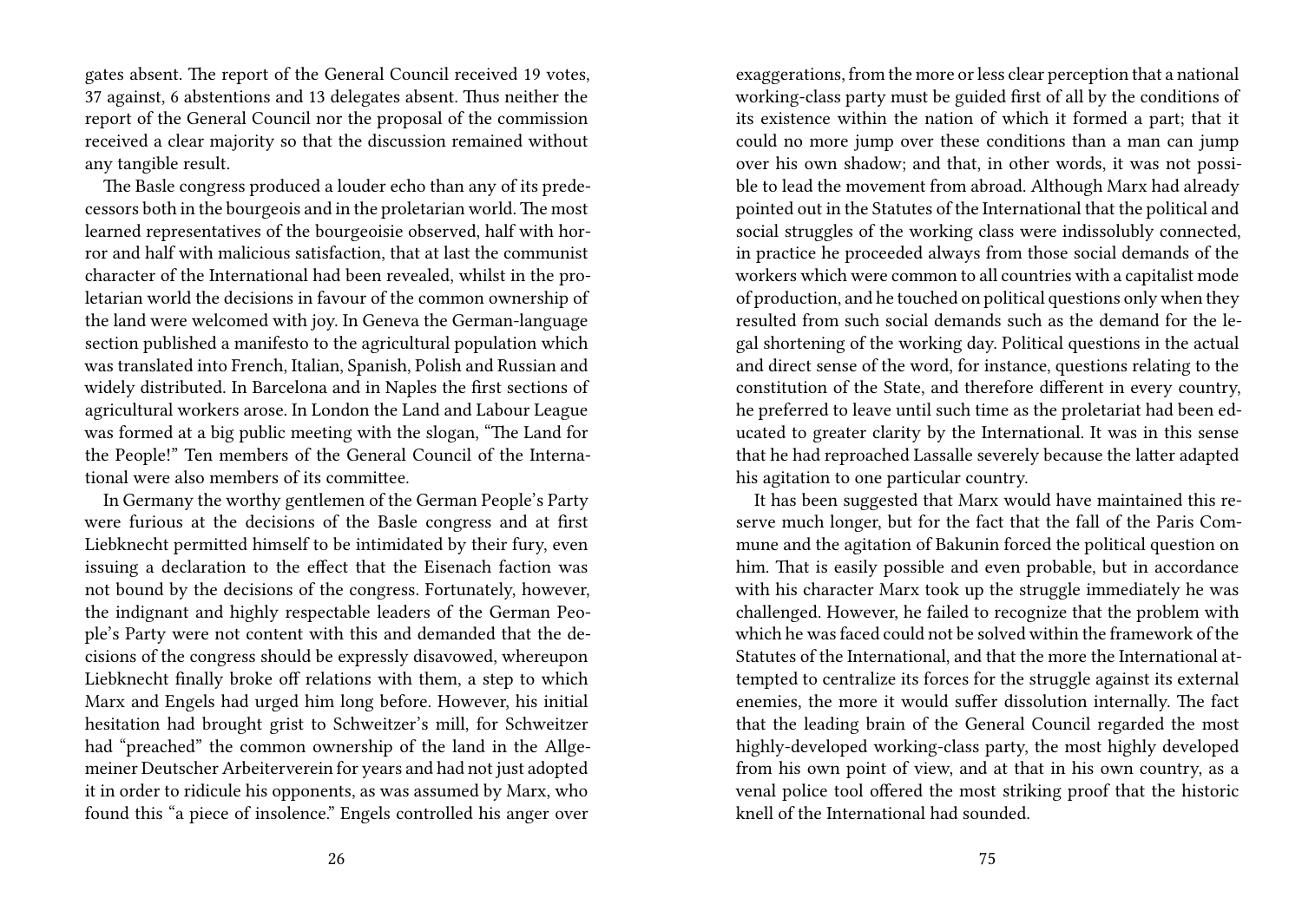gates absent. The report of the General Council received 19 votes, 37 against, 6 abstentions and 13 delegates absent. Thus neither the report of the General Council nor the proposal of the commission received a clear majority so that the discussion remained without any tangible result.

The Basle congress produced a louder echo than any of its predecessors both in the bourgeois and in the proletarian world. The most learned representatives of the bourgeoisie observed, half with horror and half with malicious satisfaction, that at last the communist character of the International had been revealed, whilst in the proletarian world the decisions in favour of the common ownership of the land were welcomed with joy. In Geneva the German-language section published a manifesto to the agricultural population which was translated into French, Italian, Spanish, Polish and Russian and widely distributed. In Barcelona and in Naples the first sections of agricultural workers arose. In London the Land and Labour League was formed at a big public meeting with the slogan, "The Land for the People!" Ten members of the General Council of the International were also members of its committee.

In Germany the worthy gentlemen of the German People's Party were furious at the decisions of the Basle congress and at first Liebknecht permitted himself to be intimidated by their fury, even issuing a declaration to the effect that the Eisenach faction was not bound by the decisions of the congress. Fortunately, however, the indignant and highly respectable leaders of the German People's Party were not content with this and demanded that the decisions of the congress should be expressly disavowed, whereupon Liebknecht finally broke off relations with them, a step to which Marx and Engels had urged him long before. However, his initial hesitation had brought grist to Schweitzer's mill, for Schweitzer had "preached" the common ownership of the land in the Allgemeiner Deutscher Arbeiterverein for years and had not just adopted it in order to ridicule his opponents, as was assumed by Marx, who found this "a piece of insolence." Engels controlled his anger over

exaggerations, from the more or less clear perception that a national working-class party must be guided first of all by the conditions of its existence within the nation of which it formed a part; that it could no more jump over these conditions than a man can jump over his own shadow; and that, in other words, it was not possible to lead the movement from abroad. Although Marx had already pointed out in the Statutes of the International that the political and social struggles of the working class were indissolubly connected, in practice he proceeded always from those social demands of the workers which were common to all countries with a capitalist mode of production, and he touched on political questions only when they resulted from such social demands such as the demand for the legal shortening of the working day. Political questions in the actual and direct sense of the word, for instance, questions relating to the constitution of the State, and therefore different in every country, he preferred to leave until such time as the proletariat had been educated to greater clarity by the International. It was in this sense that he had reproached Lassalle severely because the latter adapted his agitation to one particular country.

It has been suggested that Marx would have maintained this reserve much longer, but for the fact that the fall of the Paris Commune and the agitation of Bakunin forced the political question on him. That is easily possible and even probable, but in accordance with his character Marx took up the struggle immediately he was challenged. However, he failed to recognize that the problem with which he was faced could not be solved within the framework of the Statutes of the International, and that the more the International attempted to centralize its forces for the struggle against its external enemies, the more it would suffer dissolution internally. The fact that the leading brain of the General Council regarded the most highly-developed working-class party, the most highly developed from his own point of view, and at that in his own country, as a venal police tool offered the most striking proof that the historic knell of the International had sounded.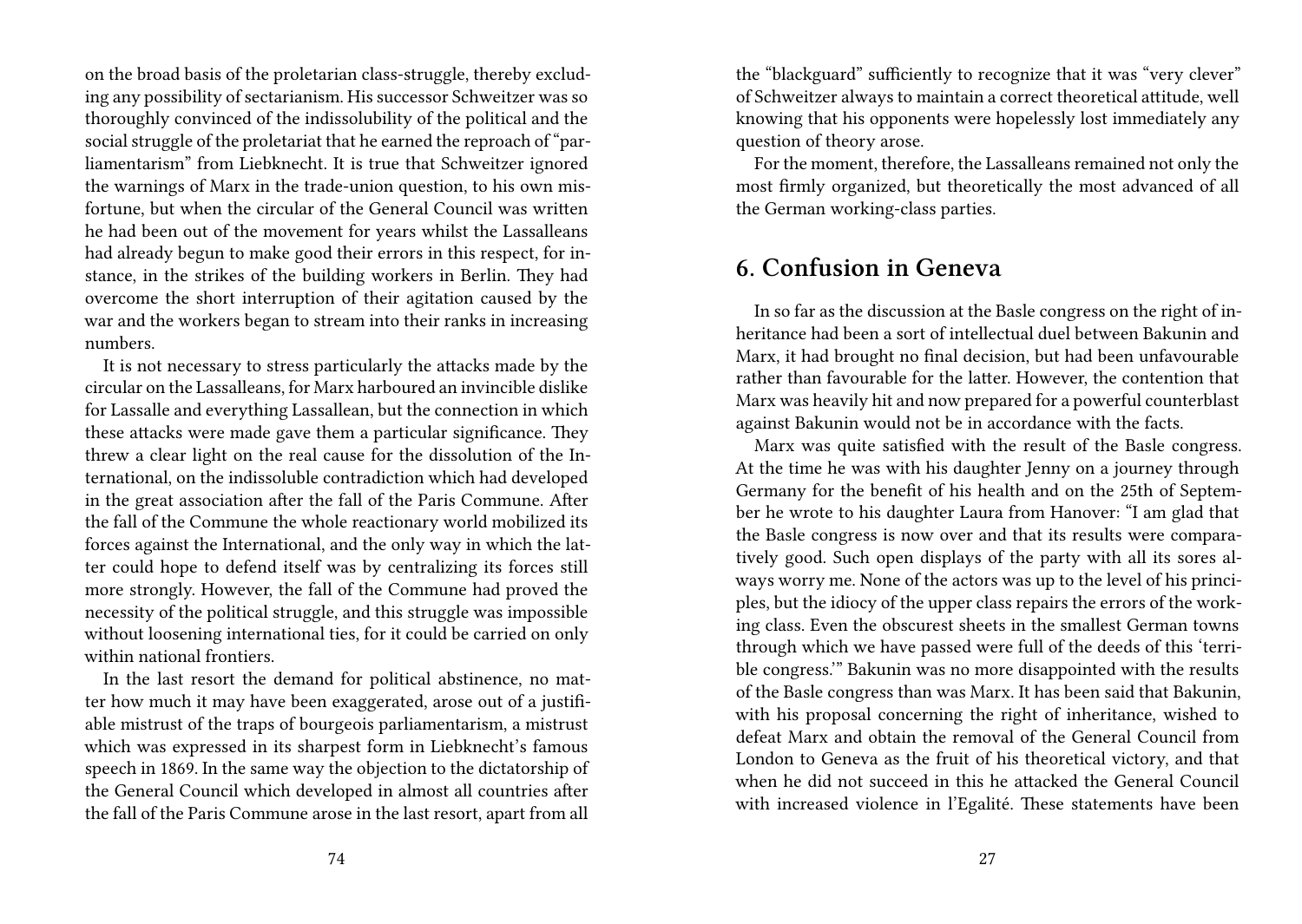on the broad basis of the proletarian class-struggle, thereby excluding any possibility of sectarianism. His successor Schweitzer was so thoroughly convinced of the indissolubility of the political and the social struggle of the proletariat that he earned the reproach of "parliamentarism" from Liebknecht. It is true that Schweitzer ignored the warnings of Marx in the trade-union question, to his own misfortune, but when the circular of the General Council was written he had been out of the movement for years whilst the Lassalleans had already begun to make good their errors in this respect, for instance, in the strikes of the building workers in Berlin. They had overcome the short interruption of their agitation caused by the war and the workers began to stream into their ranks in increasing numbers.

It is not necessary to stress particularly the attacks made by the circular on the Lassalleans, for Marx harboured an invincible dislike for Lassalle and everything Lassallean, but the connection in which these attacks were made gave them a particular significance. They threw a clear light on the real cause for the dissolution of the International, on the indissoluble contradiction which had developed in the great association after the fall of the Paris Commune. After the fall of the Commune the whole reactionary world mobilized its forces against the International, and the only way in which the latter could hope to defend itself was by centralizing its forces still more strongly. However, the fall of the Commune had proved the necessity of the political struggle, and this struggle was impossible without loosening international ties, for it could be carried on only within national frontiers.

In the last resort the demand for political abstinence, no matter how much it may have been exaggerated, arose out of a justifiable mistrust of the traps of bourgeois parliamentarism, a mistrust which was expressed in its sharpest form in Liebknecht's famous speech in 1869. In the same way the objection to the dictatorship of the General Council which developed in almost all countries after the fall of the Paris Commune arose in the last resort, apart from all

the "blackguard" sufficiently to recognize that it was "very clever" of Schweitzer always to maintain a correct theoretical attitude, well knowing that his opponents were hopelessly lost immediately any question of theory arose.

For the moment, therefore, the Lassalleans remained not only the most firmly organized, but theoretically the most advanced of all the German working-class parties.

## 6. Confusion in Geneva

In so far as the discussion at the Basle congress on the right of inheritance had been a sort of intellectual duel between Bakunin and Marx, it had brought no final decision, but had been unfavourable rather than favourable for the latter. However, the contention that Marx was heavily hit and now prepared for a powerful counterblast against Bakunin would not be in accordance with the facts.

Marx was quite satisfied with the result of the Basle congress. At the time he was with his daughter Jenny on a journey through Germany for the benefit of his health and on the 25th of September he wrote to his daughter Laura from Hanover: "I am glad that the Basle congress is now over and that its results were comparatively good. Such open displays of the party with all its sores always worry me. None of the actors was up to the level of his principles, but the idiocy of the upper class repairs the errors of the working class. Even the obscurest sheets in the smallest German towns through which we have passed were full of the deeds of this 'terrible congress.'" Bakunin was no more disappointed with the results of the Basle congress than was Marx. It has been said that Bakunin, with his proposal concerning the right of inheritance, wished to defeat Marx and obtain the removal of the General Council from London to Geneva as the fruit of his theoretical victory, and that when he did not succeed in this he attacked the General Council with increased violence in l'Egalité. These statements have been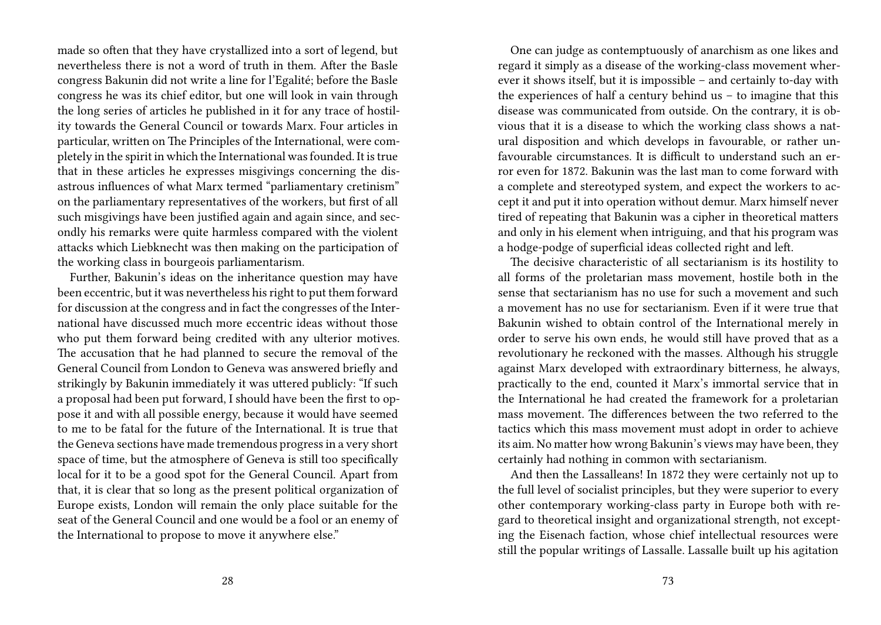made so often that they have crystallized into a sort of legend, but nevertheless there is not a word of truth in them. After the Basle congress Bakunin did not write a line for l'Egalité; before the Basle congress he was its chief editor, but one will look in vain through the long series of articles he published in it for any trace of hostility towards the General Council or towards Marx. Four articles in particular, written on The Principles of the International, were completely in the spirit in which the International was founded. It is true that in these articles he expresses misgivings concerning the disastrous influences of what Marx termed "parliamentary cretinism" on the parliamentary representatives of the workers, but first of all such misgivings have been justified again and again since, and secondly his remarks were quite harmless compared with the violent attacks which Liebknecht was then making on the participation of the working class in bourgeois parliamentarism.

Further, Bakunin's ideas on the inheritance question may have been eccentric, but it was nevertheless his right to put them forward for discussion at the congress and in fact the congresses of the International have discussed much more eccentric ideas without those who put them forward being credited with any ulterior motives. The accusation that he had planned to secure the removal of the General Council from London to Geneva was answered briefly and strikingly by Bakunin immediately it was uttered publicly: "If such a proposal had been put forward, I should have been the first to oppose it and with all possible energy, because it would have seemed to me to be fatal for the future of the International. It is true that the Geneva sections have made tremendous progress in a very short space of time, but the atmosphere of Geneva is still too specifically local for it to be a good spot for the General Council. Apart from that, it is clear that so long as the present political organization of Europe exists, London will remain the only place suitable for the seat of the General Council and one would be a fool or an enemy of the International to propose to move it anywhere else."

One can judge as contemptuously of anarchism as one likes and regard it simply as a disease of the working-class movement wherever it shows itself, but it is impossible – and certainly to-day with the experiences of half a century behind us – to imagine that this disease was communicated from outside. On the contrary, it is obvious that it is a disease to which the working class shows a natural disposition and which develops in favourable, or rather unfavourable circumstances. It is difficult to understand such an error even for 1872. Bakunin was the last man to come forward with a complete and stereotyped system, and expect the workers to accept it and put it into operation without demur. Marx himself never tired of repeating that Bakunin was a cipher in theoretical matters and only in his element when intriguing, and that his program was a hodge-podge of superficial ideas collected right and left.

The decisive characteristic of all sectarianism is its hostility to all forms of the proletarian mass movement, hostile both in the sense that sectarianism has no use for such a movement and such a movement has no use for sectarianism. Even if it were true that Bakunin wished to obtain control of the International merely in order to serve his own ends, he would still have proved that as a revolutionary he reckoned with the masses. Although his struggle against Marx developed with extraordinary bitterness, he always, practically to the end, counted it Marx's immortal service that in the International he had created the framework for a proletarian mass movement. The differences between the two referred to the tactics which this mass movement must adopt in order to achieve its aim. No matter how wrong Bakunin's views may have been, they certainly had nothing in common with sectarianism.

And then the Lassalleans! In 1872 they were certainly not up to the full level of socialist principles, but they were superior to every other contemporary working-class party in Europe both with regard to theoretical insight and organizational strength, not excepting the Eisenach faction, whose chief intellectual resources were still the popular writings of Lassalle. Lassalle built up his agitation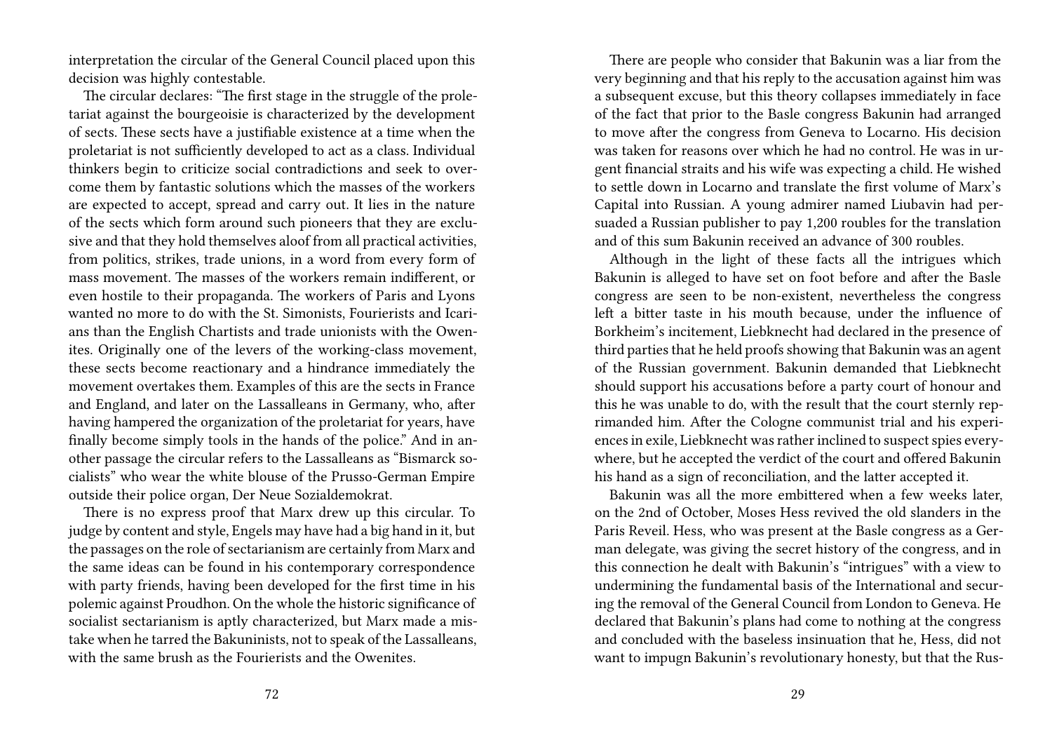interpretation the circular of the General Council placed upon this decision was highly contestable.

The circular declares: "The first stage in the struggle of the proletariat against the bourgeoisie is characterized by the development of sects. These sects have a justifiable existence at a time when the proletariat is not sufficiently developed to act as a class. Individual thinkers begin to criticize social contradictions and seek to overcome them by fantastic solutions which the masses of the workers are expected to accept, spread and carry out. It lies in the nature of the sects which form around such pioneers that they are exclusive and that they hold themselves aloof from all practical activities, from politics, strikes, trade unions, in a word from every form of mass movement. The masses of the workers remain indifferent, or even hostile to their propaganda. The workers of Paris and Lyons wanted no more to do with the St. Simonists, Fourierists and Icarians than the English Chartists and trade unionists with the Owenites. Originally one of the levers of the working-class movement, these sects become reactionary and a hindrance immediately the movement overtakes them. Examples of this are the sects in France and England, and later on the Lassalleans in Germany, who, after having hampered the organization of the proletariat for years, have finally become simply tools in the hands of the police." And in another passage the circular refers to the Lassalleans as "Bismarck socialists" who wear the white blouse of the Prusso-German Empire outside their police organ, Der Neue Sozialdemokrat.

There is no express proof that Marx drew up this circular. To judge by content and style, Engels may have had a big hand in it, but the passages on the role of sectarianism are certainly from Marx and the same ideas can be found in his contemporary correspondence with party friends, having been developed for the first time in his polemic against Proudhon. On the whole the historic significance of socialist sectarianism is aptly characterized, but Marx made a mistake when he tarred the Bakuninists, not to speak of the Lassalleans, with the same brush as the Fourierists and the Owenites.

There are people who consider that Bakunin was a liar from the very beginning and that his reply to the accusation against him was a subsequent excuse, but this theory collapses immediately in face of the fact that prior to the Basle congress Bakunin had arranged to move after the congress from Geneva to Locarno. His decision was taken for reasons over which he had no control. He was in urgent financial straits and his wife was expecting a child. He wished to settle down in Locarno and translate the first volume of Marx's Capital into Russian. A young admirer named Liubavin had persuaded a Russian publisher to pay 1,200 roubles for the translation and of this sum Bakunin received an advance of 300 roubles.

Although in the light of these facts all the intrigues which Bakunin is alleged to have set on foot before and after the Basle congress are seen to be non-existent, nevertheless the congress left a bitter taste in his mouth because, under the influence of Borkheim's incitement, Liebknecht had declared in the presence of third parties that he held proofs showing that Bakunin was an agent of the Russian government. Bakunin demanded that Liebknecht should support his accusations before a party court of honour and this he was unable to do, with the result that the court sternly reprimanded him. After the Cologne communist trial and his experiences in exile, Liebknecht was rather inclined to suspect spies everywhere, but he accepted the verdict of the court and offered Bakunin his hand as a sign of reconciliation, and the latter accepted it.

Bakunin was all the more embittered when a few weeks later, on the 2nd of October, Moses Hess revived the old slanders in the Paris Reveil. Hess, who was present at the Basle congress as a German delegate, was giving the secret history of the congress, and in this connection he dealt with Bakunin's "intrigues" with a view to undermining the fundamental basis of the International and securing the removal of the General Council from London to Geneva. He declared that Bakunin's plans had come to nothing at the congress and concluded with the baseless insinuation that he, Hess, did not want to impugn Bakunin's revolutionary honesty, but that the Rus-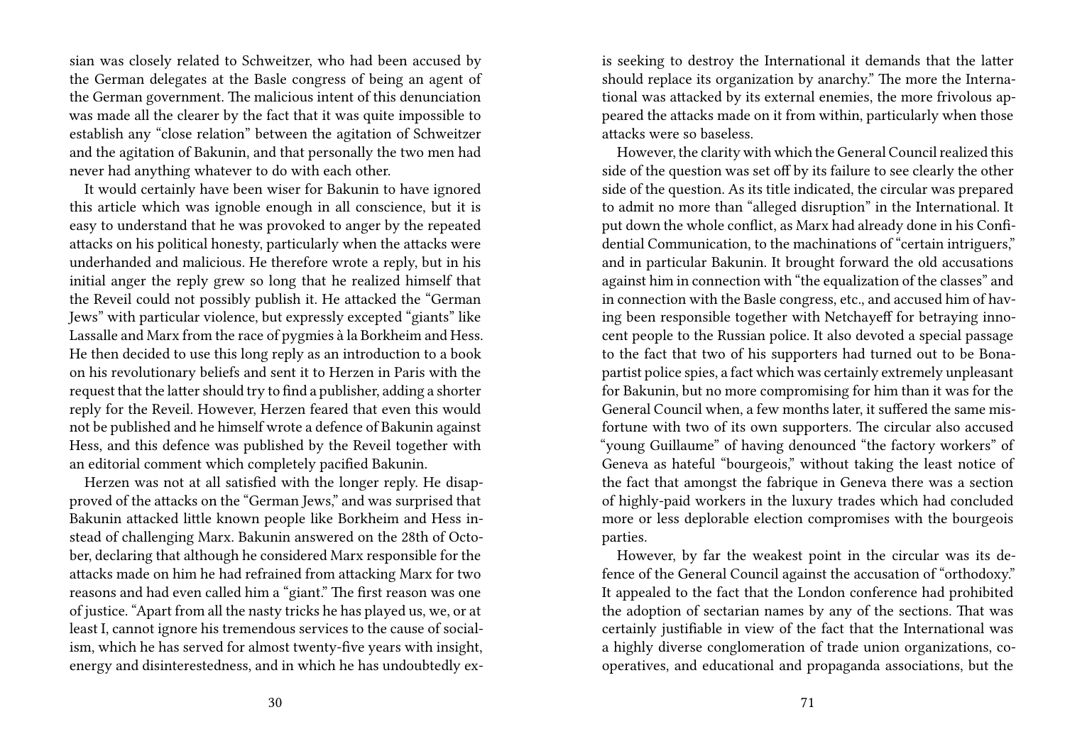sian was closely related to Schweitzer, who had been accused by the German delegates at the Basle congress of being an agent of the German government. The malicious intent of this denunciation was made all the clearer by the fact that it was quite impossible to establish any "close relation" between the agitation of Schweitzer and the agitation of Bakunin, and that personally the two men had never had anything whatever to do with each other.

It would certainly have been wiser for Bakunin to have ignored this article which was ignoble enough in all conscience, but it is easy to understand that he was provoked to anger by the repeated attacks on his political honesty, particularly when the attacks were underhanded and malicious. He therefore wrote a reply, but in his initial anger the reply grew so long that he realized himself that the Reveil could not possibly publish it. He attacked the "German Jews" with particular violence, but expressly excepted "giants" like Lassalle and Marx from the race of pygmies à la Borkheim and Hess. He then decided to use this long reply as an introduction to a book on his revolutionary beliefs and sent it to Herzen in Paris with the request that the latter should try to find a publisher, adding a shorter reply for the Reveil. However, Herzen feared that even this would not be published and he himself wrote a defence of Bakunin against Hess, and this defence was published by the Reveil together with an editorial comment which completely pacified Bakunin.

Herzen was not at all satisfied with the longer reply. He disapproved of the attacks on the "German Jews," and was surprised that Bakunin attacked little known people like Borkheim and Hess instead of challenging Marx. Bakunin answered on the 28th of October, declaring that although he considered Marx responsible for the attacks made on him he had refrained from attacking Marx for two reasons and had even called him a "giant." The first reason was one of justice. "Apart from all the nasty tricks he has played us, we, or at least I, cannot ignore his tremendous services to the cause of socialism, which he has served for almost twenty-five years with insight, energy and disinterestedness, and in which he has undoubtedly ex-

is seeking to destroy the International it demands that the latter should replace its organization by anarchy." The more the International was attacked by its external enemies, the more frivolous appeared the attacks made on it from within, particularly when those attacks were so baseless.

However, the clarity with which the General Council realized this side of the question was set off by its failure to see clearly the other side of the question. As its title indicated, the circular was prepared to admit no more than "alleged disruption" in the International. It put down the whole conflict, as Marx had already done in his Confidential Communication, to the machinations of "certain intriguers," and in particular Bakunin. It brought forward the old accusations against him in connection with "the equalization of the classes" and in connection with the Basle congress, etc., and accused him of having been responsible together with Netchayeff for betraying innocent people to the Russian police. It also devoted a special passage to the fact that two of his supporters had turned out to be Bonapartist police spies, a fact which was certainly extremely unpleasant for Bakunin, but no more compromising for him than it was for the General Council when, a few months later, it suffered the same misfortune with two of its own supporters. The circular also accused "young Guillaume" of having denounced "the factory workers" of Geneva as hateful "bourgeois," without taking the least notice of the fact that amongst the fabrique in Geneva there was a section of highly-paid workers in the luxury trades which had concluded more or less deplorable election compromises with the bourgeois parties.

However, by far the weakest point in the circular was its defence of the General Council against the accusation of "orthodoxy." It appealed to the fact that the London conference had prohibited the adoption of sectarian names by any of the sections. That was certainly justifiable in view of the fact that the International was a highly diverse conglomeration of trade union organizations, cooperatives, and educational and propaganda associations, but the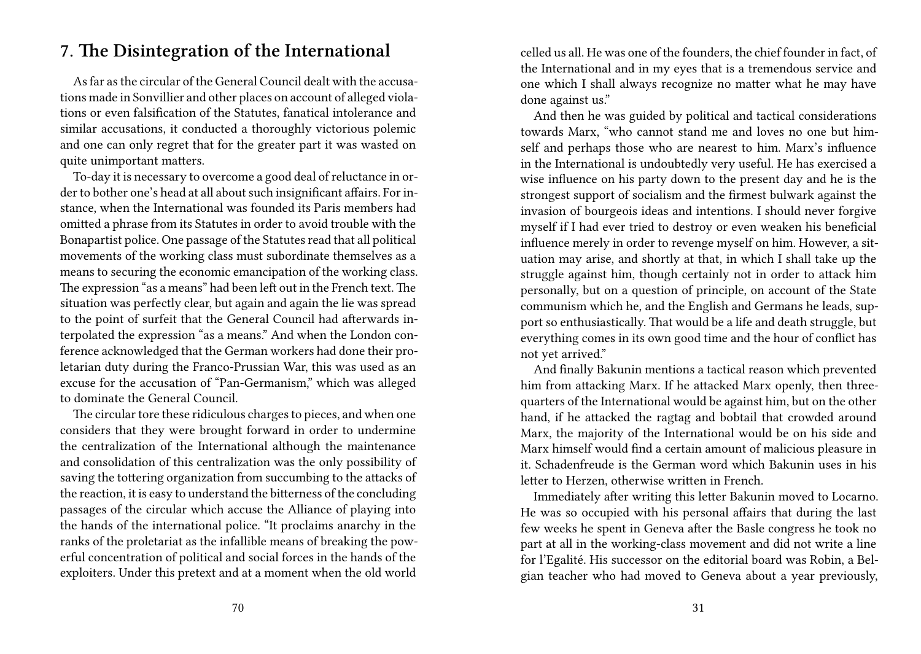## 7. The Disintegration of the International

As far as the circular of the General Council dealt with the accusations made in Sonvillier and other places on account of alleged violations or even falsification of the Statutes, fanatical intolerance and similar accusations, it conducted a thoroughly victorious polemic and one can only regret that for the greater part it was wasted on quite unimportant matters.

To-day it is necessary to overcome a good deal of reluctance in order to bother one's head at all about such insignificant affairs. For instance, when the International was founded its Paris members had omitted a phrase from its Statutes in order to avoid trouble with the Bonapartist police. One passage of the Statutes read that all political movements of the working class must subordinate themselves as a means to securing the economic emancipation of the working class. The expression "as a means" had been left out in the French text. The situation was perfectly clear, but again and again the lie was spread to the point of surfeit that the General Council had afterwards interpolated the expression "as a means." And when the London conference acknowledged that the German workers had done their proletarian duty during the Franco-Prussian War, this was used as an excuse for the accusation of "Pan-Germanism," which was alleged to dominate the General Council.

The circular tore these ridiculous charges to pieces, and when one considers that they were brought forward in order to undermine the centralization of the International although the maintenance and consolidation of this centralization was the only possibility of saving the tottering organization from succumbing to the attacks of the reaction, it is easy to understand the bitterness of the concluding passages of the circular which accuse the Alliance of playing into the hands of the international police. "It proclaims anarchy in the ranks of the proletariat as the infallible means of breaking the powerful concentration of political and social forces in the hands of the exploiters. Under this pretext and at a moment when the old world

celled us all. He was one of the founders, the chief founder in fact, of the International and in my eyes that is a tremendous service and one which I shall always recognize no matter what he may have done against us."

And then he was guided by political and tactical considerations towards Marx, "who cannot stand me and loves no one but himself and perhaps those who are nearest to him. Marx's influence in the International is undoubtedly very useful. He has exercised a wise influence on his party down to the present day and he is the strongest support of socialism and the firmest bulwark against the invasion of bourgeois ideas and intentions. I should never forgive myself if I had ever tried to destroy or even weaken his beneficial influence merely in order to revenge myself on him. However, a situation may arise, and shortly at that, in which I shall take up the struggle against him, though certainly not in order to attack him personally, but on a question of principle, on account of the State communism which he, and the English and Germans he leads, support so enthusiastically. That would be a life and death struggle, but everything comes in its own good time and the hour of conflict has not yet arrived."

And finally Bakunin mentions a tactical reason which prevented him from attacking Marx. If he attacked Marx openly, then three-quarters of the International would be against him, but on the other hand, if he attacked the ragtag and bobtail that crowded around Marx, the majority of the International would be on his side and Marx himself would find a certain amount of malicious pleasure in it. Schadenfreude is the German word which Bakunin uses in his letter to Herzen, otherwise written in French.

Immediately after writing this letter Bakunin moved to Locarno. He was so occupied with his personal affairs that during the last few weeks he spent in Geneva after the Basle congress he took no part at all in the working-class movement and did not write a line for l'Egalité. His successor on the editorial board was Robin, a Belgian teacher who had moved to Geneva about a year previously,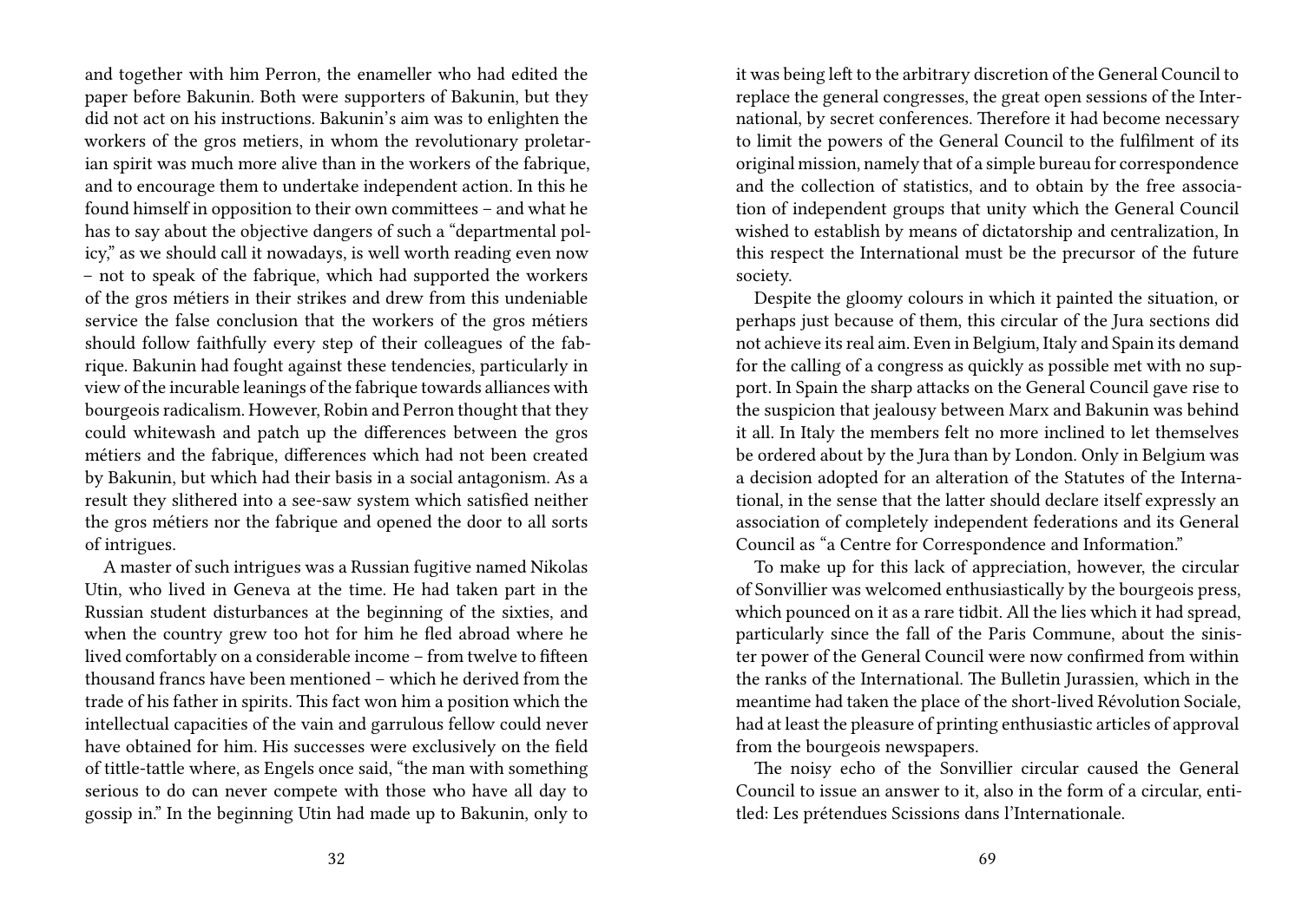and together with him Perron, the enameller who had edited the paper before Bakunin. Both were supporters of Bakunin, but they did not act on his instructions. Bakunin's aim was to enlighten the workers of the gros metiers, in whom the revolutionary proletarian spirit was much more alive than in the workers of the fabrique, and to encourage them to undertake independent action. In this he found himself in opposition to their own committees – and what he has to say about the objective dangers of such a "departmental policy," as we should call it nowadays, is well worth reading even now – not to speak of the fabrique, which had supported the workers of the gros métiers in their strikes and drew from this undeniable service the false conclusion that the workers of the gros métiers should follow faithfully every step of their colleagues of the fabrique. Bakunin had fought against these tendencies, particularly in view of the incurable leanings of the fabrique towards alliances with bourgeois radicalism. However, Robin and Perron thought that they could whitewash and patch up the differences between the gros métiers and the fabrique, differences which had not been created by Bakunin, but which had their basis in a social antagonism. As a result they slithered into a see-saw system which satisfied neither the gros métiers nor the fabrique and opened the door to all sorts of intrigues.

A master of such intrigues was a Russian fugitive named Nikolas Utin, who lived in Geneva at the time. He had taken part in the Russian student disturbances at the beginning of the sixties, and when the country grew too hot for him he fled abroad where he lived comfortably on a considerable income – from twelve to fifteen thousand francs have been mentioned – which he derived from the trade of his father in spirits. This fact won him a position which the intellectual capacities of the vain and garrulous fellow could never have obtained for him. His successes were exclusively on the field of tittle-tattle where, as Engels once said, "the man with something serious to do can never compete with those who have all day to gossip in." In the beginning Utin had made up to Bakunin, only to

it was being left to the arbitrary discretion of the General Council to replace the general congresses, the great open sessions of the International, by secret conferences. Therefore it had become necessary to limit the powers of the General Council to the fulfilment of its original mission, namely that of a simple bureau for correspondence and the collection of statistics, and to obtain by the free association of independent groups that unity which the General Council wished to establish by means of dictatorship and centralization, In this respect the International must be the precursor of the future society.

Despite the gloomy colours in which it painted the situation, or perhaps just because of them, this circular of the Jura sections did not achieve its real aim. Even in Belgium, Italy and Spain its demand for the calling of a congress as quickly as possible met with no support. In Spain the sharp attacks on the General Council gave rise to the suspicion that jealousy between Marx and Bakunin was behind it all. In Italy the members felt no more inclined to let themselves be ordered about by the Jura than by London. Only in Belgium was a decision adopted for an alteration of the Statutes of the International, in the sense that the latter should declare itself expressly an association of completely independent federations and its General Council as "a Centre for Correspondence and Information."

To make up for this lack of appreciation, however, the circular of Sonvillier was welcomed enthusiastically by the bourgeois press, which pounced on it as a rare tidbit. All the lies which it had spread, particularly since the fall of the Paris Commune, about the sinister power of the General Council were now confirmed from within the ranks of the International. The Bulletin Jurassien, which in the meantime had taken the place of the short-lived Révolution Sociale, had at least the pleasure of printing enthusiastic articles of approval from the bourgeois newspapers.

The noisy echo of the Sonvillier circular caused the General Council to issue an answer to it, also in the form of a circular, entitled: Les prétendues Scissions dans l'Internationale.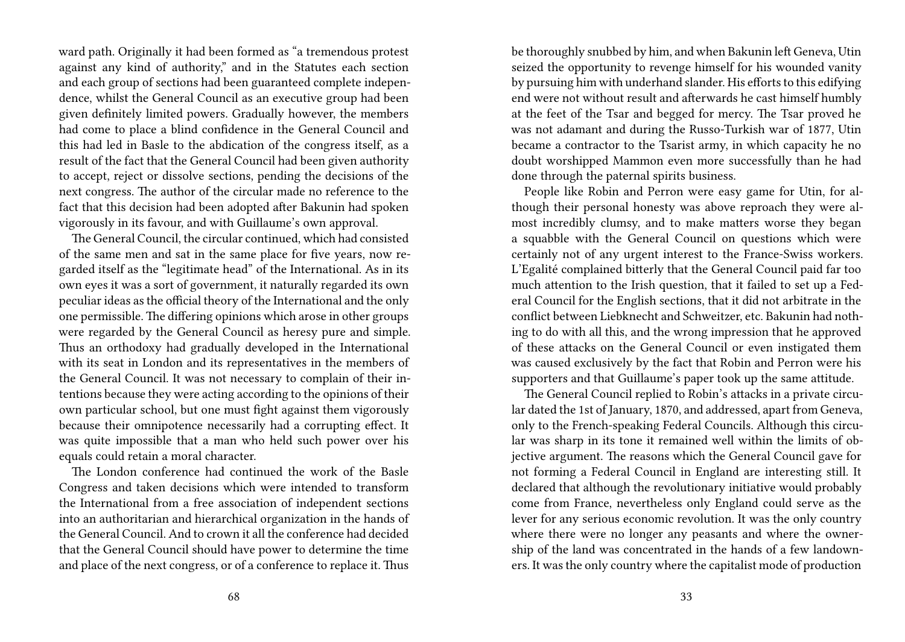ward path. Originally it had been formed as "a tremendous protest against any kind of authority," and in the Statutes each section and each group of sections had been guaranteed complete independence, whilst the General Council as an executive group had been given definitely limited powers. Gradually however, the members had come to place a blind confidence in the General Council and this had led in Basle to the abdication of the congress itself, as a result of the fact that the General Council had been given authority to accept, reject or dissolve sections, pending the decisions of the next congress. The author of the circular made no reference to the fact that this decision had been adopted after Bakunin had spoken vigorously in its favour, and with Guillaume's own approval.

The General Council, the circular continued, which had consisted of the same men and sat in the same place for five years, now regarded itself as the "legitimate head" of the International. As in its own eyes it was a sort of government, it naturally regarded its own peculiar ideas as the official theory of the International and the only one permissible. The differing opinions which arose in other groups were regarded by the General Council as heresy pure and simple. Thus an orthodoxy had gradually developed in the International with its seat in London and its representatives in the members of the General Council. It was not necessary to complain of their intentions because they were acting according to the opinions of their own particular school, but one must fight against them vigorously because their omnipotence necessarily had a corrupting effect. It was quite impossible that a man who held such power over his equals could retain a moral character.

The London conference had continued the work of the Basle Congress and taken decisions which were intended to transform the International from a free association of independent sections into an authoritarian and hierarchical organization in the hands of the General Council. And to crown it all the conference had decided that the General Council should have power to determine the time and place of the next congress, or of a conference to replace it. Thus

be thoroughly snubbed by him, and when Bakunin left Geneva, Utin seized the opportunity to revenge himself for his wounded vanity by pursuing him with underhand slander. His efforts to this edifying end were not without result and afterwards he cast himself humbly at the feet of the Tsar and begged for mercy. The Tsar proved he was not adamant and during the Russo-Turkish war of 1877, Utin became a contractor to the Tsarist army, in which capacity he no doubt worshipped Mammon even more successfully than he had done through the paternal spirits business.

People like Robin and Perron were easy game for Utin, for although their personal honesty was above reproach they were almost incredibly clumsy, and to make matters worse they began a squabble with the General Council on questions which were certainly not of any urgent interest to the France-Swiss workers. L'Egalité complained bitterly that the General Council paid far too much attention to the Irish question, that it failed to set up a Federal Council for the English sections, that it did not arbitrate in the conflict between Liebknecht and Schweitzer, etc. Bakunin had nothing to do with all this, and the wrong impression that he approved of these attacks on the General Council or even instigated them was caused exclusively by the fact that Robin and Perron were his supporters and that Guillaume's paper took up the same attitude.

The General Council replied to Robin's attacks in a private circular dated the 1st of January, 1870, and addressed, apart from Geneva, only to the French-speaking Federal Councils. Although this circular was sharp in its tone it remained well within the limits of objective argument. The reasons which the General Council gave for not forming a Federal Council in England are interesting still. It declared that although the revolutionary initiative would probably come from France, nevertheless only England could serve as the lever for any serious economic revolution. It was the only country where there were no longer any peasants and where the ownership of the land was concentrated in the hands of a few landowners. It was the only country where the capitalist mode of production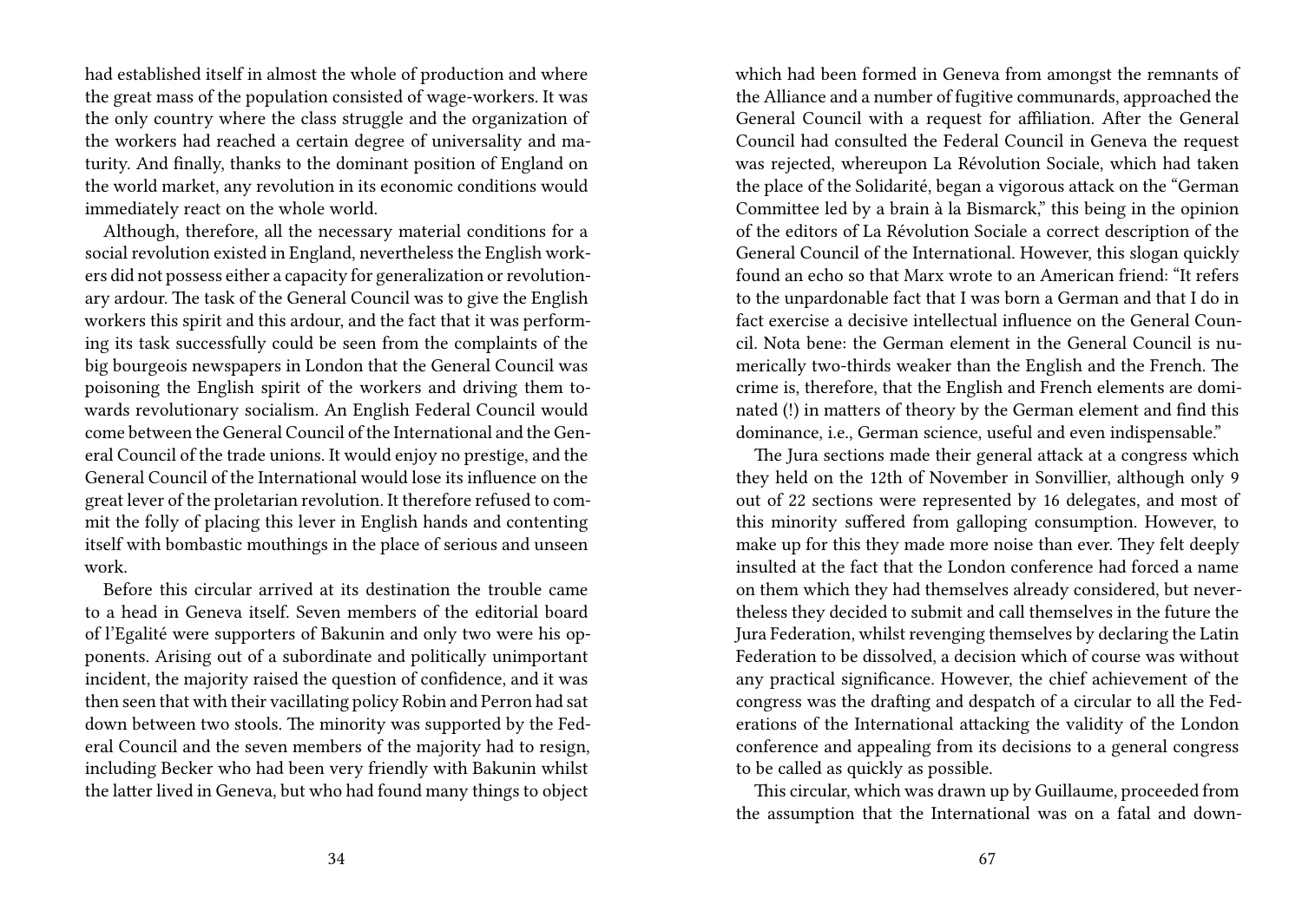had established itself in almost the whole of production and where the great mass of the population consisted of wage-workers. It was the only country where the class struggle and the organization of the workers had reached a certain degree of universality and maturity. And finally, thanks to the dominant position of England on the world market, any revolution in its economic conditions would immediately react on the whole world.

Although, therefore, all the necessary material conditions for a social revolution existed in England, nevertheless the English workers did not possess either a capacity for generalization or revolutionary ardour. The task of the General Council was to give the English workers this spirit and this ardour, and the fact that it was performing its task successfully could be seen from the complaints of the big bourgeois newspapers in London that the General Council was poisoning the English spirit of the workers and driving them towards revolutionary socialism. An English Federal Council would come between the General Council of the International and the General Council of the trade unions. It would enjoy no prestige, and the General Council of the International would lose its influence on the great lever of the proletarian revolution. It therefore refused to commit the folly of placing this lever in English hands and contenting itself with bombastic mouthings in the place of serious and unseen work.

Before this circular arrived at its destination the trouble came to a head in Geneva itself. Seven members of the editorial board of l'Egalité were supporters of Bakunin and only two were his opponents. Arising out of a subordinate and politically unimportant incident, the majority raised the question of confidence, and it was then seen that with their vacillating policy Robin and Perron had sat down between two stools. The minority was supported by the Federal Council and the seven members of the majority had to resign, including Becker who had been very friendly with Bakunin whilst the latter lived in Geneva, but who had found many things to object

which had been formed in Geneva from amongst the remnants of the Alliance and a number of fugitive communards, approached the General Council with a request for affiliation. After the General Council had consulted the Federal Council in Geneva the request was rejected, whereupon La Révolution Sociale, which had taken the place of the Solidarité, began a vigorous attack on the "German Committee led by a brain à la Bismarck," this being in the opinion of the editors of La Révolution Sociale a correct description of the General Council of the International. However, this slogan quickly found an echo so that Marx wrote to an American friend: "It refers to the unpardonable fact that I was born a German and that I do in fact exercise a decisive intellectual influence on the General Council. Nota bene: the German element in the General Council is numerically two-thirds weaker than the English and the French. The crime is, therefore, that the English and French elements are dominated (!) in matters of theory by the German element and find this dominance, i.e., German science, useful and even indispensable."

The Jura sections made their general attack at a congress which they held on the 12th of November in Sonvillier, although only 9 out of 22 sections were represented by 16 delegates, and most of this minority suffered from galloping consumption. However, to make up for this they made more noise than ever. They felt deeply insulted at the fact that the London conference had forced a name on them which they had themselves already considered, but nevertheless they decided to submit and call themselves in the future the Jura Federation, whilst revenging themselves by declaring the Latin Federation to be dissolved, a decision which of course was without any practical significance. However, the chief achievement of the congress was the drafting and despatch of a circular to all the Federations of the International attacking the validity of the London conference and appealing from its decisions to a general congress to be called as quickly as possible.

This circular, which was drawn up by Guillaume, proceeded from the assumption that the International was on a fatal and down-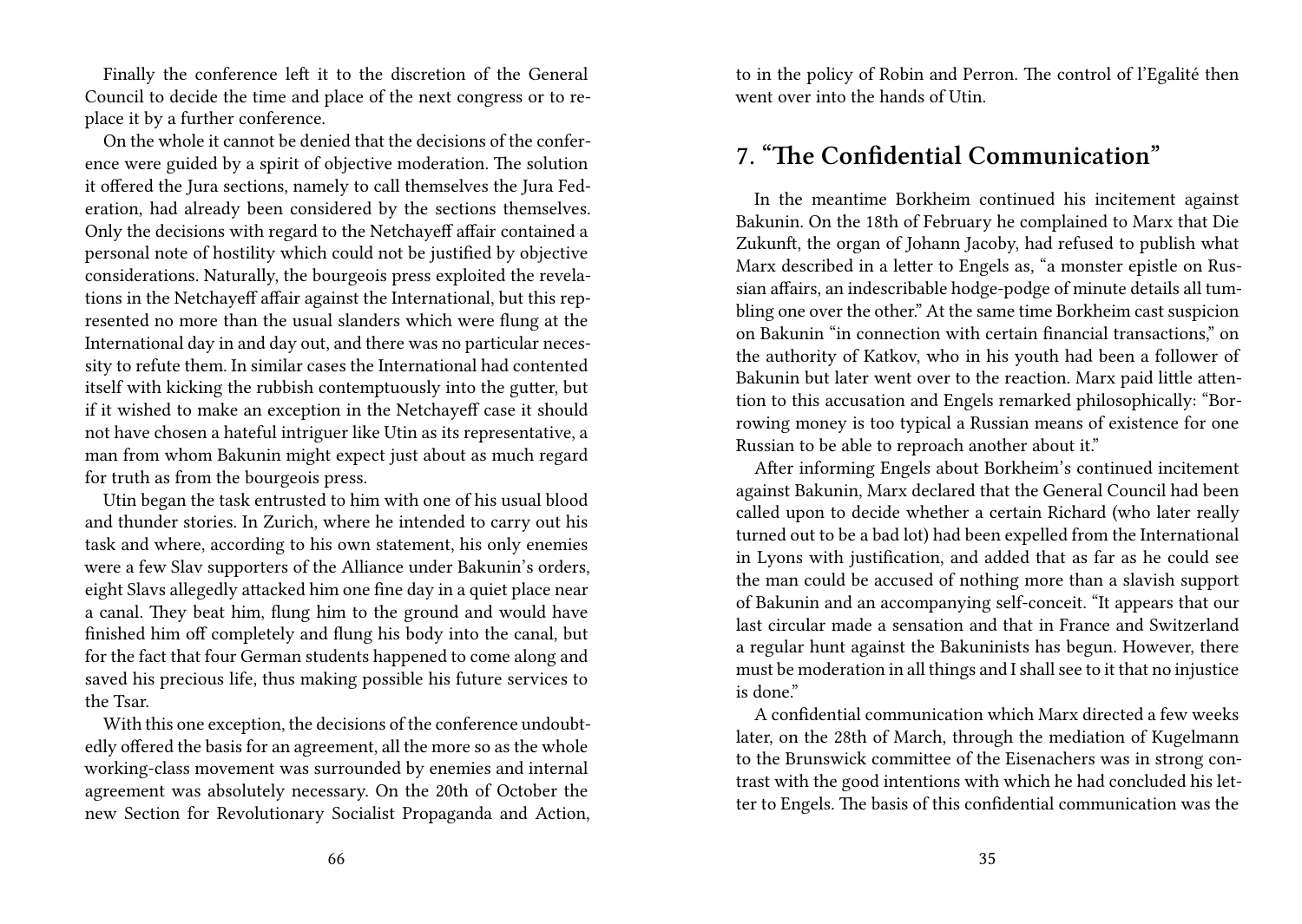Finally the conference left it to the discretion of the General Council to decide the time and place of the next congress or to replace it by a further conference.

On the whole it cannot be denied that the decisions of the conference were guided by a spirit of objective moderation. The solution it offered the Jura sections, namely to call themselves the Jura Federation, had already been considered by the sections themselves. Only the decisions with regard to the Netchayeff affair contained a personal note of hostility which could not be justified by objective considerations. Naturally, the bourgeois press exploited the revelations in the Netchayeff affair against the International, but this represented no more than the usual slanders which were flung at the International day in and day out, and there was no particular necessity to refute them. In similar cases the International had contented itself with kicking the rubbish contemptuously into the gutter, but if it wished to make an exception in the Netchayeff case it should not have chosen a hateful intriguer like Utin as its representative, a man from whom Bakunin might expect just about as much regard for truth as from the bourgeois press.

Utin began the task entrusted to him with one of his usual blood and thunder stories. In Zurich, where he intended to carry out his task and where, according to his own statement, his only enemies were a few Slav supporters of the Alliance under Bakunin's orders, eight Slavs allegedly attacked him one fine day in a quiet place near a canal. They beat him, flung him to the ground and would have finished him off completely and flung his body into the canal, but for the fact that four German students happened to come along and saved his precious life, thus making possible his future services to the Tsar.

With this one exception, the decisions of the conference undoubtedly offered the basis for an agreement, all the more so as the whole working-class movement was surrounded by enemies and internal agreement was absolutely necessary. On the 20th of October the new Section for Revolutionary Socialist Propaganda and Action,

to in the policy of Robin and Perron. The control of l'Egalité then went over into the hands of Utin.

## 7. "The Confidential Communication"

In the meantime Borkheim continued his incitement against Bakunin. On the 18th of February he complained to Marx that Die Zukunft, the organ of Johann Jacoby, had refused to publish what Marx described in a letter to Engels as, "a monster epistle on Russian affairs, an indescribable hodge-podge of minute details all tumbling one over the other." At the same time Borkheim cast suspicion on Bakunin "in connection with certain financial transactions," on the authority of Katkov, who in his youth had been a follower of Bakunin but later went over to the reaction. Marx paid little attention to this accusation and Engels remarked philosophically: "Borrowing money is too typical a Russian means of existence for one Russian to be able to reproach another about it."

After informing Engels about Borkheim's continued incitement against Bakunin, Marx declared that the General Council had been called upon to decide whether a certain Richard (who later really turned out to be a bad lot) had been expelled from the International in Lyons with justification, and added that as far as he could see the man could be accused of nothing more than a slavish support of Bakunin and an accompanying self-conceit. "It appears that our last circular made a sensation and that in France and Switzerland a regular hunt against the Bakuninists has begun. However, there must be moderation in all things and I shall see to it that no injustice is done."

A confidential communication which Marx directed a few weeks later, on the 28th of March, through the mediation of Kugelmann to the Brunswick committee of the Eisenachers was in strong contrast with the good intentions with which he had concluded his letter to Engels. The basis of this confidential communication was the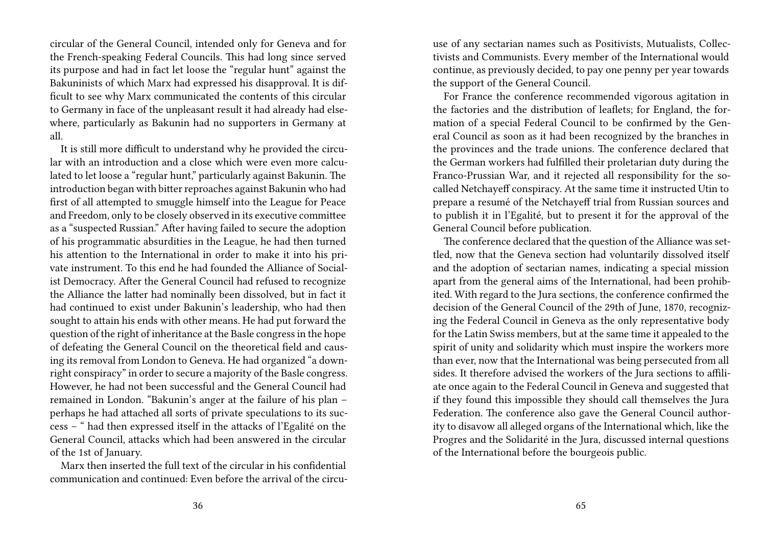circular of the General Council, intended only for Geneva and for the French-speaking Federal Councils. This had long since served its purpose and had in fact let loose the "regular hunt" against the Bakuninists of which Marx had expressed his disapproval. It is difficult to see why Marx communicated the contents of this circular to Germany in face of the unpleasant result it had already had elsewhere, particularly as Bakunin had no supporters in Germany at all.

It is still more difficult to understand why he provided the circular with an introduction and a close which were even more calculated to let loose a "regular hunt," particularly against Bakunin. The introduction began with bitter reproaches against Bakunin who had first of all attempted to smuggle himself into the League for Peace and Freedom, only to be closely observed in its executive committee as a "suspected Russian." After having failed to secure the adoption of his programmatic absurdities in the League, he had then turned his attention to the International in order to make it into his private instrument. To this end he had founded the Alliance of Socialist Democracy. After the General Council had refused to recognize the Alliance the latter had nominally been dissolved, but in fact it had continued to exist under Bakunin's leadership, who had then sought to attain his ends with other means. He had put forward the question of the right of inheritance at the Basle congress in the hope of defeating the General Council on the theoretical field and causing its removal from London to Geneva. He had organized "a downright conspiracy" in order to secure a majority of the Basle congress. However, he had not been successful and the General Council had remained in London. "Bakunin's anger at the failure of his plan – perhaps he had attached all sorts of private speculations to its success – " had then expressed itself in the attacks of l'Egalité on the General Council, attacks which had been answered in the circular of the 1st of January.

Marx then inserted the full text of the circular in his confidential communication and continued: Even before the arrival of the circu-

use of any sectarian names such as Positivists, Mutualists, Collectivists and Communists. Every member of the International would continue, as previously decided, to pay one penny per year towards the support of the General Council.

For France the conference recommended vigorous agitation in the factories and the distribution of leaflets; for England, the formation of a special Federal Council to be confirmed by the General Council as soon as it had been recognized by the branches in the provinces and the trade unions. The conference declared that the German workers had fulfilled their proletarian duty during the Franco-Prussian War, and it rejected all responsibility for the so-called Netchayeff conspiracy. At the same time it instructed Utin to prepare a resumé of the Netchayeff trial from Russian sources and to publish it in l'Egalité, but to present it for the approval of the General Council before publication.

The conference declared that the question of the Alliance was settled, now that the Geneva section had voluntarily dissolved itself and the adoption of sectarian names, indicating a special mission apart from the general aims of the International, had been prohibited. With regard to the Jura sections, the conference confirmed the decision of the General Council of the 29th of June, 1870, recognizing the Federal Council in Geneva as the only representative body for the Latin Swiss members, but at the same time it appealed to the spirit of unity and solidarity which must inspire the workers more than ever, now that the International was being persecuted from all sides. It therefore advised the workers of the Jura sections to affiliate once again to the Federal Council in Geneva and suggested that if they found this impossible they should call themselves the Jura Federation. The conference also gave the General Council authority to disavow all alleged organs of the International which, like the Progres and the Solidarité in the Jura, discussed internal questions of the International before the bourgeois public.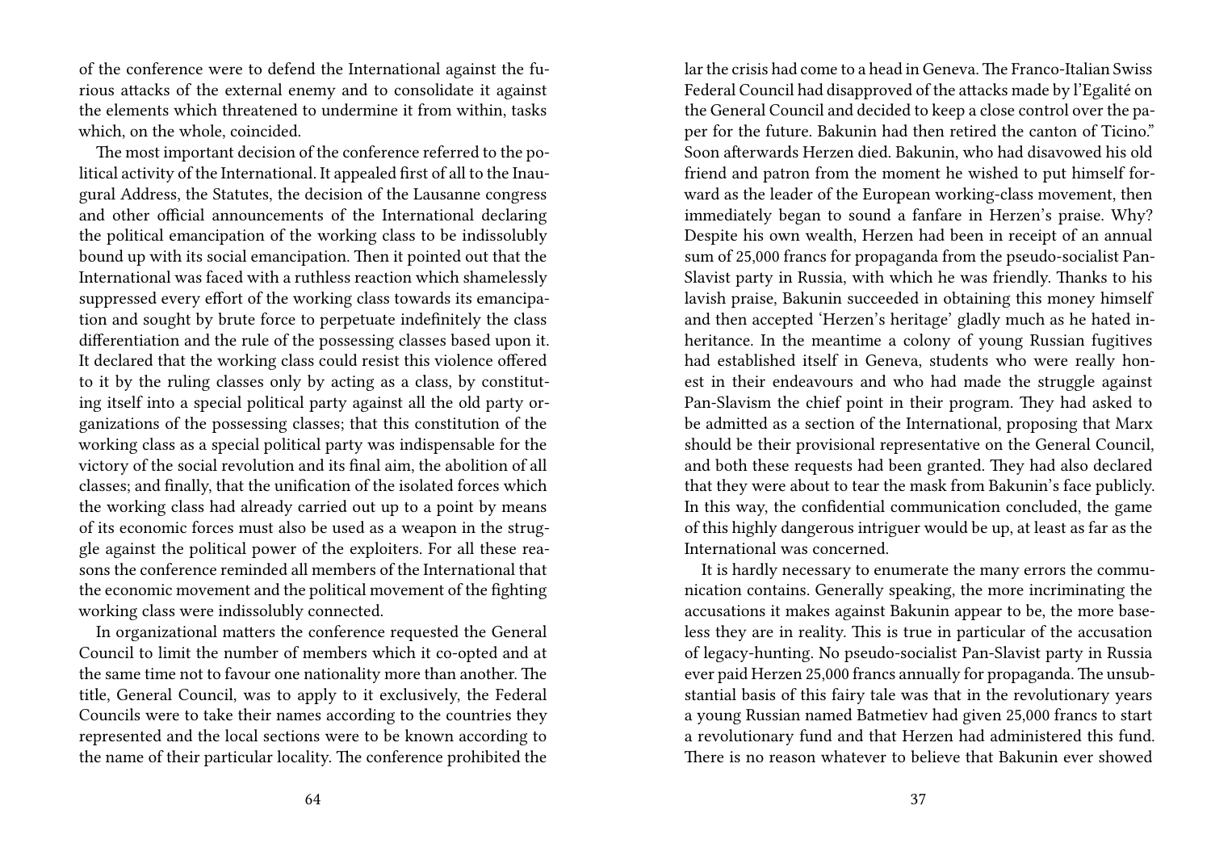of the conference were to defend the International against the furious attacks of the external enemy and to consolidate it against the elements which threatened to undermine it from within, tasks which, on the whole, coincided.

The most important decision of the conference referred to the political activity of the International. It appealed first of all to the Inaugural Address, the Statutes, the decision of the Lausanne congress and other official announcements of the International declaring the political emancipation of the working class to be indissolubly bound up with its social emancipation. Then it pointed out that the International was faced with a ruthless reaction which shamelessly suppressed every effort of the working class towards its emancipation and sought by brute force to perpetuate indefinitely the class differentiation and the rule of the possessing classes based upon it. It declared that the working class could resist this violence offered to it by the ruling classes only by acting as a class, by constituting itself into a special political party against all the old party organizations of the possessing classes; that this constitution of the working class as a special political party was indispensable for the victory of the social revolution and its final aim, the abolition of all classes; and finally, that the unification of the isolated forces which the working class had already carried out up to a point by means of its economic forces must also be used as a weapon in the struggle against the political power of the exploiters. For all these reasons the conference reminded all members of the International that the economic movement and the political movement of the fighting working class were indissolubly connected.

In organizational matters the conference requested the General Council to limit the number of members which it co-opted and at the same time not to favour one nationality more than another. The title, General Council, was to apply to it exclusively, the Federal Councils were to take their names according to the countries they represented and the local sections were to be known according to the name of their particular locality. The conference prohibited the

lar the crisis had come to a head in Geneva. The Franco-Italian Swiss Federal Council had disapproved of the attacks made by l'Egalité on the General Council and decided to keep a close control over the paper for the future. Bakunin had then retired the canton of Ticino." Soon afterwards Herzen died. Bakunin, who had disavowed his old friend and patron from the moment he wished to put himself forward as the leader of the European working-class movement, then immediately began to sound a fanfare in Herzen's praise. Why? Despite his own wealth, Herzen had been in receipt of an annual sum of 25,000 francs for propaganda from the pseudo-socialist Pan-Slavist party in Russia, with which he was friendly. Thanks to his lavish praise, Bakunin succeeded in obtaining this money himself and then accepted 'Herzen's heritage' gladly much as he hated inheritance. In the meantime a colony of young Russian fugitives had established itself in Geneva, students who were really honest in their endeavours and who had made the struggle against Pan-Slavism the chief point in their program. They had asked to be admitted as a section of the International, proposing that Marx should be their provisional representative on the General Council, and both these requests had been granted. They had also declared that they were about to tear the mask from Bakunin's face publicly. In this way, the confidential communication concluded, the game of this highly dangerous intriguer would be up, at least as far as the International was concerned.

It is hardly necessary to enumerate the many errors the communication contains. Generally speaking, the more incriminating the accusations it makes against Bakunin appear to be, the more baseless they are in reality. This is true in particular of the accusation of legacy-hunting. No pseudo-socialist Pan-Slavist party in Russia ever paid Herzen 25,000 francs annually for propaganda. The unsubstantial basis of this fairy tale was that in the revolutionary years a young Russian named Batmetiev had given 25,000 francs to start a revolutionary fund and that Herzen had administered this fund. There is no reason whatever to believe that Bakunin ever showed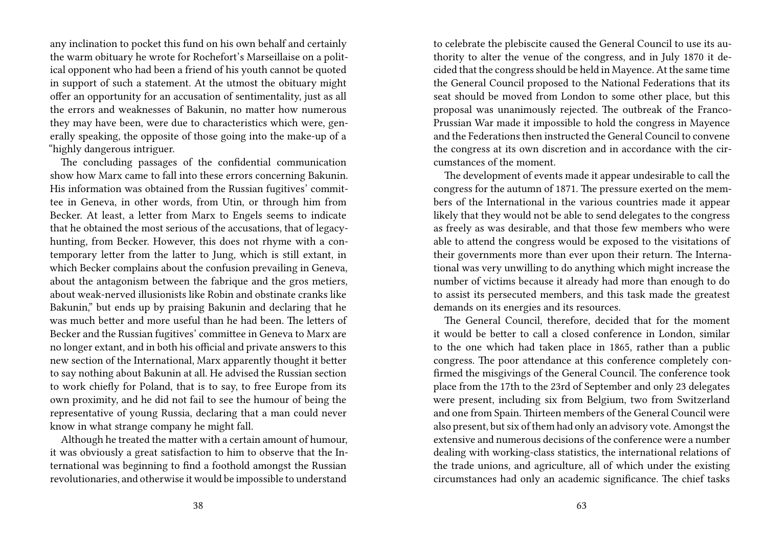any inclination to pocket this fund on his own behalf and certainly the warm obituary he wrote for Rochefort's Marseillaise on a political opponent who had been a friend of his youth cannot be quoted in support of such a statement. At the utmost the obituary might offer an opportunity for an accusation of sentimentality, just as all the errors and weaknesses of Bakunin, no matter how numerous they may have been, were due to characteristics which were, generally speaking, the opposite of those going into the make-up of a "highly dangerous intriguer.

The concluding passages of the confidential communication show how Marx came to fall into these errors concerning Bakunin. His information was obtained from the Russian fugitives' committee in Geneva, in other words, from Utin, or through him from Becker. At least, a letter from Marx to Engels seems to indicate that he obtained the most serious of the accusations, that of legacy-hunting, from Becker. However, this does not rhyme with a contemporary letter from the latter to Jung, which is still extant, in which Becker complains about the confusion prevailing in Geneva, about the antagonism between the fabrique and the gros metiers, about weak-nerved illusionists like Robin and obstinate cranks like Bakunin," but ends up by praising Bakunin and declaring that he was much better and more useful than he had been. The letters of Becker and the Russian fugitives' committee in Geneva to Marx are no longer extant, and in both his official and private answers to this new section of the International, Marx apparently thought it better to say nothing about Bakunin at all. He advised the Russian section to work chiefly for Poland, that is to say, to free Europe from its own proximity, and he did not fail to see the humour of being the representative of young Russia, declaring that a man could never know in what strange company he might fall.

Although he treated the matter with a certain amount of humour, it was obviously a great satisfaction to him to observe that the International was beginning to find a foothold amongst the Russian revolutionaries, and otherwise it would be impossible to understand

to celebrate the plebiscite caused the General Council to use its authority to alter the venue of the congress, and in July 1870 it decided that the congress should be held in Mayence. At the same time the General Council proposed to the National Federations that its seat should be moved from London to some other place, but this proposal was unanimously rejected. The outbreak of the Franco-Prussian War made it impossible to hold the congress in Mayence and the Federations then instructed the General Council to convene the congress at its own discretion and in accordance with the circumstances of the moment.

The development of events made it appear undesirable to call the congress for the autumn of 1871. The pressure exerted on the members of the International in the various countries made it appear likely that they would not be able to send delegates to the congress as freely as was desirable, and that those few members who were able to attend the congress would be exposed to the visitations of their governments more than ever upon their return. The International was very unwilling to do anything which might increase the number of victims because it already had more than enough to do to assist its persecuted members, and this task made the greatest demands on its energies and its resources.

The General Council, therefore, decided that for the moment it would be better to call a closed conference in London, similar to the one which had taken place in 1865, rather than a public congress. The poor attendance at this conference completely confirmed the misgivings of the General Council. The conference took place from the 17th to the 23rd of September and only 23 delegates were present, including six from Belgium, two from Switzerland and one from Spain. Thirteen members of the General Council were also present, but six of them had only an advisory vote. Amongst the extensive and numerous decisions of the conference were a number dealing with working-class statistics, the international relations of the trade unions, and agriculture, all of which under the existing circumstances had only an academic significance. The chief tasks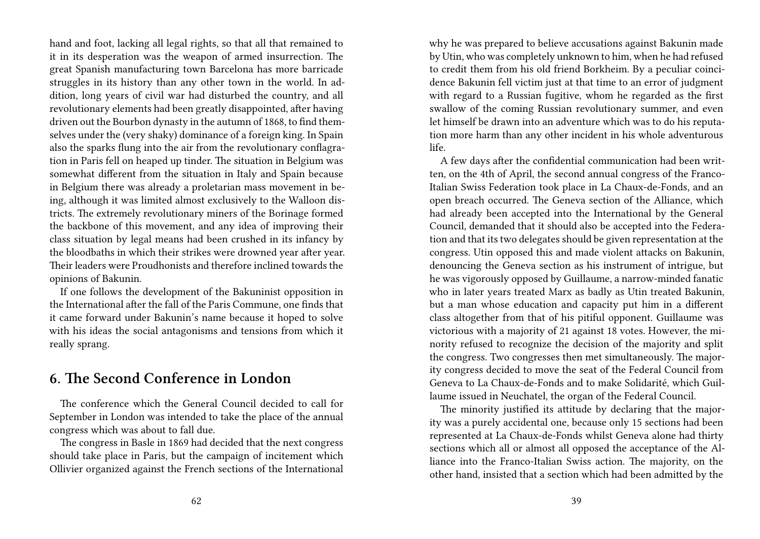hand and foot, lacking all legal rights, so that all that remained to it in its desperation was the weapon of armed insurrection. The great Spanish manufacturing town Barcelona has more barricade struggles in its history than any other town in the world. In addition, long years of civil war had disturbed the country, and all revolutionary elements had been greatly disappointed, after having driven out the Bourbon dynasty in the autumn of 1868, to find themselves under the (very shaky) dominance of a foreign king. In Spain also the sparks flung into the air from the revolutionary conflagration in Paris fell on heaped up tinder. The situation in Belgium was somewhat different from the situation in Italy and Spain because in Belgium there was already a proletarian mass movement in being, although it was limited almost exclusively to the Walloon districts. The extremely revolutionary miners of the Borinage formed the backbone of this movement, and any idea of improving their class situation by legal means had been crushed in its infancy by the bloodbaths in which their strikes were drowned year after year. Their leaders were Proudhonists and therefore inclined towards the opinions of Bakunin.

If one follows the development of the Bakuninist opposition in the International after the fall of the Paris Commune, one finds that it came forward under Bakunin's name because it hoped to solve with his ideas the social antagonisms and tensions from which it really sprang.

## 6. The Second Conference in London

The conference which the General Council decided to call for September in London was intended to take the place of the annual congress which was about to fall due.

The congress in Basle in 1869 had decided that the next congress should take place in Paris, but the campaign of incitement which Ollivier organized against the French sections of the International

why he was prepared to believe accusations against Bakunin made by Utin, who was completely unknown to him, when he had refused to credit them from his old friend Borkheim. By a peculiar coincidence Bakunin fell victim just at that time to an error of judgment with regard to a Russian fugitive, whom he regarded as the first swallow of the coming Russian revolutionary summer, and even let himself be drawn into an adventure which was to do his reputation more harm than any other incident in his whole adventurous life.

A few days after the confidential communication had been written, on the 4th of April, the second annual congress of the Franco-Italian Swiss Federation took place in La Chaux-de-Fonds, and an open breach occurred. The Geneva section of the Alliance, which had already been accepted into the International by the General Council, demanded that it should also be accepted into the Federation and that its two delegates should be given representation at the congress. Utin opposed this and made violent attacks on Bakunin, denouncing the Geneva section as his instrument of intrigue, but he was vigorously opposed by Guillaume, a narrow-minded fanatic who in later years treated Marx as badly as Utin treated Bakunin, but a man whose education and capacity put him in a different class altogether from that of his pitiful opponent. Guillaume was victorious with a majority of 21 against 18 votes. However, the minority refused to recognize the decision of the majority and split the congress. Two congresses then met simultaneously. The majority congress decided to move the seat of the Federal Council from Geneva to La Chaux-de-Fonds and to make Solidarité, which Guillaume issued in Neuchatel, the organ of the Federal Council.

The minority justified its attitude by declaring that the majority was a purely accidental one, because only 15 sections had been represented at La Chaux-de-Fonds whilst Geneva alone had thirty sections which all or almost all opposed the acceptance of the Alliance into the Franco-Italian Swiss action. The majority, on the other hand, insisted that a section which had been admitted by the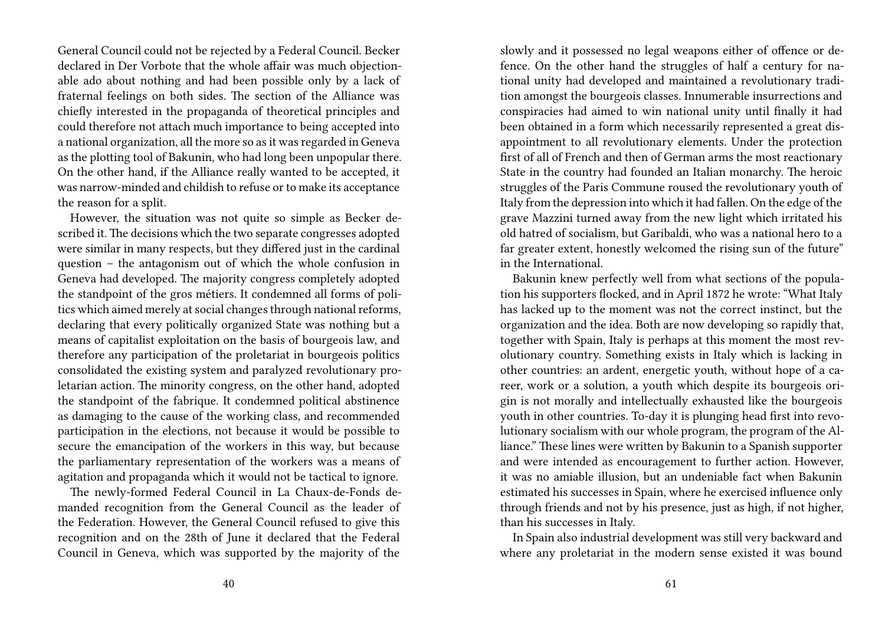General Council could not be rejected by a Federal Council. Becker declared in Der Vorbote that the whole affair was much objectionable ado about nothing and had been possible only by a lack of fraternal feelings on both sides. The section of the Alliance was chiefly interested in the propaganda of theoretical principles and could therefore not attach much importance to being accepted into a national organization, all the more so as it was regarded in Geneva as the plotting tool of Bakunin, who had long been unpopular there. On the other hand, if the Alliance really wanted to be accepted, it was narrow-minded and childish to refuse or to make its acceptance the reason for a split.

However, the situation was not quite so simple as Becker described it. The decisions which the two separate congresses adopted were similar in many respects, but they differed just in the cardinal question – the antagonism out of which the whole confusion in Geneva had developed. The majority congress completely adopted the standpoint of the gros métiers. It condemned all forms of politics which aimed merely at social changes through national reforms, declaring that every politically organized State was nothing but a means of capitalist exploitation on the basis of bourgeois law, and therefore any participation of the proletariat in bourgeois politics consolidated the existing system and paralyzed revolutionary proletarian action. The minority congress, on the other hand, adopted the standpoint of the fabrique. It condemned political abstinence as damaging to the cause of the working class, and recommended participation in the elections, not because it would be possible to secure the emancipation of the workers in this way, but because the parliamentary representation of the workers was a means of agitation and propaganda which it would not be tactical to ignore.

The newly-formed Federal Council in La Chaux-de-Fonds demanded recognition from the General Council as the leader of the Federation. However, the General Council refused to give this recognition and on the 28th of June it declared that the Federal Council in Geneva, which was supported by the majority of the

slowly and it possessed no legal weapons either of offence or defence. On the other hand the struggles of half a century for national unity had developed and maintained a revolutionary tradition amongst the bourgeois classes. Innumerable insurrections and conspiracies had aimed to win national unity until finally it had been obtained in a form which necessarily represented a great disappointment to all revolutionary elements. Under the protection first of all of French and then of German arms the most reactionary State in the country had founded an Italian monarchy. The heroic struggles of the Paris Commune roused the revolutionary youth of Italy from the depression into which it had fallen. On the edge of the grave Mazzini turned away from the new light which irritated his old hatred of socialism, but Garibaldi, who was a national hero to a far greater extent, honestly welcomed the rising sun of the future" in the International.

Bakunin knew perfectly well from what sections of the population his supporters flocked, and in April 1872 he wrote: "What Italy has lacked up to the moment was not the correct instinct, but the organization and the idea. Both are now developing so rapidly that, together with Spain, Italy is perhaps at this moment the most revolutionary country. Something exists in Italy which is lacking in other countries: an ardent, energetic youth, without hope of a career, work or a solution, a youth which despite its bourgeois origin is not morally and intellectually exhausted like the bourgeois youth in other countries. To-day it is plunging head first into revolutionary socialism with our whole program, the program of the Alliance." These lines were written by Bakunin to a Spanish supporter and were intended as encouragement to further action. However, it was no amiable illusion, but an undeniable fact when Bakunin estimated his successes in Spain, where he exercised influence only through friends and not by his presence, just as high, if not higher, than his successes in Italy.

In Spain also industrial development was still very backward and where any proletariat in the modern sense existed it was bound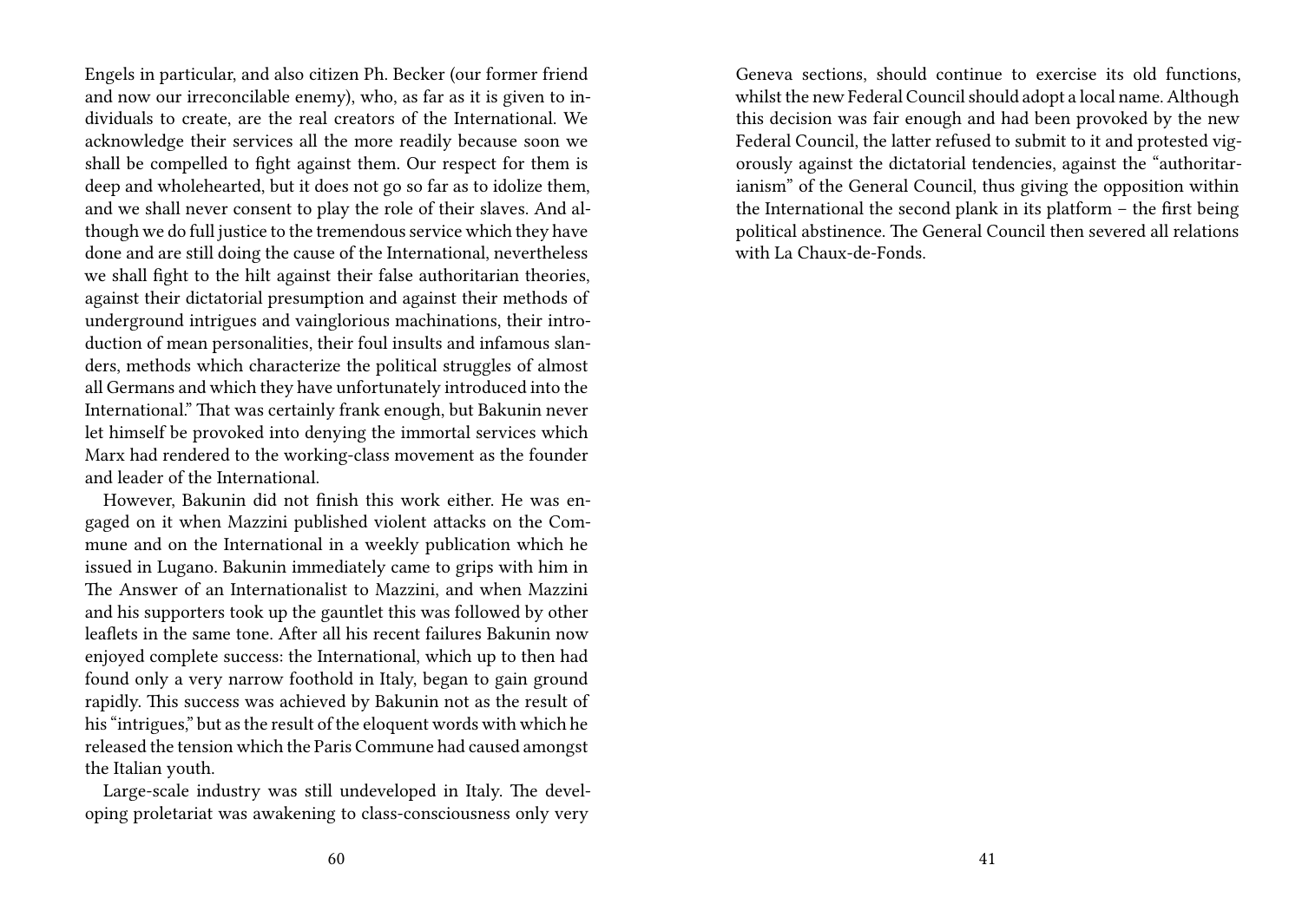Engels in particular, and also citizen Ph. Becker (our former friend and now our irreconcilable enemy), who, as far as it is given to individuals to create, are the real creators of the International. We acknowledge their services all the more readily because soon we shall be compelled to fight against them. Our respect for them is deep and wholehearted, but it does not go so far as to idolize them, and we shall never consent to play the role of their slaves. And although we do full justice to the tremendous service which they have done and are still doing the cause of the International, nevertheless we shall fight to the hilt against their false authoritarian theories, against their dictatorial presumption and against their methods of underground intrigues and vainglorious machinations, their introduction of mean personalities, their foul insults and infamous slanders, methods which characterize the political struggles of almost all Germans and which they have unfortunately introduced into the International." That was certainly frank enough, but Bakunin never let himself be provoked into denying the immortal services which Marx had rendered to the working-class movement as the founder and leader of the International.

However, Bakunin did not finish this work either. He was engaged on it when Mazzini published violent attacks on the Commune and on the International in a weekly publication which he issued in Lugano. Bakunin immediately came to grips with him in The Answer of an Internationalist to Mazzini, and when Mazzini and his supporters took up the gauntlet this was followed by other leaflets in the same tone. After all his recent failures Bakunin now enjoyed complete success: the International, which up to then had found only a very narrow foothold in Italy, began to gain ground rapidly. This success was achieved by Bakunin not as the result of his "intrigues," but as the result of the eloquent words with which he released the tension which the Paris Commune had caused amongst the Italian youth.

Large-scale industry was still undeveloped in Italy. The developing proletariat was awakening to class-consciousness only very

Geneva sections, should continue to exercise its old functions, whilst the new Federal Council should adopt a local name. Although this decision was fair enough and had been provoked by the new Federal Council, the latter refused to submit to it and protested vigorously against the dictatorial tendencies, against the "authoritarianism" of the General Council, thus giving the opposition within the International the second plank in its platform – the first being political abstinence. The General Council then severed all relations with La Chaux-de-Fonds.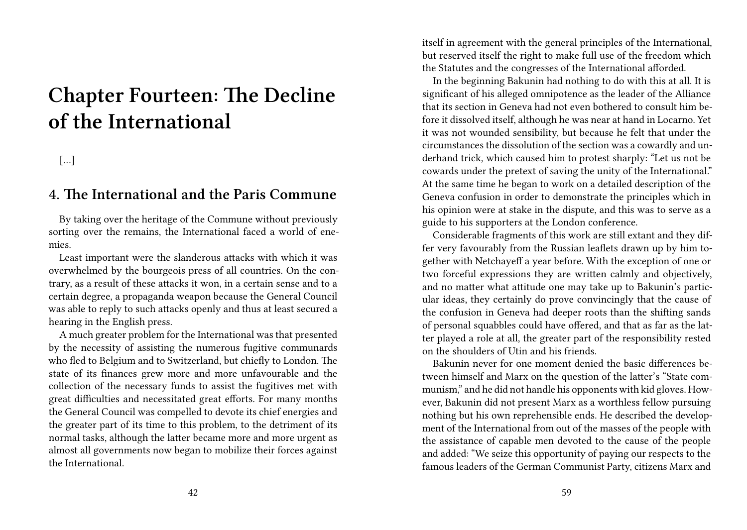# Chapter Fourteen: The Decline of the International

[…]

## 4. The International and the Paris Commune

By taking over the heritage of the Commune without previously sorting over the remains, the International faced a world of enemies.

Least important were the slanderous attacks with which it was overwhelmed by the bourgeois press of all countries. On the contrary, as a result of these attacks it won, in a certain sense and to a certain degree, a propaganda weapon because the General Council was able to reply to such attacks openly and thus at least secured a hearing in the English press.

A much greater problem for the International was that presented by the necessity of assisting the numerous fugitive communards who fled to Belgium and to Switzerland, but chiefly to London. The state of its finances grew more and more unfavourable and the collection of the necessary funds to assist the fugitives met with great difficulties and necessitated great efforts. For many months the General Council was compelled to devote its chief energies and the greater part of its time to this problem, to the detriment of its normal tasks, although the latter became more and more urgent as almost all governments now began to mobilize their forces against the International.

itself in agreement with the general principles of the International, but reserved itself the right to make full use of the freedom which the Statutes and the congresses of the International afforded.

In the beginning Bakunin had nothing to do with this at all. It is significant of his alleged omnipotence as the leader of the Alliance that its section in Geneva had not even bothered to consult him before it dissolved itself, although he was near at hand in Locarno. Yet it was not wounded sensibility, but because he felt that under the circumstances the dissolution of the section was a cowardly and underhand trick, which caused him to protest sharply: “Let us not be cowards under the pretext of saving the unity of the International.” At the same time he began to work on a detailed description of the Geneva confusion in order to demonstrate the principles which in his opinion were at stake in the dispute, and this was to serve as a guide to his supporters at the London conference.

Considerable fragments of this work are still extant and they differ very favourably from the Russian leaflets drawn up by him together with Netchayeff a year before. With the exception of one or two forceful expressions they are written calmly and objectively, and no matter what attitude one may take up to Bakunin’s particular ideas, they certainly do prove convincingly that the cause of the confusion in Geneva had deeper roots than the shifting sands of personal squabbles could have offered, and that as far as the latter played a role at all, the greater part of the responsibility rested on the shoulders of Utin and his friends.

Bakunin never for one moment denied the basic differences between himself and Marx on the question of the latter’s “State communism,” and he did not handle his opponents with kid gloves. However, Bakunin did not present Marx as a worthless fellow pursuing nothing but his own reprehensible ends. He described the development of the International from out of the masses of the people with the assistance of capable men devoted to the cause of the people and added: “We seize this opportunity of paying our respects to the famous leaders of the German Communist Party, citizens Marx and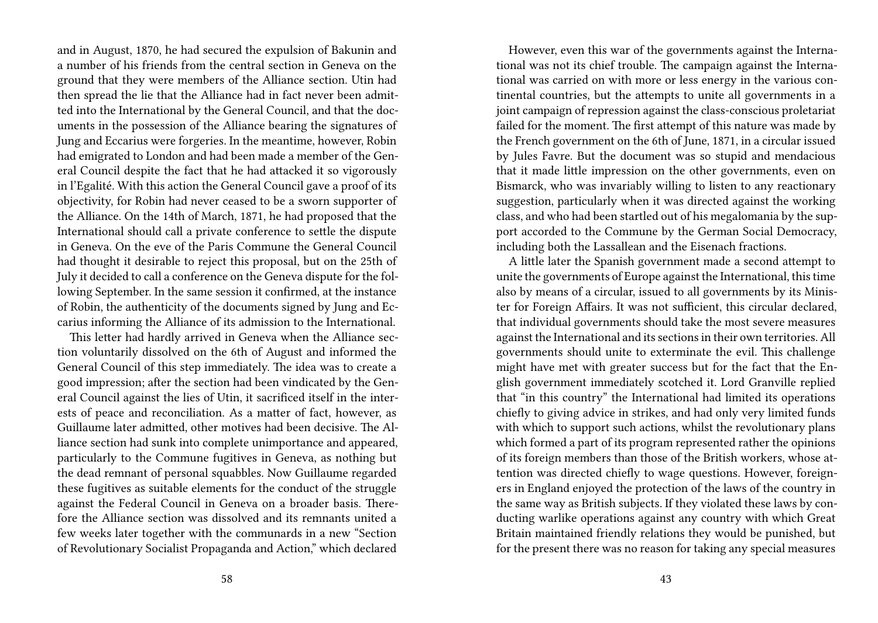and in August, 1870, he had secured the expulsion of Bakunin and a number of his friends from the central section in Geneva on the ground that they were members of the Alliance section. Utin had then spread the lie that the Alliance had in fact never been admitted into the International by the General Council, and that the documents in the possession of the Alliance bearing the signatures of Jung and Eccarius were forgeries. In the meantime, however, Robin had emigrated to London and had been made a member of the General Council despite the fact that he had attacked it so vigorously in l'Egalité. With this action the General Council gave a proof of its objectivity, for Robin had never ceased to be a sworn supporter of the Alliance. On the 14th of March, 1871, he had proposed that the International should call a private conference to settle the dispute in Geneva. On the eve of the Paris Commune the General Council had thought it desirable to reject this proposal, but on the 25th of July it decided to call a conference on the Geneva dispute for the following September. In the same session it confirmed, at the instance of Robin, the authenticity of the documents signed by Jung and Eccarius informing the Alliance of its admission to the International.

This letter had hardly arrived in Geneva when the Alliance section voluntarily dissolved on the 6th of August and informed the General Council of this step immediately. The idea was to create a good impression; after the section had been vindicated by the General Council against the lies of Utin, it sacrificed itself in the interests of peace and reconciliation. As a matter of fact, however, as Guillaume later admitted, other motives had been decisive. The Alliance section had sunk into complete unimportance and appeared, particularly to the Commune fugitives in Geneva, as nothing but the dead remnant of personal squabbles. Now Guillaume regarded these fugitives as suitable elements for the conduct of the struggle against the Federal Council in Geneva on a broader basis. Therefore the Alliance section was dissolved and its remnants united a few weeks later together with the communards in a new "Section of Revolutionary Socialist Propaganda and Action," which declared

However, even this war of the governments against the International was not its chief trouble. The campaign against the International was carried on with more or less energy in the various continental countries, but the attempts to unite all governments in a joint campaign of repression against the class-conscious proletariat failed for the moment. The first attempt of this nature was made by the French government on the 6th of June, 1871, in a circular issued by Jules Favre. But the document was so stupid and mendacious that it made little impression on the other governments, even on Bismarck, who was invariably willing to listen to any reactionary suggestion, particularly when it was directed against the working class, and who had been startled out of his megalomania by the support accorded to the Commune by the German Social Democracy, including both the Lassallean and the Eisenach fractions.

A little later the Spanish government made a second attempt to unite the governments of Europe against the International, this time also by means of a circular, issued to all governments by its Minister for Foreign Affairs. It was not sufficient, this circular declared, that individual governments should take the most severe measures against the International and its sections in their own territories. All governments should unite to exterminate the evil. This challenge might have met with greater success but for the fact that the English government immediately scotched it. Lord Granville replied that "in this country" the International had limited its operations chiefly to giving advice in strikes, and had only very limited funds with which to support such actions, whilst the revolutionary plans which formed a part of its program represented rather the opinions of its foreign members than those of the British workers, whose attention was directed chiefly to wage questions. However, foreigners in England enjoyed the protection of the laws of the country in the same way as British subjects. If they violated these laws by conducting warlike operations against any country with which Great Britain maintained friendly relations they would be punished, but for the present there was no reason for taking any special measures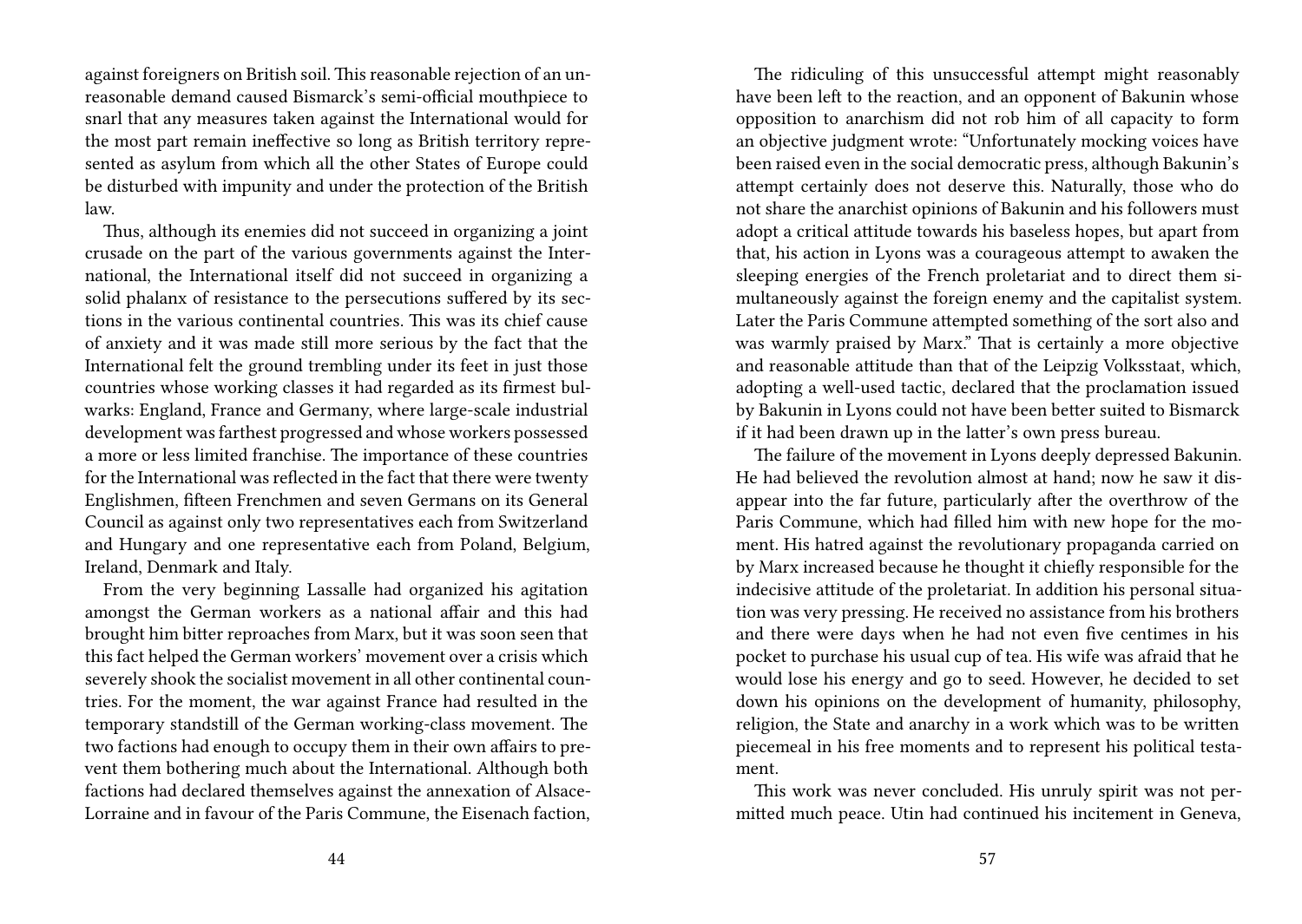against foreigners on British soil. This reasonable rejection of an unreasonable demand caused Bismarck's semi-official mouthpiece to snarl that any measures taken against the International would for the most part remain ineffective so long as British territory represented as asylum from which all the other States of Europe could be disturbed with impunity and under the protection of the British law.

Thus, although its enemies did not succeed in organizing a joint crusade on the part of the various governments against the International, the International itself did not succeed in organizing a solid phalanx of resistance to the persecutions suffered by its sections in the various continental countries. This was its chief cause of anxiety and it was made still more serious by the fact that the International felt the ground trembling under its feet in just those countries whose working classes it had regarded as its firmest bulwarks: England, France and Germany, where large-scale industrial development was farthest progressed and whose workers possessed a more or less limited franchise. The importance of these countries for the International was reflected in the fact that there were twenty Englishmen, fifteen Frenchmen and seven Germans on its General Council as against only two representatives each from Switzerland and Hungary and one representative each from Poland, Belgium, Ireland, Denmark and Italy.

From the very beginning Lassalle had organized his agitation amongst the German workers as a national affair and this had brought him bitter reproaches from Marx, but it was soon seen that this fact helped the German workers' movement over a crisis which severely shook the socialist movement in all other continental countries. For the moment, the war against France had resulted in the temporary standstill of the German working-class movement. The two factions had enough to occupy them in their own affairs to prevent them bothering much about the International. Although both factions had declared themselves against the annexation of Alsace-Lorraine and in favour of the Paris Commune, the Eisenach faction,

The ridiculing of this unsuccessful attempt might reasonably have been left to the reaction, and an opponent of Bakunin whose opposition to anarchism did not rob him of all capacity to form an objective judgment wrote: "Unfortunately mocking voices have been raised even in the social democratic press, although Bakunin's attempt certainly does not deserve this. Naturally, those who do not share the anarchist opinions of Bakunin and his followers must adopt a critical attitude towards his baseless hopes, but apart from that, his action in Lyons was a courageous attempt to awaken the sleeping energies of the French proletariat and to direct them simultaneously against the foreign enemy and the capitalist system. Later the Paris Commune attempted something of the sort also and was warmly praised by Marx." That is certainly a more objective and reasonable attitude than that of the Leipzig Volksstaat, which, adopting a well-used tactic, declared that the proclamation issued by Bakunin in Lyons could not have been better suited to Bismarck if it had been drawn up in the latter's own press bureau.

The failure of the movement in Lyons deeply depressed Bakunin. He had believed the revolution almost at hand; now he saw it disappear into the far future, particularly after the overthrow of the Paris Commune, which had filled him with new hope for the moment. His hatred against the revolutionary propaganda carried on by Marx increased because he thought it chiefly responsible for the indecisive attitude of the proletariat. In addition his personal situation was very pressing. He received no assistance from his brothers and there were days when he had not even five centimes in his pocket to purchase his usual cup of tea. His wife was afraid that he would lose his energy and go to seed. However, he decided to set down his opinions on the development of humanity, philosophy, religion, the State and anarchy in a work which was to be written piecemeal in his free moments and to represent his political testament.

This work was never concluded. His unruly spirit was not permitted much peace. Utin had continued his incitement in Geneva,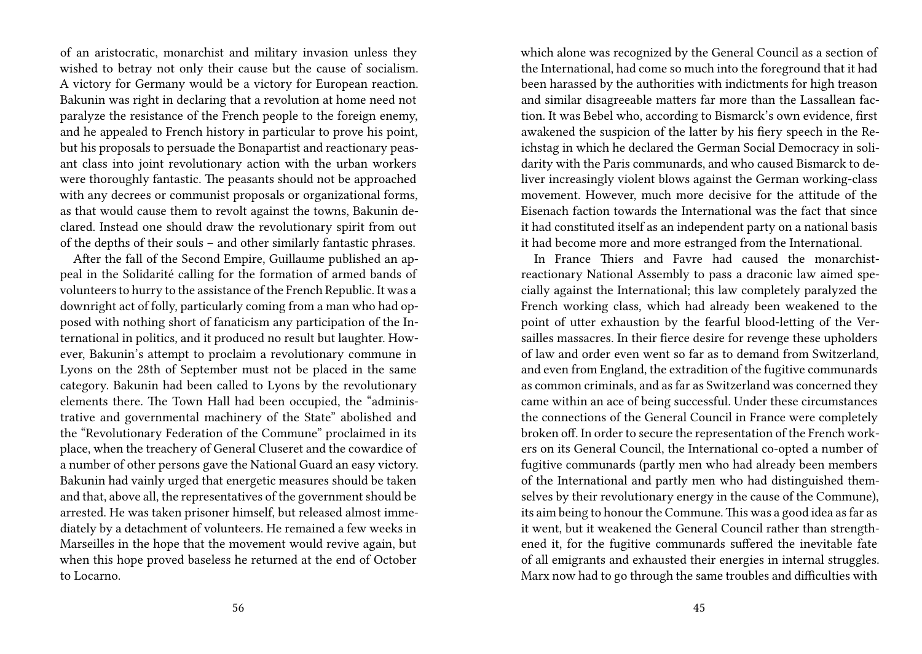of an aristocratic, monarchist and military invasion unless they wished to betray not only their cause but the cause of socialism. A victory for Germany would be a victory for European reaction. Bakunin was right in declaring that a revolution at home need not paralyze the resistance of the French people to the foreign enemy, and he appealed to French history in particular to prove his point, but his proposals to persuade the Bonapartist and reactionary peasant class into joint revolutionary action with the urban workers were thoroughly fantastic. The peasants should not be approached with any decrees or communist proposals or organizational forms, as that would cause them to revolt against the towns, Bakunin declared. Instead one should draw the revolutionary spirit from out of the depths of their souls – and other similarly fantastic phrases.

After the fall of the Second Empire, Guillaume published an appeal in the Solidarité calling for the formation of armed bands of volunteers to hurry to the assistance of the French Republic. It was a downright act of folly, particularly coming from a man who had opposed with nothing short of fanaticism any participation of the International in politics, and it produced no result but laughter. However, Bakunin's attempt to proclaim a revolutionary commune in Lyons on the 28th of September must not be placed in the same category. Bakunin had been called to Lyons by the revolutionary elements there. The Town Hall had been occupied, the "administrative and governmental machinery of the State" abolished and the "Revolutionary Federation of the Commune" proclaimed in its place, when the treachery of General Cluseret and the cowardice of a number of other persons gave the National Guard an easy victory. Bakunin had vainly urged that energetic measures should be taken and that, above all, the representatives of the government should be arrested. He was taken prisoner himself, but released almost immediately by a detachment of volunteers. He remained a few weeks in Marseilles in the hope that the movement would revive again, but when this hope proved baseless he returned at the end of October to Locarno.

which alone was recognized by the General Council as a section of the International, had come so much into the foreground that it had been harassed by the authorities with indictments for high treason and similar disagreeable matters far more than the Lassallean faction. It was Bebel who, according to Bismarck's own evidence, first awakened the suspicion of the latter by his fiery speech in the Reichstag in which he declared the German Social Democracy in solidarity with the Paris communards, and who caused Bismarck to deliver increasingly violent blows against the German working-class movement. However, much more decisive for the attitude of the Eisenach faction towards the International was the fact that since it had constituted itself as an independent party on a national basis it had become more and more estranged from the International.

In France Thiers and Favre had caused the monarchist-reactionary National Assembly to pass a draconic law aimed specially against the International; this law completely paralyzed the French working class, which had already been weakened to the point of utter exhaustion by the fearful blood-letting of the Versailles massacres. In their fierce desire for revenge these upholders of law and order even went so far as to demand from Switzerland, and even from England, the extradition of the fugitive communards as common criminals, and as far as Switzerland was concerned they came within an ace of being successful. Under these circumstances the connections of the General Council in France were completely broken off. In order to secure the representation of the French workers on its General Council, the International co-opted a number of fugitive communards (partly men who had already been members of the International and partly men who had distinguished themselves by their revolutionary energy in the cause of the Commune), its aim being to honour the Commune. This was a good idea as far as it went, but it weakened the General Council rather than strengthened it, for the fugitive communards suffered the inevitable fate of all emigrants and exhausted their energies in internal struggles. Marx now had to go through the same troubles and difficulties with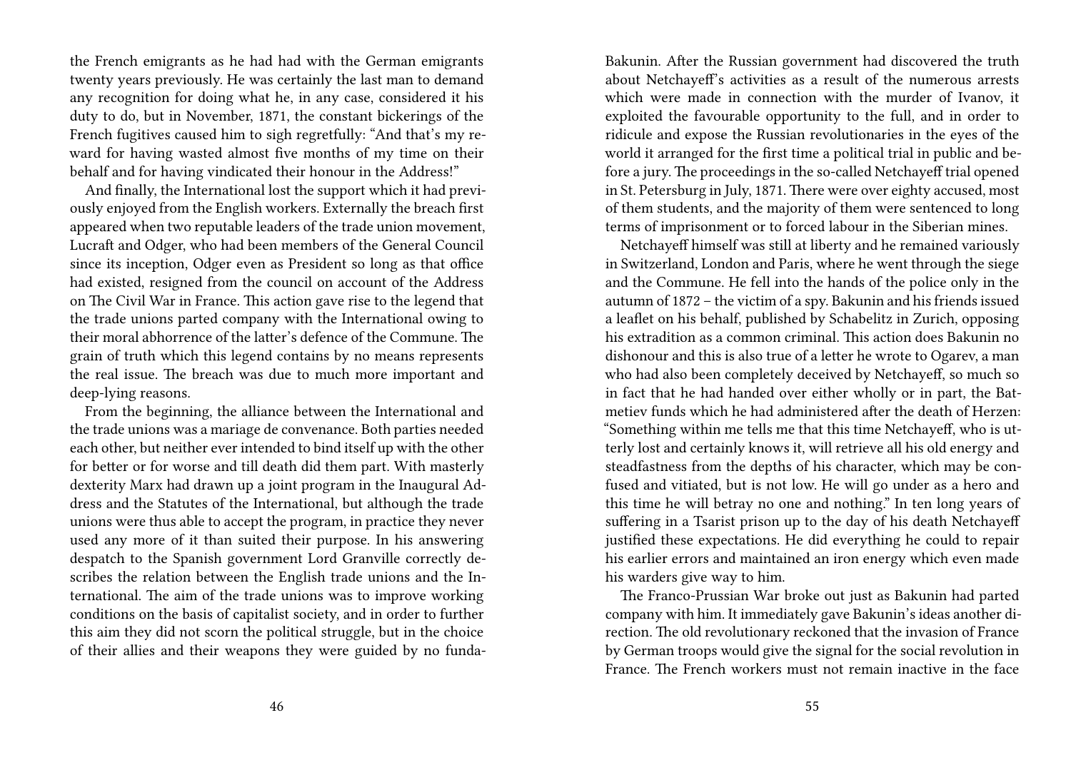the French emigrants as he had had with the German emigrants twenty years previously. He was certainly the last man to demand any recognition for doing what he, in any case, considered it his duty to do, but in November, 1871, the constant bickerings of the French fugitives caused him to sigh regretfully: "And that's my reward for having wasted almost five months of my time on their behalf and for having vindicated their honour in the Address!"

And finally, the International lost the support which it had previously enjoyed from the English workers. Externally the breach first appeared when two reputable leaders of the trade union movement, Lucraft and Odger, who had been members of the General Council since its inception, Odger even as President so long as that office had existed, resigned from the council on account of the Address on The Civil War in France. This action gave rise to the legend that the trade unions parted company with the International owing to their moral abhorrence of the latter's defence of the Commune. The grain of truth which this legend contains by no means represents the real issue. The breach was due to much more important and deep-lying reasons.

From the beginning, the alliance between the International and the trade unions was a mariage de convenance. Both parties needed each other, but neither ever intended to bind itself up with the other for better or for worse and till death did them part. With masterly dexterity Marx had drawn up a joint program in the Inaugural Address and the Statutes of the International, but although the trade unions were thus able to accept the program, in practice they never used any more of it than suited their purpose. In his answering despatch to the Spanish government Lord Granville correctly describes the relation between the English trade unions and the International. The aim of the trade unions was to improve working conditions on the basis of capitalist society, and in order to further this aim they did not scorn the political struggle, but in the choice of their allies and their weapons they were guided by no funda-

Bakunin. After the Russian government had discovered the truth about Netchayeff's activities as a result of the numerous arrests which were made in connection with the murder of Ivanov, it exploited the favourable opportunity to the full, and in order to ridicule and expose the Russian revolutionaries in the eyes of the world it arranged for the first time a political trial in public and before a jury. The proceedings in the so-called Netchayeff trial opened in St. Petersburg in July, 1871. There were over eighty accused, most of them students, and the majority of them were sentenced to long terms of imprisonment or to forced labour in the Siberian mines.

Netchayeff himself was still at liberty and he remained variously in Switzerland, London and Paris, where he went through the siege and the Commune. He fell into the hands of the police only in the autumn of 1872 – the victim of a spy. Bakunin and his friends issued a leaflet on his behalf, published by Schabelitz in Zurich, opposing his extradition as a common criminal. This action does Bakunin no dishonour and this is also true of a letter he wrote to Ogarev, a man who had also been completely deceived by Netchayeff, so much so in fact that he had handed over either wholly or in part, the Batmetiev funds which he had administered after the death of Herzen: "Something within me tells me that this time Netchayeff, who is utterly lost and certainly knows it, will retrieve all his old energy and steadfastness from the depths of his character, which may be confused and vitiated, but is not low. He will go under as a hero and this time he will betray no one and nothing." In ten long years of suffering in a Tsarist prison up to the day of his death Netchayeff justified these expectations. He did everything he could to repair his earlier errors and maintained an iron energy which even made his warders give way to him.

The Franco-Prussian War broke out just as Bakunin had parted company with him. It immediately gave Bakunin's ideas another direction. The old revolutionary reckoned that the invasion of France by German troops would give the signal for the social revolution in France. The French workers must not remain inactive in the face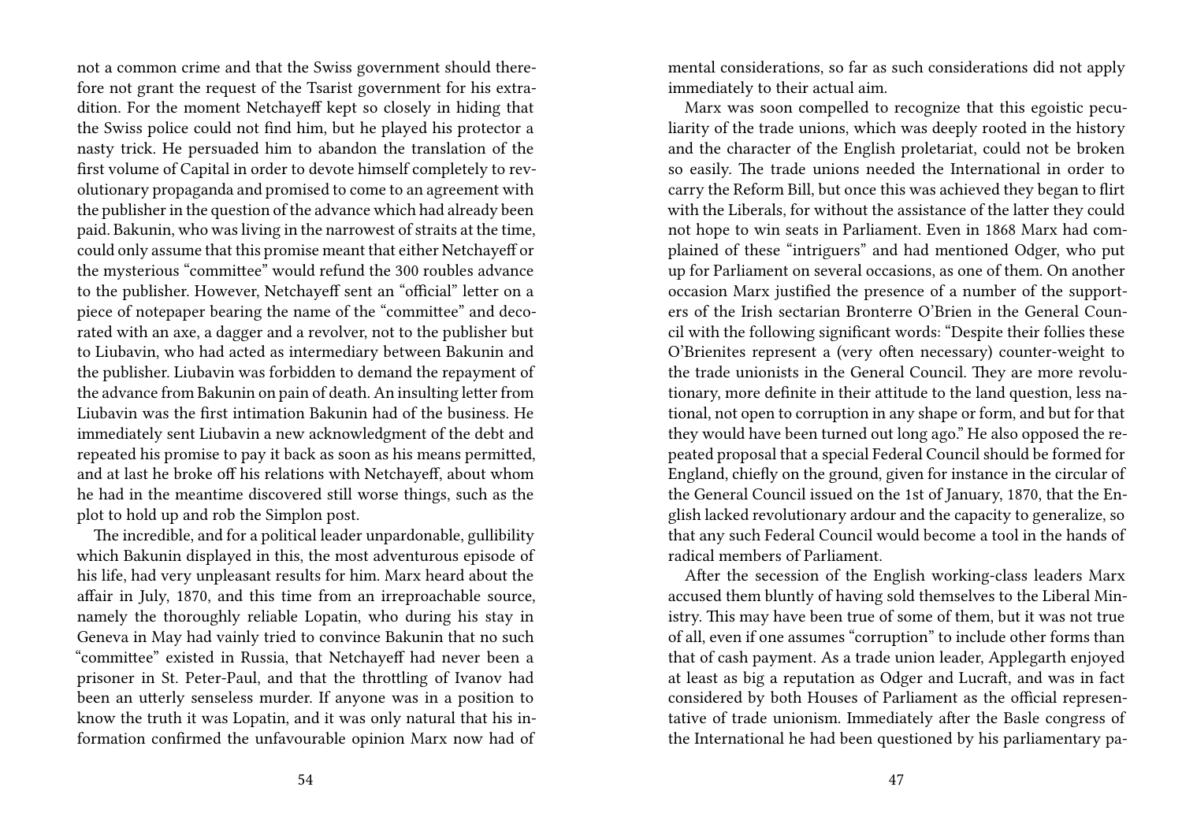not a common crime and that the Swiss government should therefore not grant the request of the Tsarist government for his extradition. For the moment Netchayeff kept so closely in hiding that the Swiss police could not find him, but he played his protector a nasty trick. He persuaded him to abandon the translation of the first volume of Capital in order to devote himself completely to revolutionary propaganda and promised to come to an agreement with the publisher in the question of the advance which had already been paid. Bakunin, who was living in the narrowest of straits at the time, could only assume that this promise meant that either Netchayeff or the mysterious "committee" would refund the 300 roubles advance to the publisher. However, Netchayeff sent an "official" letter on a piece of notepaper bearing the name of the "committee" and decorated with an axe, a dagger and a revolver, not to the publisher but to Liubavin, who had acted as intermediary between Bakunin and the publisher. Liubavin was forbidden to demand the repayment of the advance from Bakunin on pain of death. An insulting letter from Liubavin was the first intimation Bakunin had of the business. He immediately sent Liubavin a new acknowledgment of the debt and repeated his promise to pay it back as soon as his means permitted, and at last he broke off his relations with Netchayeff, about whom he had in the meantime discovered still worse things, such as the plot to hold up and rob the Simplon post.

The incredible, and for a political leader unpardonable, gullibility which Bakunin displayed in this, the most adventurous episode of his life, had very unpleasant results for him. Marx heard about the affair in July, 1870, and this time from an irreproachable source, namely the thoroughly reliable Lopatin, who during his stay in Geneva in May had vainly tried to convince Bakunin that no such "committee" existed in Russia, that Netchayeff had never been a prisoner in St. Peter-Paul, and that the throttling of Ivanov had been an utterly senseless murder. If anyone was in a position to know the truth it was Lopatin, and it was only natural that his information confirmed the unfavourable opinion Marx now had of

mental considerations, so far as such considerations did not apply immediately to their actual aim.

Marx was soon compelled to recognize that this egoistic peculiarity of the trade unions, which was deeply rooted in the history and the character of the English proletariat, could not be broken so easily. The trade unions needed the International in order to carry the Reform Bill, but once this was achieved they began to flirt with the Liberals, for without the assistance of the latter they could not hope to win seats in Parliament. Even in 1868 Marx had complained of these "intriguers" and had mentioned Odger, who put up for Parliament on several occasions, as one of them. On another occasion Marx justified the presence of a number of the supporters of the Irish sectarian Bronterre O'Brien in the General Council with the following significant words: "Despite their follies these O'Brienites represent a (very often necessary) counter-weight to the trade unionists in the General Council. They are more revolutionary, more definite in their attitude to the land question, less national, not open to corruption in any shape or form, and but for that they would have been turned out long ago." He also opposed the repeated proposal that a special Federal Council should be formed for England, chiefly on the ground, given for instance in the circular of the General Council issued on the 1st of January, 1870, that the English lacked revolutionary ardour and the capacity to generalize, so that any such Federal Council would become a tool in the hands of radical members of Parliament.

After the secession of the English working-class leaders Marx accused them bluntly of having sold themselves to the Liberal Ministry. This may have been true of some of them, but it was not true of all, even if one assumes "corruption" to include other forms than that of cash payment. As a trade union leader, Applegarth enjoyed at least as big a reputation as Odger and Lucraft, and was in fact considered by both Houses of Parliament as the official representative of trade unionism. Immediately after the Basle congress of the International he had been questioned by his parliamentary pa-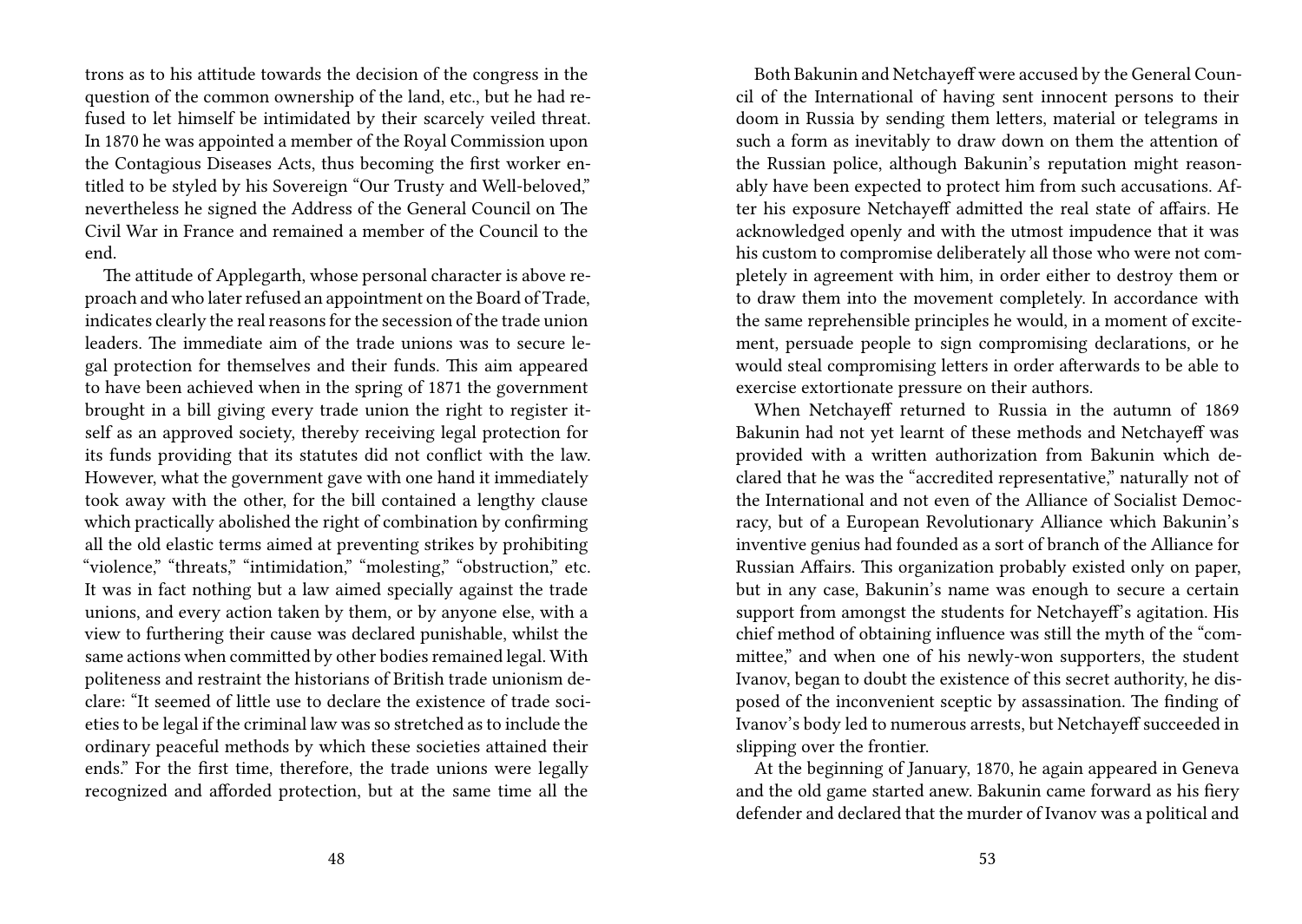trons as to his attitude towards the decision of the congress in the question of the common ownership of the land, etc., but he had refused to let himself be intimidated by their scarcely veiled threat. In 1870 he was appointed a member of the Royal Commission upon the Contagious Diseases Acts, thus becoming the first worker entitled to be styled by his Sovereign "Our Trusty and Well-beloved," nevertheless he signed the Address of the General Council on The Civil War in France and remained a member of the Council to the end.

The attitude of Applegarth, whose personal character is above reproach and who later refused an appointment on the Board of Trade, indicates clearly the real reasons for the secession of the trade union leaders. The immediate aim of the trade unions was to secure legal protection for themselves and their funds. This aim appeared to have been achieved when in the spring of 1871 the government brought in a bill giving every trade union the right to register itself as an approved society, thereby receiving legal protection for its funds providing that its statutes did not conflict with the law. However, what the government gave with one hand it immediately took away with the other, for the bill contained a lengthy clause which practically abolished the right of combination by confirming all the old elastic terms aimed at preventing strikes by prohibiting "violence," "threats," "intimidation," "molesting," "obstruction," etc. It was in fact nothing but a law aimed specially against the trade unions, and every action taken by them, or by anyone else, with a view to furthering their cause was declared punishable, whilst the same actions when committed by other bodies remained legal. With politeness and restraint the historians of British trade unionism declare: "It seemed of little use to declare the existence of trade societies to be legal if the criminal law was so stretched as to include the ordinary peaceful methods by which these societies attained their ends." For the first time, therefore, the trade unions were legally recognized and afforded protection, but at the same time all the

Both Bakunin and Netchayeff were accused by the General Council of the International of having sent innocent persons to their doom in Russia by sending them letters, material or telegrams in such a form as inevitably to draw down on them the attention of the Russian police, although Bakunin's reputation might reasonably have been expected to protect him from such accusations. After his exposure Netchayeff admitted the real state of affairs. He acknowledged openly and with the utmost impudence that it was his custom to compromise deliberately all those who were not completely in agreement with him, in order either to destroy them or to draw them into the movement completely. In accordance with the same reprehensible principles he would, in a moment of excitement, persuade people to sign compromising declarations, or he would steal compromising letters in order afterwards to be able to exercise extortionate pressure on their authors.

When Netchayeff returned to Russia in the autumn of 1869 Bakunin had not yet learnt of these methods and Netchayeff was provided with a written authorization from Bakunin which declared that he was the "accredited representative," naturally not of the International and not even of the Alliance of Socialist Democracy, but of a European Revolutionary Alliance which Bakunin's inventive genius had founded as a sort of branch of the Alliance for Russian Affairs. This organization probably existed only on paper, but in any case, Bakunin's name was enough to secure a certain support from amongst the students for Netchayeff's agitation. His chief method of obtaining influence was still the myth of the "committee," and when one of his newly-won supporters, the student Ivanov, began to doubt the existence of this secret authority, he disposed of the inconvenient sceptic by assassination. The finding of Ivanov's body led to numerous arrests, but Netchayeff succeeded in slipping over the frontier.

At the beginning of January, 1870, he again appeared in Geneva and the old game started anew. Bakunin came forward as his fiery defender and declared that the murder of Ivanov was a political and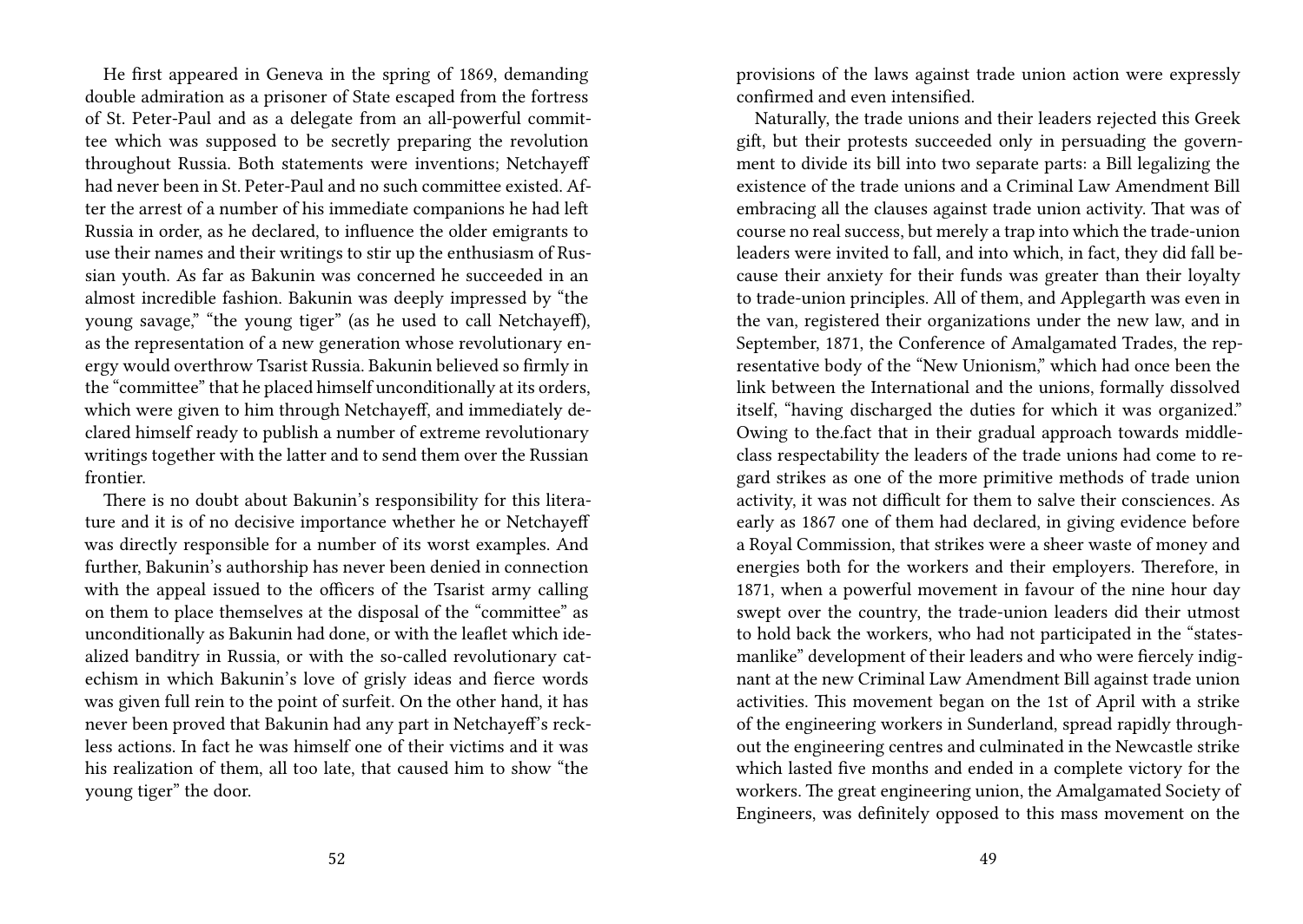He first appeared in Geneva in the spring of 1869, demanding double admiration as a prisoner of State escaped from the fortress of St. Peter-Paul and as a delegate from an all-powerful committee which was supposed to be secretly preparing the revolution throughout Russia. Both statements were inventions; Netchayeff had never been in St. Peter-Paul and no such committee existed. After the arrest of a number of his immediate companions he had left Russia in order, as he declared, to influence the older emigrants to use their names and their writings to stir up the enthusiasm of Russian youth. As far as Bakunin was concerned he succeeded in an almost incredible fashion. Bakunin was deeply impressed by "the young savage," "the young tiger" (as he used to call Netchayeff), as the representation of a new generation whose revolutionary energy would overthrow Tsarist Russia. Bakunin believed so firmly in the "committee" that he placed himself unconditionally at its orders, which were given to him through Netchayeff, and immediately declared himself ready to publish a number of extreme revolutionary writings together with the latter and to send them over the Russian frontier.

There is no doubt about Bakunin's responsibility for this literature and it is of no decisive importance whether he or Netchayeff was directly responsible for a number of its worst examples. And further, Bakunin's authorship has never been denied in connection with the appeal issued to the officers of the Tsarist army calling on them to place themselves at the disposal of the "committee" as unconditionally as Bakunin had done, or with the leaflet which idealized banditry in Russia, or with the so-called revolutionary catechism in which Bakunin's love of grisly ideas and fierce words was given full rein to the point of surfeit. On the other hand, it has never been proved that Bakunin had any part in Netchayeff's reckless actions. In fact he was himself one of their victims and it was his realization of them, all too late, that caused him to show "the young tiger" the door.

provisions of the laws against trade union action were expressly confirmed and even intensified.

Naturally, the trade unions and their leaders rejected this Greek gift, but their protests succeeded only in persuading the government to divide its bill into two separate parts: a Bill legalizing the existence of the trade unions and a Criminal Law Amendment Bill embracing all the clauses against trade union activity. That was of course no real success, but merely a trap into which the trade-union leaders were invited to fall, and into which, in fact, they did fall because their anxiety for their funds was greater than their loyalty to trade-union principles. All of them, and Applegarth was even in the van, registered their organizations under the new law, and in September, 1871, the Conference of Amalgamated Trades, the representative body of the "New Unionism," which had once been the link between the International and the unions, formally dissolved itself, "having discharged the duties for which it was organized." Owing to the.fact that in their gradual approach towards middle-class respectability the leaders of the trade unions had come to regard strikes as one of the more primitive methods of trade union activity, it was not difficult for them to salve their consciences. As early as 1867 one of them had declared, in giving evidence before a Royal Commission, that strikes were a sheer waste of money and energies both for the workers and their employers. Therefore, in 1871, when a powerful movement in favour of the nine hour day swept over the country, the trade-union leaders did their utmost to hold back the workers, who had not participated in the "statesmanlike" development of their leaders and who were fiercely indignant at the new Criminal Law Amendment Bill against trade union activities. This movement began on the 1st of April with a strike of the engineering workers in Sunderland, spread rapidly throughout the engineering centres and culminated in the Newcastle strike which lasted five months and ended in a complete victory for the workers. The great engineering union, the Amalgamated Society of Engineers, was definitely opposed to this mass movement on the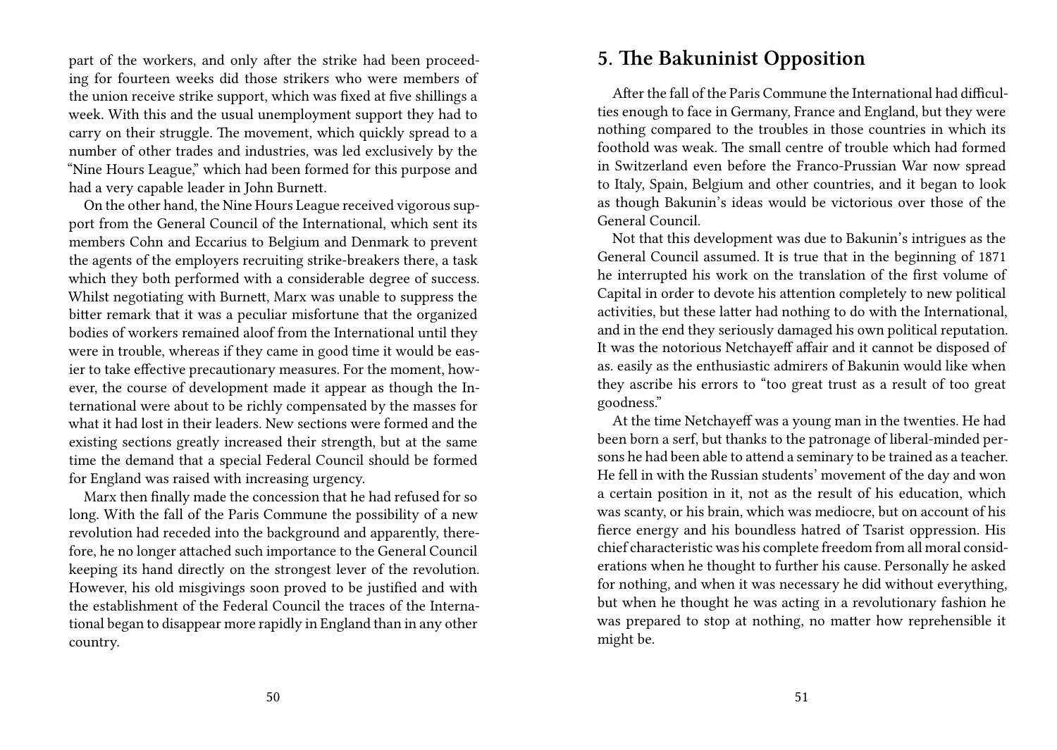part of the workers, and only after the strike had been proceeding for fourteen weeks did those strikers who were members of the union receive strike support, which was fixed at five shillings a week. With this and the usual unemployment support they had to carry on their struggle. The movement, which quickly spread to a number of other trades and industries, was led exclusively by the "Nine Hours League," which had been formed for this purpose and had a very capable leader in John Burnett.

On the other hand, the Nine Hours League received vigorous support from the General Council of the International, which sent its members Cohn and Eccarius to Belgium and Denmark to prevent the agents of the employers recruiting strike-breakers there, a task which they both performed with a considerable degree of success. Whilst negotiating with Burnett, Marx was unable to suppress the bitter remark that it was a peculiar misfortune that the organized bodies of workers remained aloof from the International until they were in trouble, whereas if they came in good time it would be easier to take effective precautionary measures. For the moment, however, the course of development made it appear as though the International were about to be richly compensated by the masses for what it had lost in their leaders. New sections were formed and the existing sections greatly increased their strength, but at the same time the demand that a special Federal Council should be formed for England was raised with increasing urgency.

Marx then finally made the concession that he had refused for so long. With the fall of the Paris Commune the possibility of a new revolution had receded into the background and apparently, therefore, he no longer attached such importance to the General Council keeping its hand directly on the strongest lever of the revolution. However, his old misgivings soon proved to be justified and with the establishment of the Federal Council the traces of the International began to disappear more rapidly in England than in any other country.

## 5. The Bakuninist Opposition

After the fall of the Paris Commune the International had difficulties enough to face in Germany, France and England, but they were nothing compared to the troubles in those countries in which its foothold was weak. The small centre of trouble which had formed in Switzerland even before the Franco-Prussian War now spread to Italy, Spain, Belgium and other countries, and it began to look as though Bakunin's ideas would be victorious over those of the General Council.

Not that this development was due to Bakunin's intrigues as the General Council assumed. It is true that in the beginning of 1871 he interrupted his work on the translation of the first volume of Capital in order to devote his attention completely to new political activities, but these latter had nothing to do with the International, and in the end they seriously damaged his own political reputation. It was the notorious Netchayeff affair and it cannot be disposed of as. easily as the enthusiastic admirers of Bakunin would like when they ascribe his errors to "too great trust as a result of too great goodness."

At the time Netchayeff was a young man in the twenties. He had been born a serf, but thanks to the patronage of liberal-minded persons he had been able to attend a seminary to be trained as a teacher. He fell in with the Russian students' movement of the day and won a certain position in it, not as the result of his education, which was scanty, or his brain, which was mediocre, but on account of his fierce energy and his boundless hatred of Tsarist oppression. His chief characteristic was his complete freedom from all moral considerations when he thought to further his cause. Personally he asked for nothing, and when it was necessary he did without everything, but when he thought he was acting in a revolutionary fashion he was prepared to stop at nothing, no matter how reprehensible it might be.